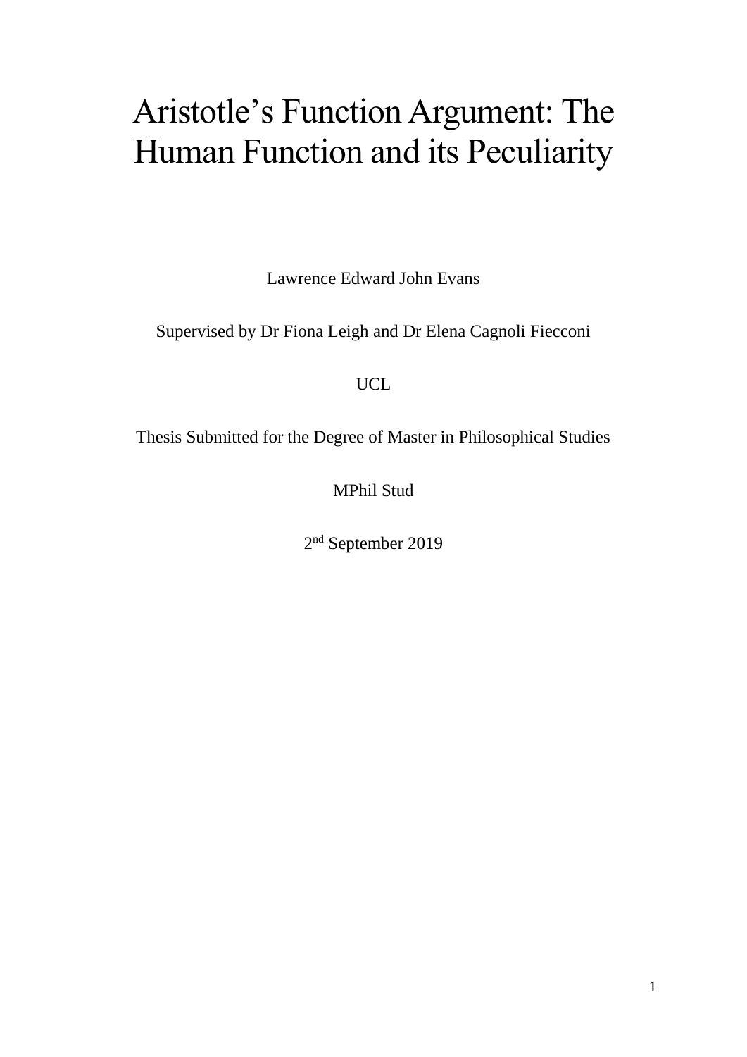# Aristotle's Function Argument: The Human Function and its Peculiarity

Lawrence Edward John Evans

Supervised by Dr Fiona Leigh and Dr Elena Cagnoli Fiecconi

UCL

Thesis Submitted for the Degree of Master in Philosophical Studies

MPhil Stud

2nd September 2019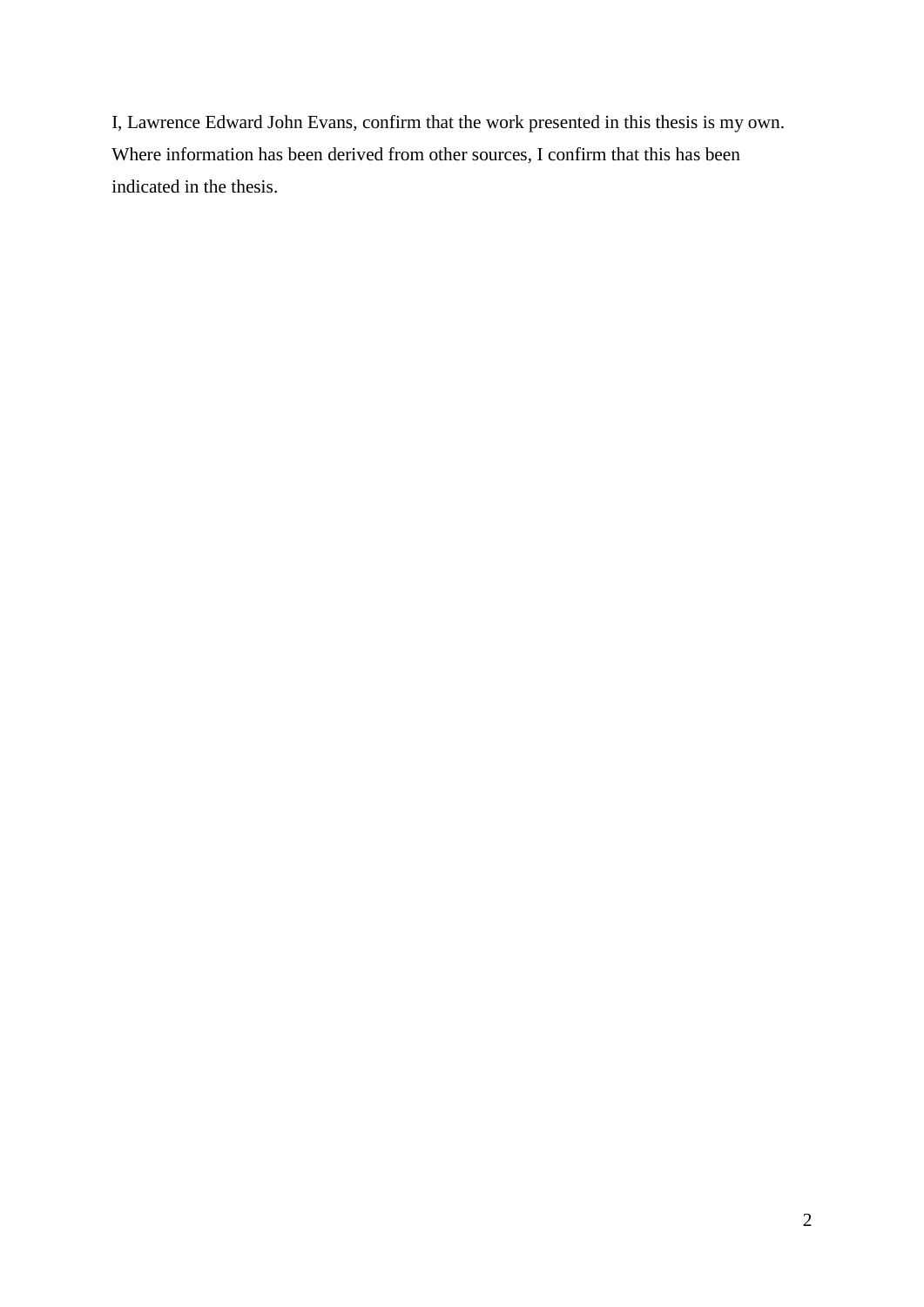I, Lawrence Edward John Evans, confirm that the work presented in this thesis is my own. Where information has been derived from other sources, I confirm that this has been indicated in the thesis.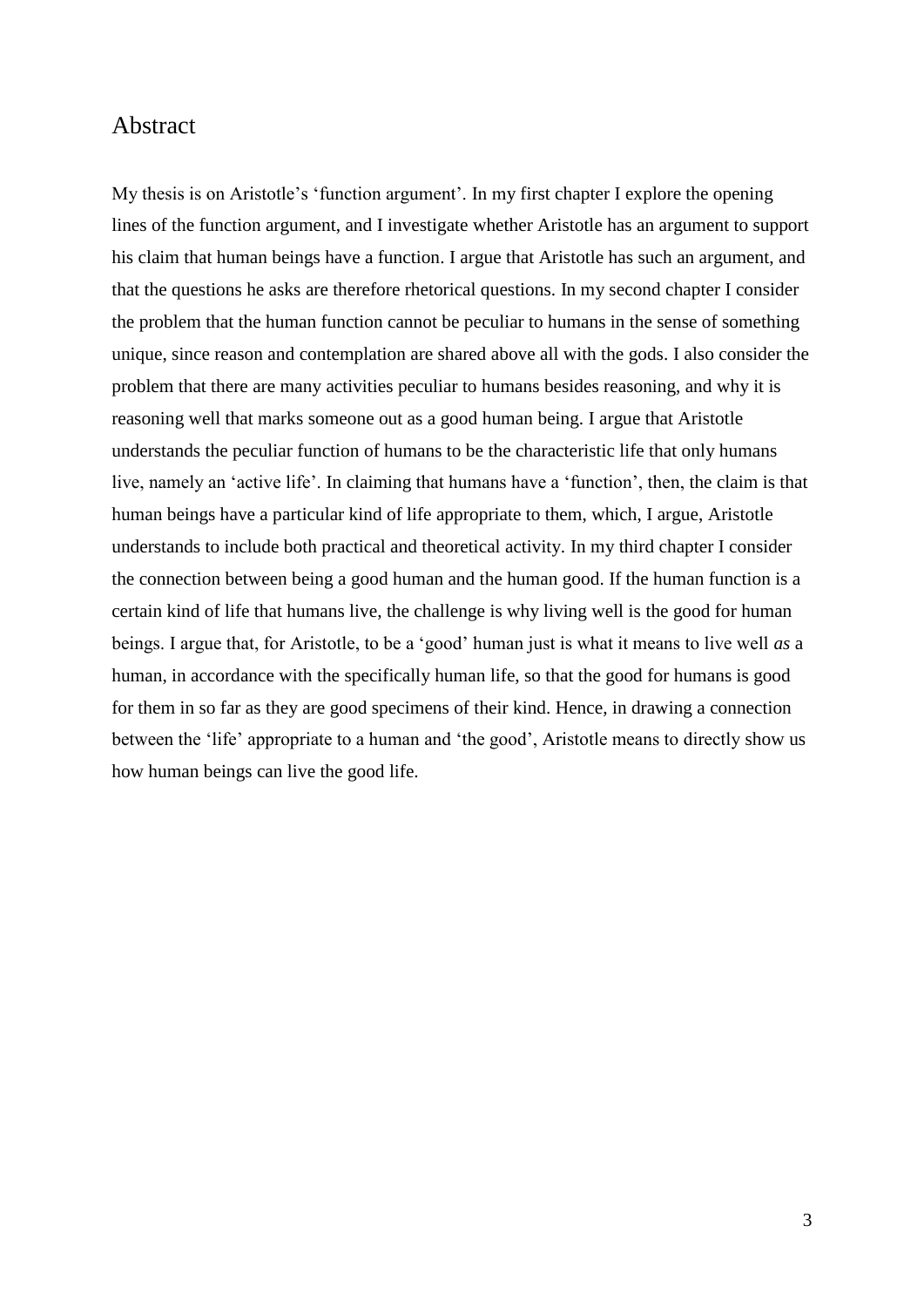# Abstract

My thesis is on Aristotle's 'function argument'. In my first chapter I explore the opening lines of the function argument, and I investigate whether Aristotle has an argument to support his claim that human beings have a function. I argue that Aristotle has such an argument, and that the questions he asks are therefore rhetorical questions. In my second chapter I consider the problem that the human function cannot be peculiar to humans in the sense of something unique, since reason and contemplation are shared above all with the gods. I also consider the problem that there are many activities peculiar to humans besides reasoning, and why it is reasoning well that marks someone out as a good human being. I argue that Aristotle understands the peculiar function of humans to be the characteristic life that only humans live, namely an 'active life'. In claiming that humans have a 'function', then, the claim is that human beings have a particular kind of life appropriate to them, which, I argue, Aristotle understands to include both practical and theoretical activity. In my third chapter I consider the connection between being a good human and the human good. If the human function is a certain kind of life that humans live, the challenge is why living well is the good for human beings. I argue that, for Aristotle, to be a 'good' human just is what it means to live well *as* a human, in accordance with the specifically human life, so that the good for humans is good for them in so far as they are good specimens of their kind. Hence, in drawing a connection between the 'life' appropriate to a human and 'the good', Aristotle means to directly show us how human beings can live the good life.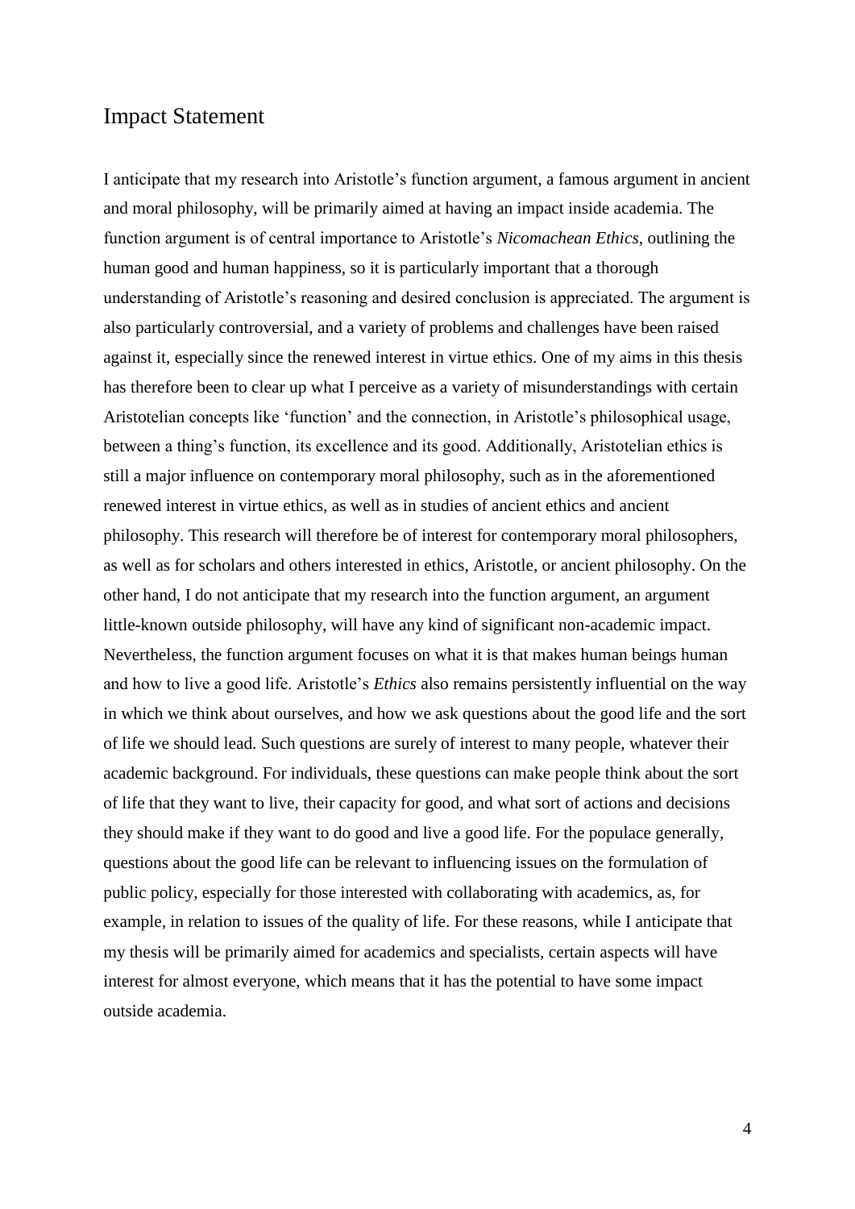## Impact Statement

I anticipate that my research into Aristotle's function argument, a famous argument in ancient and moral philosophy, will be primarily aimed at having an impact inside academia. The function argument is of central importance to Aristotle's *Nicomachean Ethics*, outlining the human good and human happiness, so it is particularly important that a thorough understanding of Aristotle's reasoning and desired conclusion is appreciated. The argument is also particularly controversial, and a variety of problems and challenges have been raised against it, especially since the renewed interest in virtue ethics. One of my aims in this thesis has therefore been to clear up what I perceive as a variety of misunderstandings with certain Aristotelian concepts like 'function' and the connection, in Aristotle's philosophical usage, between a thing's function, its excellence and its good. Additionally, Aristotelian ethics is still a major influence on contemporary moral philosophy, such as in the aforementioned renewed interest in virtue ethics, as well as in studies of ancient ethics and ancient philosophy. This research will therefore be of interest for contemporary moral philosophers, as well as for scholars and others interested in ethics, Aristotle, or ancient philosophy. On the other hand, I do not anticipate that my research into the function argument, an argument little-known outside philosophy, will have any kind of significant non-academic impact. Nevertheless, the function argument focuses on what it is that makes human beings human and how to live a good life. Aristotle's *Ethics* also remains persistently influential on the way in which we think about ourselves, and how we ask questions about the good life and the sort of life we should lead. Such questions are surely of interest to many people, whatever their academic background. For individuals, these questions can make people think about the sort of life that they want to live, their capacity for good, and what sort of actions and decisions they should make if they want to do good and live a good life. For the populace generally, questions about the good life can be relevant to influencing issues on the formulation of public policy, especially for those interested with collaborating with academics, as, for example, in relation to issues of the quality of life. For these reasons, while I anticipate that my thesis will be primarily aimed for academics and specialists, certain aspects will have interest for almost everyone, which means that it has the potential to have some impact outside academia.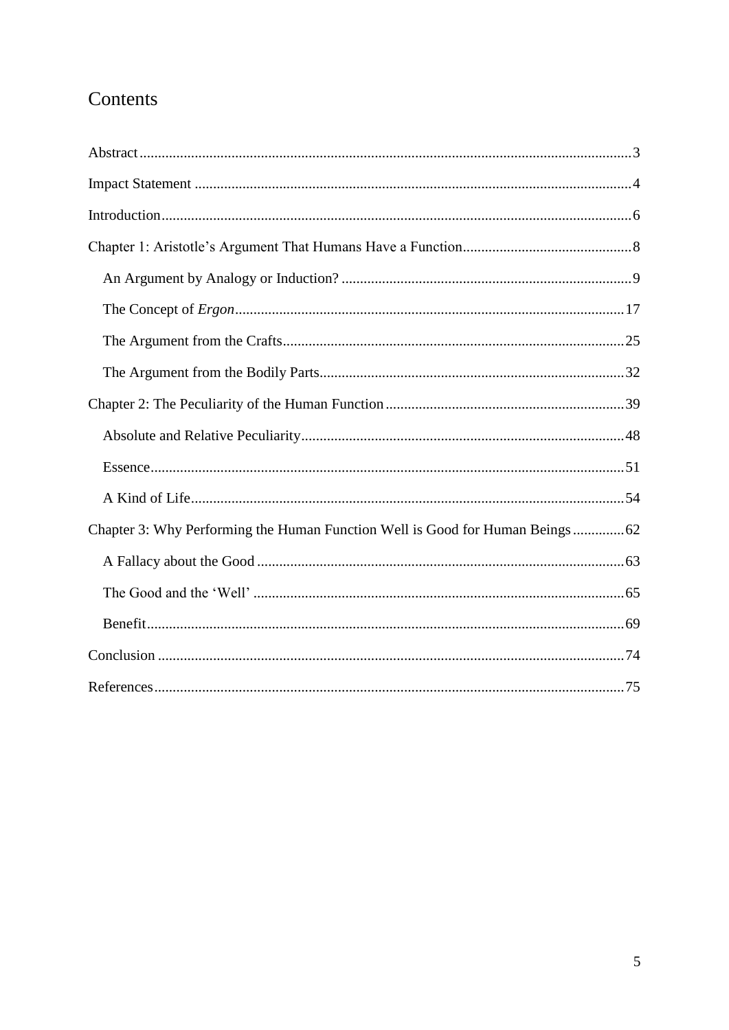# Contents

Abstract....3

Impact Statement....4

Introduction....6

Chapter 1: Aristotle's Argument That Humans Have a Function....8

- An Argument by Analogy or Induction?....9
- The Concept of *Ergon*....17
- The Argument from the Crafts....25
- The Argument from the Bodily Parts....32

Chapter 2: The Peculiarity of the Human Function....39

- Absolute and Relative Peculiarity....48
- Essence....51
- A Kind of Life....54

Chapter 3: Why Performing the Human Function Well is Good for Human Beings....62

- A Fallacy about the Good....63
- The Good and the 'Well'....65
- Benefit....69

Conclusion....74

References....75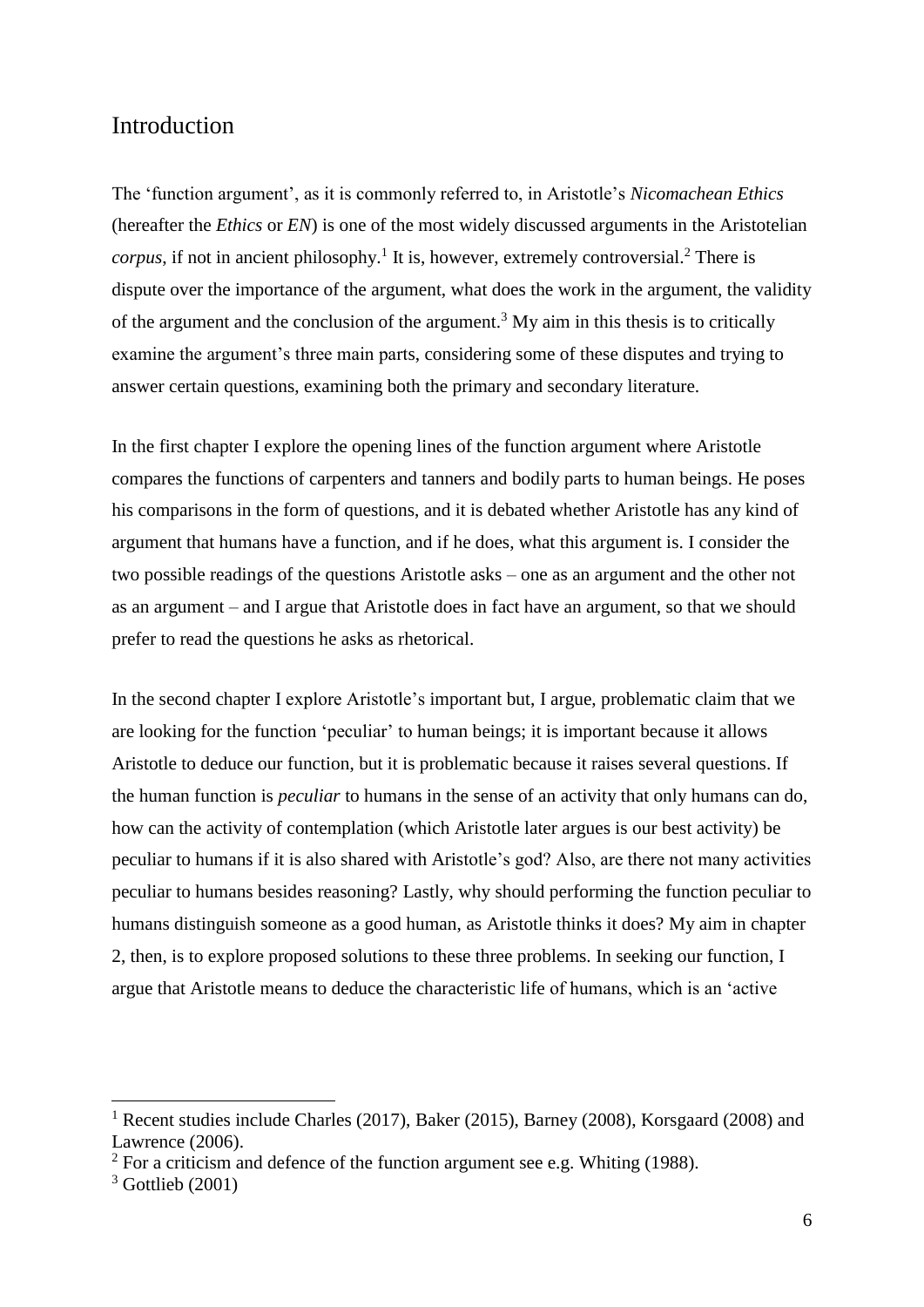# Introduction

The 'function argument', as it is commonly referred to, in Aristotle's *Nicomachean Ethics* (hereafter the *Ethics* or *EN*) is one of the most widely discussed arguments in the Aristotelian *corpus*, if not in ancient philosophy.[1] It is, however, extremely controversial.[2] There is dispute over the importance of the argument, what does the work in the argument, the validity of the argument and the conclusion of the argument.[3] My aim in this thesis is to critically examine the argument's three main parts, considering some of these disputes and trying to answer certain questions, examining both the primary and secondary literature.

In the first chapter I explore the opening lines of the function argument where Aristotle compares the functions of carpenters and tanners and bodily parts to human beings. He poses his comparisons in the form of questions, and it is debated whether Aristotle has any kind of argument that humans have a function, and if he does, what this argument is. I consider the two possible readings of the questions Aristotle asks – one as an argument and the other not as an argument – and I argue that Aristotle does in fact have an argument, so that we should prefer to read the questions he asks as rhetorical.

In the second chapter I explore Aristotle's important but, I argue, problematic claim that we are looking for the function 'peculiar' to human beings; it is important because it allows Aristotle to deduce our function, but it is problematic because it raises several questions. If the human function is *peculiar* to humans in the sense of an activity that only humans can do, how can the activity of contemplation (which Aristotle later argues is our best activity) be peculiar to humans if it is also shared with Aristotle's god? Also, are there not many activities peculiar to humans besides reasoning? Lastly, why should performing the function peculiar to humans distinguish someone as a good human, as Aristotle thinks it does? My aim in chapter 2, then, is to explore proposed solutions to these three problems. In seeking our function, I argue that Aristotle means to deduce the characteristic life of humans, which is an 'active

[1] Recent studies include Charles (2017), Baker (2015), Barney (2008), Korsgaard (2008) and Lawrence (2006).

[2] For a criticism and defence of the function argument see e.g. Whiting (1988).

[3] Gottlieb (2001)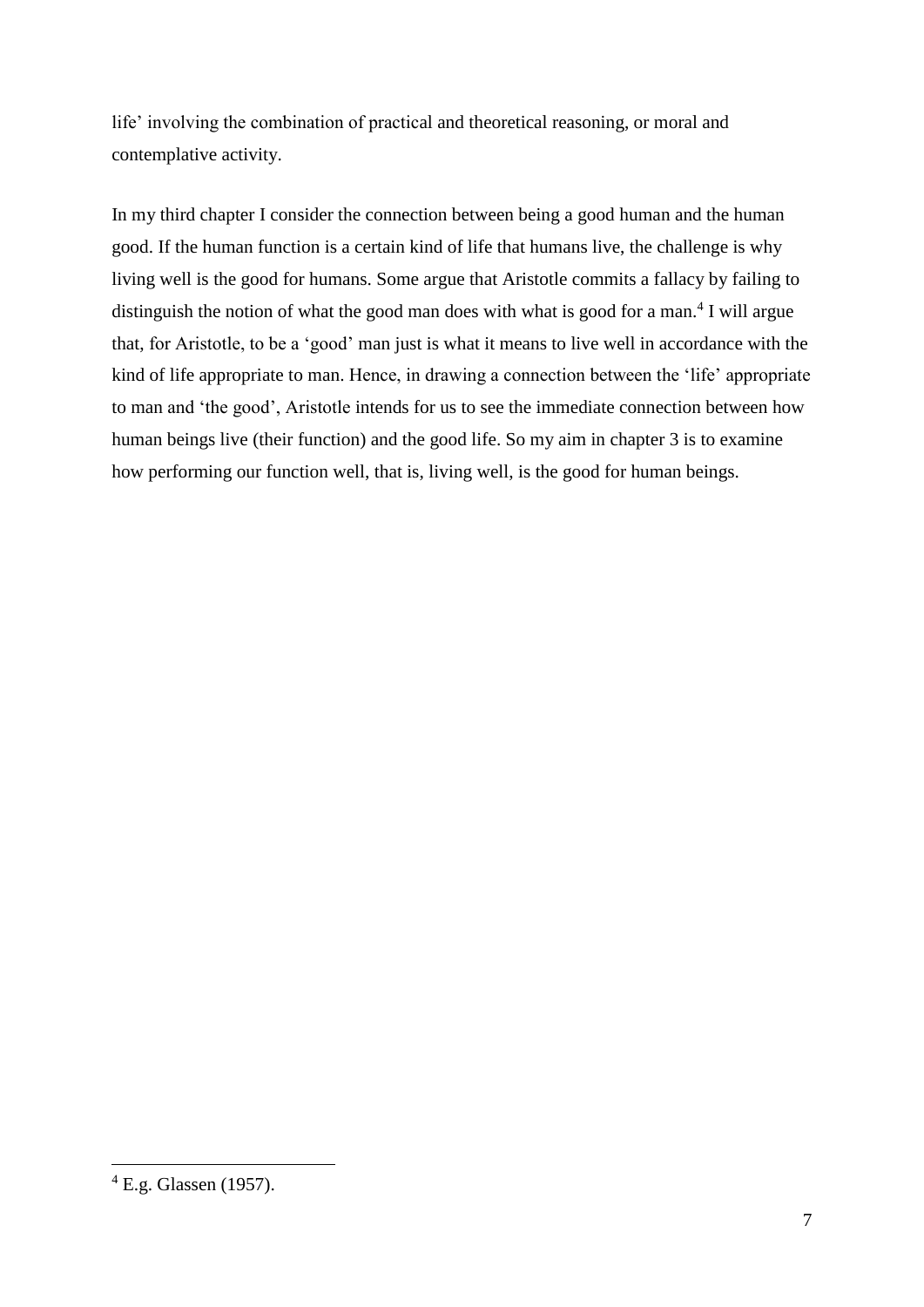life' involving the combination of practical and theoretical reasoning, or moral and contemplative activity.

In my third chapter I consider the connection between being a good human and the human good. If the human function is a certain kind of life that humans live, the challenge is why living well is the good for humans. Some argue that Aristotle commits a fallacy by failing to distinguish the notion of what the good man does with what is good for a man.[4] I will argue that, for Aristotle, to be a 'good' man just is what it means to live well in accordance with the kind of life appropriate to man. Hence, in drawing a connection between the 'life' appropriate to man and 'the good', Aristotle intends for us to see the immediate connection between how human beings live (their function) and the good life. So my aim in chapter 3 is to examine how performing our function well, that is, living well, is the good for human beings.

---

[4] E.g. Glassen (1957).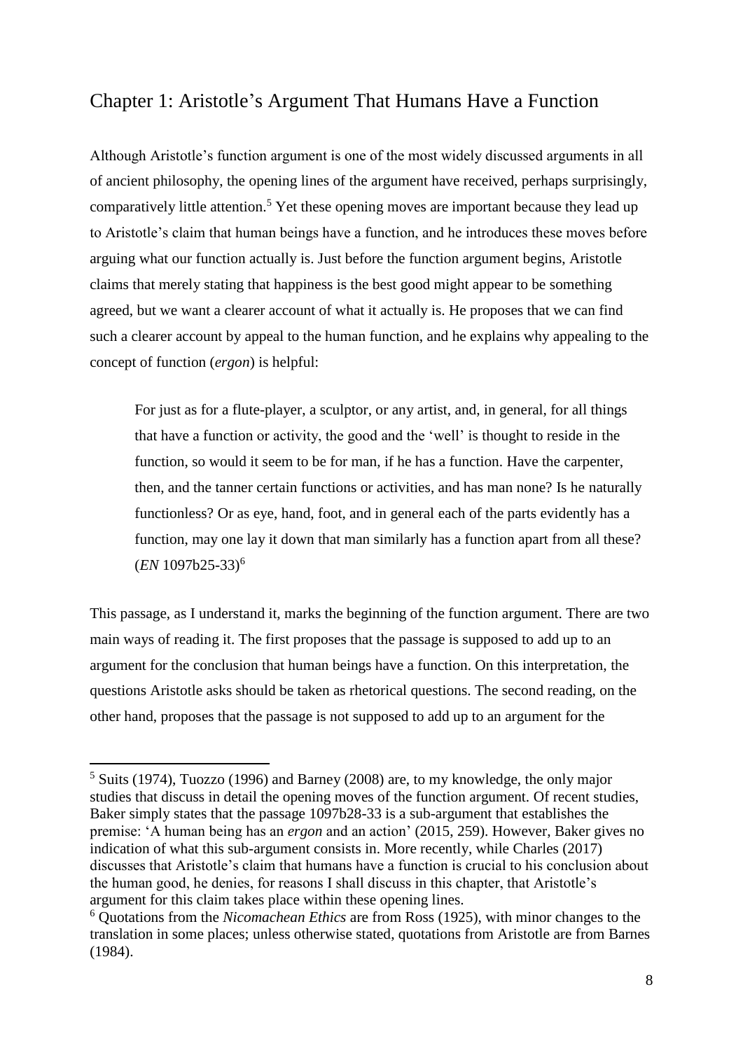## Chapter 1: Aristotle's Argument That Humans Have a Function

Although Aristotle's function argument is one of the most widely discussed arguments in all of ancient philosophy, the opening lines of the argument have received, perhaps surprisingly, comparatively little attention.[5] Yet these opening moves are important because they lead up to Aristotle's claim that human beings have a function, and he introduces these moves before arguing what our function actually is. Just before the function argument begins, Aristotle claims that merely stating that happiness is the best good might appear to be something agreed, but we want a clearer account of what it actually is. He proposes that we can find such a clearer account by appeal to the human function, and he explains why appealing to the concept of function (*ergon*) is helpful:

> For just as for a flute-player, a sculptor, or any artist, and, in general, for all things that have a function or activity, the good and the 'well' is thought to reside in the function, so would it seem to be for man, if he has a function. Have the carpenter, then, and the tanner certain functions or activities, and has man none? Is he naturally functionless? Or as eye, hand, foot, and in general each of the parts evidently has a function, may one lay it down that man similarly has a function apart from all these? (*EN* 1097b25-33)[6]

This passage, as I understand it, marks the beginning of the function argument. There are two main ways of reading it. The first proposes that the passage is supposed to add up to an argument for the conclusion that human beings have a function. On this interpretation, the questions Aristotle asks should be taken as rhetorical questions. The second reading, on the other hand, proposes that the passage is not supposed to add up to an argument for the

---

[5] Suits (1974), Tuozzo (1996) and Barney (2008) are, to my knowledge, the only major studies that discuss in detail the opening moves of the function argument. Of recent studies, Baker simply states that the passage 1097b28-33 is a sub-argument that establishes the premise: 'A human being has an *ergon* and an action' (2015, 259). However, Baker gives no indication of what this sub-argument consists in. More recently, while Charles (2017) discusses that Aristotle's claim that humans have a function is crucial to his conclusion about the human good, he denies, for reasons I shall discuss in this chapter, that Aristotle's argument for this claim takes place within these opening lines.

[6] Quotations from the *Nicomachean Ethics* are from Ross (1925), with minor changes to the translation in some places; unless otherwise stated, quotations from Aristotle are from Barnes (1984).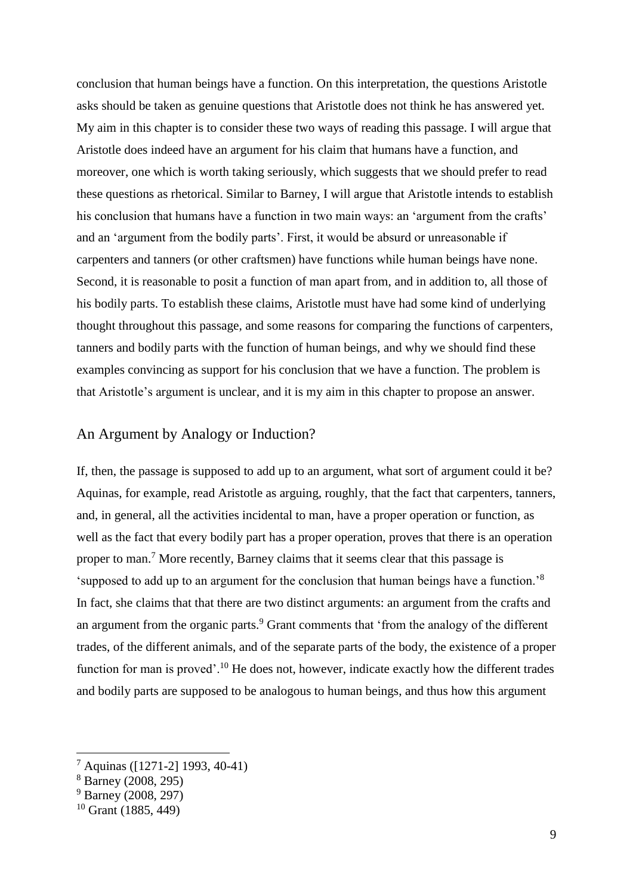conclusion that human beings have a function. On this interpretation, the questions Aristotle asks should be taken as genuine questions that Aristotle does not think he has answered yet. My aim in this chapter is to consider these two ways of reading this passage. I will argue that Aristotle does indeed have an argument for his claim that humans have a function, and moreover, one which is worth taking seriously, which suggests that we should prefer to read these questions as rhetorical. Similar to Barney, I will argue that Aristotle intends to establish his conclusion that humans have a function in two main ways: an 'argument from the crafts' and an 'argument from the bodily parts'. First, it would be absurd or unreasonable if carpenters and tanners (or other craftsmen) have functions while human beings have none. Second, it is reasonable to posit a function of man apart from, and in addition to, all those of his bodily parts. To establish these claims, Aristotle must have had some kind of underlying thought throughout this passage, and some reasons for comparing the functions of carpenters, tanners and bodily parts with the function of human beings, and why we should find these examples convincing as support for his conclusion that we have a function. The problem is that Aristotle's argument is unclear, and it is my aim in this chapter to propose an answer.

## An Argument by Analogy or Induction?

If, then, the passage is supposed to add up to an argument, what sort of argument could it be? Aquinas, for example, read Aristotle as arguing, roughly, that the fact that carpenters, tanners, and, in general, all the activities incidental to man, have a proper operation or function, as well as the fact that every bodily part has a proper operation, proves that there is an operation proper to man.[7] More recently, Barney claims that it seems clear that this passage is 'supposed to add up to an argument for the conclusion that human beings have a function.'[8] In fact, she claims that that there are two distinct arguments: an argument from the crafts and an argument from the organic parts.[9] Grant comments that 'from the analogy of the different trades, of the different animals, and of the separate parts of the body, the existence of a proper function for man is proved'.[10] He does not, however, indicate exactly how the different trades and bodily parts are supposed to be analogous to human beings, and thus how this argument

---

[7] Aquinas ([1271-2] 1993, 40-41)

[8] Barney (2008, 295)

[9] Barney (2008, 297)

[10] Grant (1885, 449)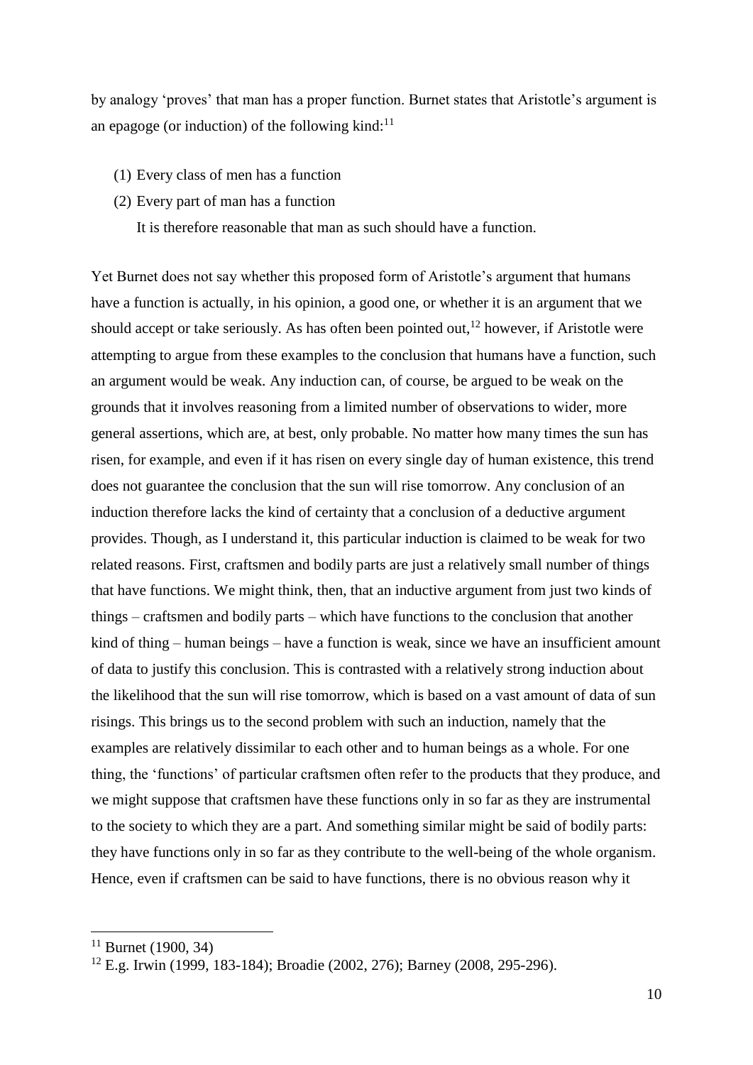by analogy 'proves' that man has a proper function. Burnet states that Aristotle's argument is an epagoge (or induction) of the following kind:[11]

(1) Every class of men has a function

(2) Every part of man has a function

It is therefore reasonable that man as such should have a function.

Yet Burnet does not say whether this proposed form of Aristotle's argument that humans have a function is actually, in his opinion, a good one, or whether it is an argument that we should accept or take seriously. As has often been pointed out,[12] however, if Aristotle were attempting to argue from these examples to the conclusion that humans have a function, such an argument would be weak. Any induction can, of course, be argued to be weak on the grounds that it involves reasoning from a limited number of observations to wider, more general assertions, which are, at best, only probable. No matter how many times the sun has risen, for example, and even if it has risen on every single day of human existence, this trend does not guarantee the conclusion that the sun will rise tomorrow. Any conclusion of an induction therefore lacks the kind of certainty that a conclusion of a deductive argument provides. Though, as I understand it, this particular induction is claimed to be weak for two related reasons. First, craftsmen and bodily parts are just a relatively small number of things that have functions. We might think, then, that an inductive argument from just two kinds of things – craftsmen and bodily parts – which have functions to the conclusion that another kind of thing – human beings – have a function is weak, since we have an insufficient amount of data to justify this conclusion. This is contrasted with a relatively strong induction about the likelihood that the sun will rise tomorrow, which is based on a vast amount of data of sun risings. This brings us to the second problem with such an induction, namely that the examples are relatively dissimilar to each other and to human beings as a whole. For one thing, the 'functions' of particular craftsmen often refer to the products that they produce, and we might suppose that craftsmen have these functions only in so far as they are instrumental to the society to which they are a part. And something similar might be said of bodily parts: they have functions only in so far as they contribute to the well-being of the whole organism. Hence, even if craftsmen can be said to have functions, there is no obvious reason why it

[11] Burnet (1900, 34)

[12] E.g. Irwin (1999, 183-184); Broadie (2002, 276); Barney (2008, 295-296).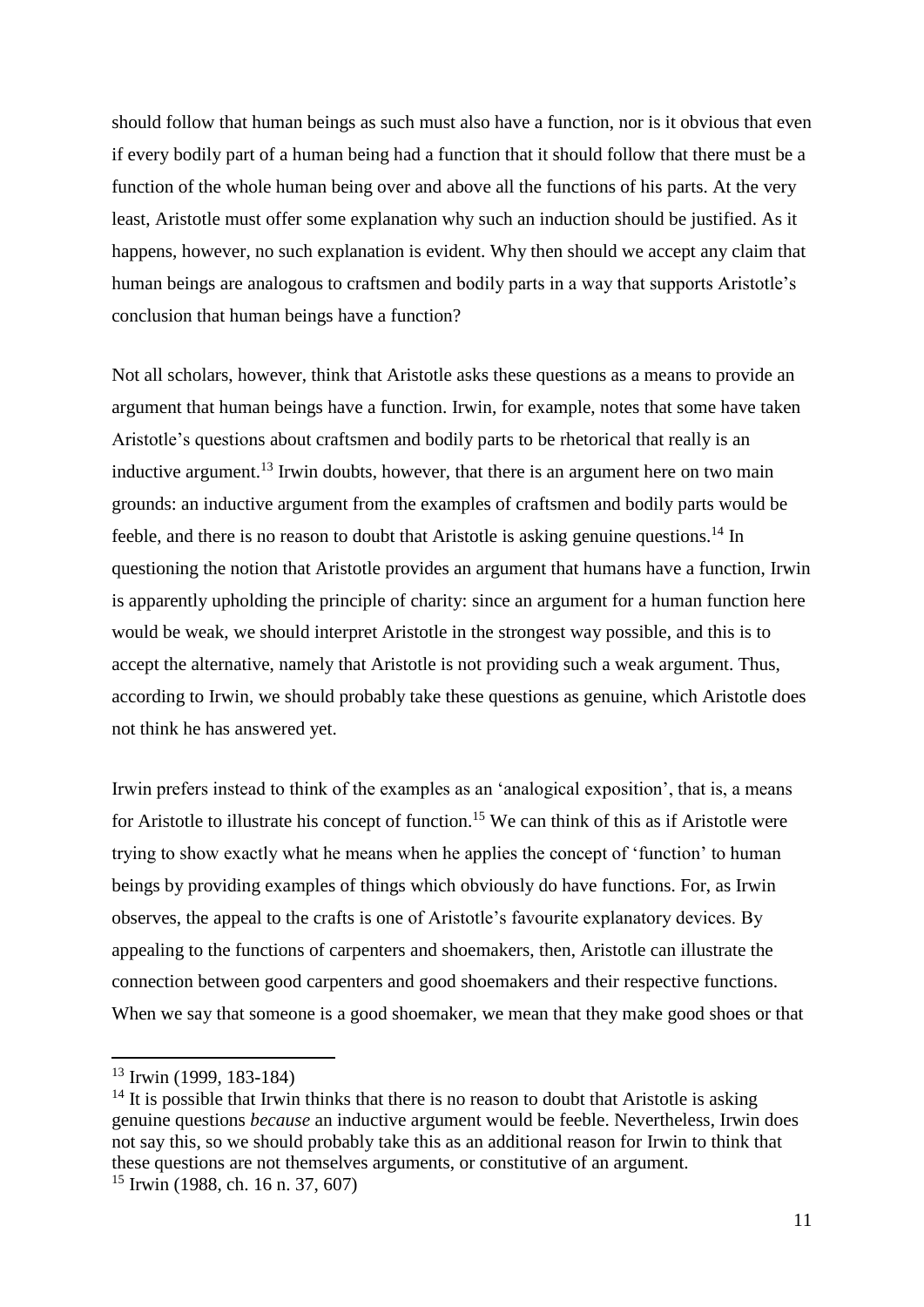should follow that human beings as such must also have a function, nor is it obvious that even if every bodily part of a human being had a function that it should follow that there must be a function of the whole human being over and above all the functions of his parts. At the very least, Aristotle must offer some explanation why such an induction should be justified. As it happens, however, no such explanation is evident. Why then should we accept any claim that human beings are analogous to craftsmen and bodily parts in a way that supports Aristotle's conclusion that human beings have a function?

Not all scholars, however, think that Aristotle asks these questions as a means to provide an argument that human beings have a function. Irwin, for example, notes that some have taken Aristotle's questions about craftsmen and bodily parts to be rhetorical that really is an inductive argument.[13] Irwin doubts, however, that there is an argument here on two main grounds: an inductive argument from the examples of craftsmen and bodily parts would be feeble, and there is no reason to doubt that Aristotle is asking genuine questions.[14] In questioning the notion that Aristotle provides an argument that humans have a function, Irwin is apparently upholding the principle of charity: since an argument for a human function here would be weak, we should interpret Aristotle in the strongest way possible, and this is to accept the alternative, namely that Aristotle is not providing such a weak argument. Thus, according to Irwin, we should probably take these questions as genuine, which Aristotle does not think he has answered yet.

Irwin prefers instead to think of the examples as an 'analogical exposition', that is, a means for Aristotle to illustrate his concept of function.[15] We can think of this as if Aristotle were trying to show exactly what he means when he applies the concept of 'function' to human beings by providing examples of things which obviously do have functions. For, as Irwin observes, the appeal to the crafts is one of Aristotle's favourite explanatory devices. By appealing to the functions of carpenters and shoemakers, then, Aristotle can illustrate the connection between good carpenters and good shoemakers and their respective functions. When we say that someone is a good shoemaker, we mean that they make good shoes or that

---

[13] Irwin (1999, 183-184)

[14] It is possible that Irwin thinks that there is no reason to doubt that Aristotle is asking genuine questions *because* an inductive argument would be feeble. Nevertheless, Irwin does not say this, so we should probably take this as an additional reason for Irwin to think that these questions are not themselves arguments, or constitutive of an argument.

[15] Irwin (1988, ch. 16 n. 37, 607)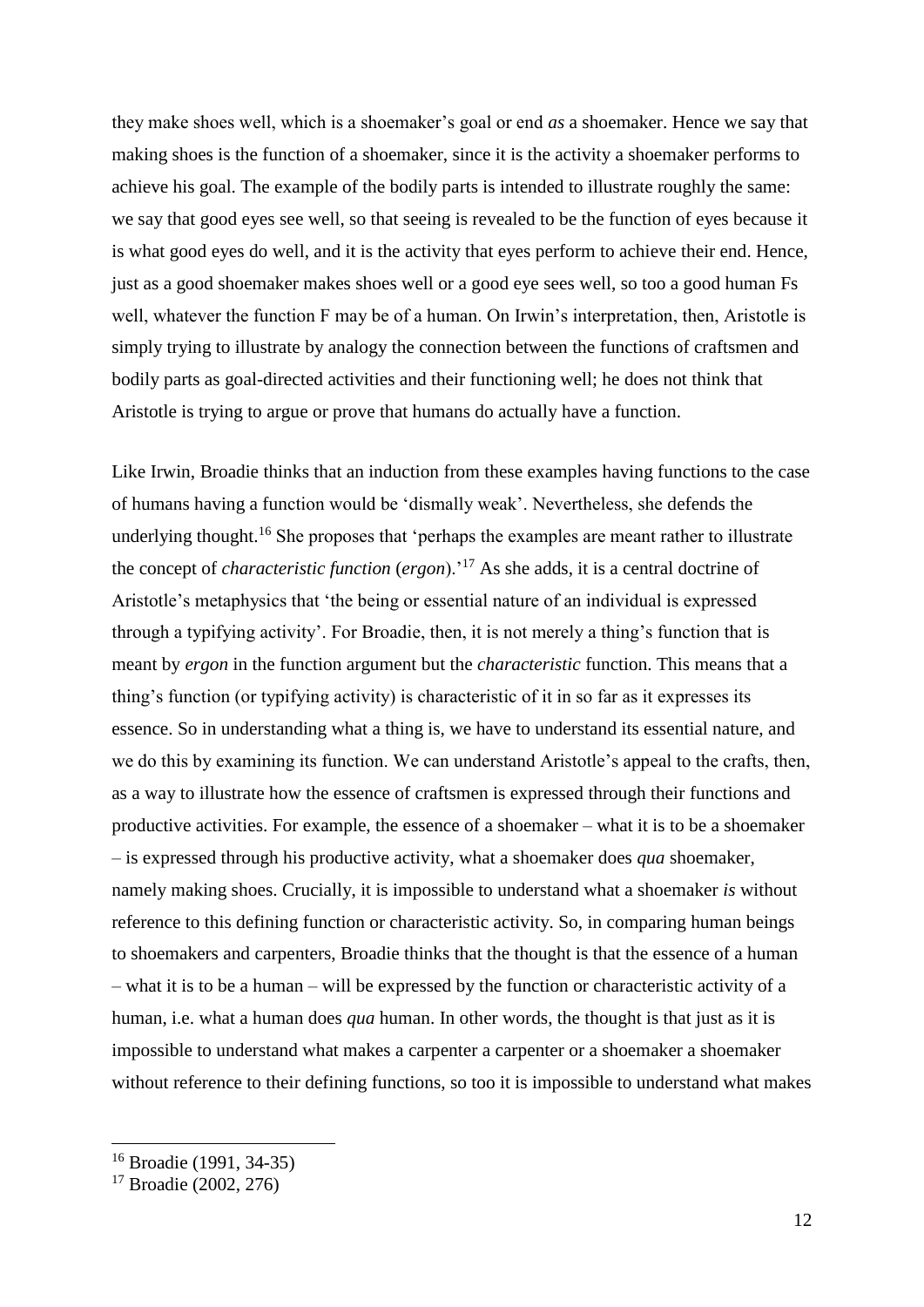they make shoes well, which is a shoemaker's goal or end *as* a shoemaker. Hence we say that making shoes is the function of a shoemaker, since it is the activity a shoemaker performs to achieve his goal. The example of the bodily parts is intended to illustrate roughly the same: we say that good eyes see well, so that seeing is revealed to be the function of eyes because it is what good eyes do well, and it is the activity that eyes perform to achieve their end. Hence, just as a good shoemaker makes shoes well or a good eye sees well, so too a good human Fs well, whatever the function F may be of a human. On Irwin's interpretation, then, Aristotle is simply trying to illustrate by analogy the connection between the functions of craftsmen and bodily parts as goal-directed activities and their functioning well; he does not think that Aristotle is trying to argue or prove that humans do actually have a function.

Like Irwin, Broadie thinks that an induction from these examples having functions to the case of humans having a function would be 'dismally weak'. Nevertheless, she defends the underlying thought.[16] She proposes that 'perhaps the examples are meant rather to illustrate the concept of *characteristic function* (*ergon*).'[17] As she adds, it is a central doctrine of Aristotle's metaphysics that 'the being or essential nature of an individual is expressed through a typifying activity'. For Broadie, then, it is not merely a thing's function that is meant by *ergon* in the function argument but the *characteristic* function. This means that a thing's function (or typifying activity) is characteristic of it in so far as it expresses its essence. So in understanding what a thing is, we have to understand its essential nature, and we do this by examining its function. We can understand Aristotle's appeal to the crafts, then, as a way to illustrate how the essence of craftsmen is expressed through their functions and productive activities. For example, the essence of a shoemaker – what it is to be a shoemaker – is expressed through his productive activity, what a shoemaker does *qua* shoemaker, namely making shoes. Crucially, it is impossible to understand what a shoemaker *is* without reference to this defining function or characteristic activity. So, in comparing human beings to shoemakers and carpenters, Broadie thinks that the thought is that the essence of a human – what it is to be a human – will be expressed by the function or characteristic activity of a human, i.e. what a human does *qua* human. In other words, the thought is that just as it is impossible to understand what makes a carpenter a carpenter or a shoemaker a shoemaker without reference to their defining functions, so too it is impossible to understand what makes

[16] Broadie (1991, 34-35)

[17] Broadie (2002, 276)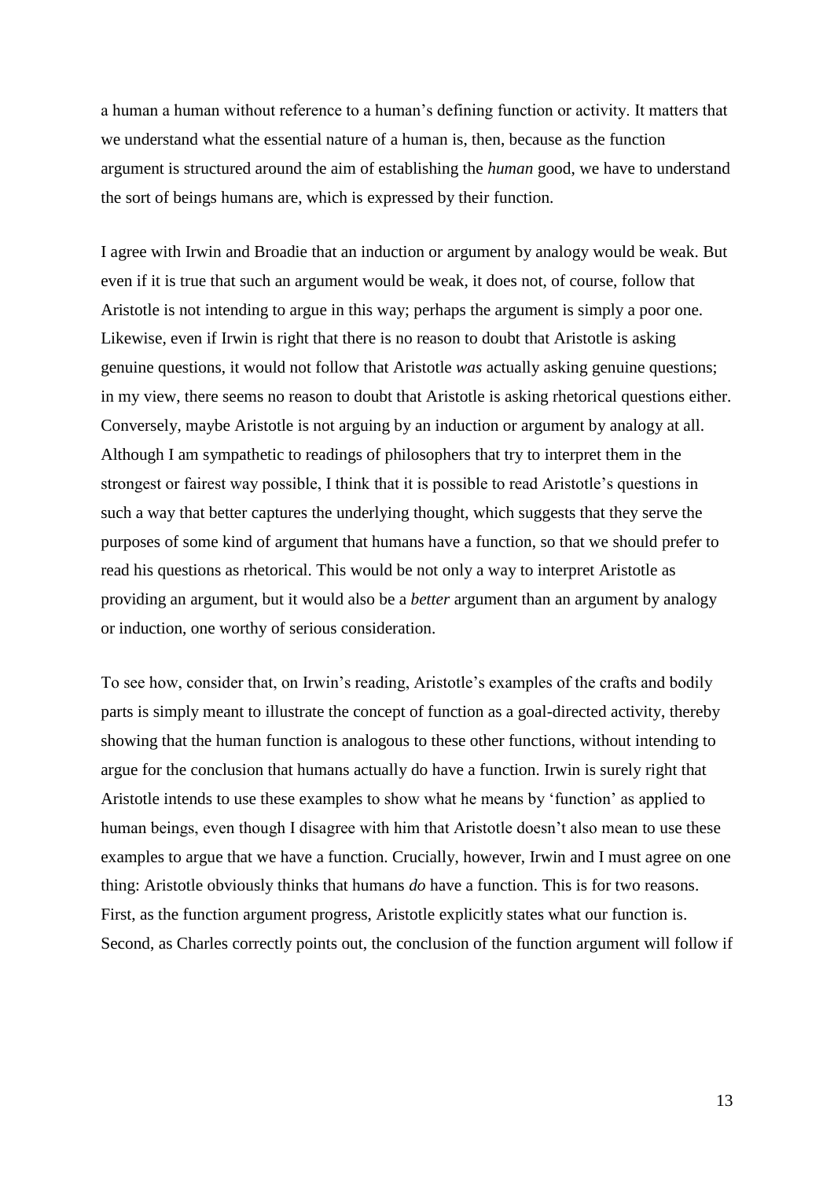a human a human without reference to a human's defining function or activity. It matters that we understand what the essential nature of a human is, then, because as the function argument is structured around the aim of establishing the *human* good, we have to understand the sort of beings humans are, which is expressed by their function.

I agree with Irwin and Broadie that an induction or argument by analogy would be weak. But even if it is true that such an argument would be weak, it does not, of course, follow that Aristotle is not intending to argue in this way; perhaps the argument is simply a poor one. Likewise, even if Irwin is right that there is no reason to doubt that Aristotle is asking genuine questions, it would not follow that Aristotle *was* actually asking genuine questions; in my view, there seems no reason to doubt that Aristotle is asking rhetorical questions either. Conversely, maybe Aristotle is not arguing by an induction or argument by analogy at all. Although I am sympathetic to readings of philosophers that try to interpret them in the strongest or fairest way possible, I think that it is possible to read Aristotle's questions in such a way that better captures the underlying thought, which suggests that they serve the purposes of some kind of argument that humans have a function, so that we should prefer to read his questions as rhetorical. This would be not only a way to interpret Aristotle as providing an argument, but it would also be a *better* argument than an argument by analogy or induction, one worthy of serious consideration.

To see how, consider that, on Irwin's reading, Aristotle's examples of the crafts and bodily parts is simply meant to illustrate the concept of function as a goal-directed activity, thereby showing that the human function is analogous to these other functions, without intending to argue for the conclusion that humans actually do have a function. Irwin is surely right that Aristotle intends to use these examples to show what he means by 'function' as applied to human beings, even though I disagree with him that Aristotle doesn't also mean to use these examples to argue that we have a function. Crucially, however, Irwin and I must agree on one thing: Aristotle obviously thinks that humans *do* have a function. This is for two reasons. First, as the function argument progress, Aristotle explicitly states what our function is. Second, as Charles correctly points out, the conclusion of the function argument will follow if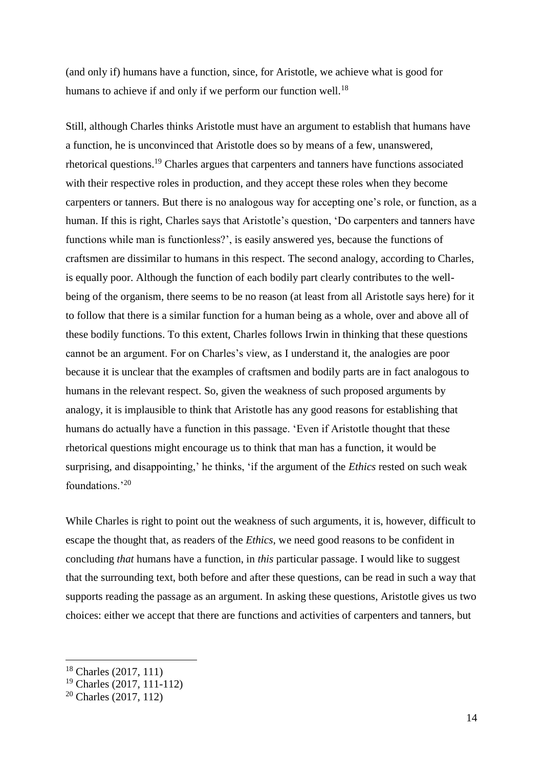(and only if) humans have a function, since, for Aristotle, we achieve what is good for humans to achieve if and only if we perform our function well.[18]

Still, although Charles thinks Aristotle must have an argument to establish that humans have a function, he is unconvinced that Aristotle does so by means of a few, unanswered, rhetorical questions.[19] Charles argues that carpenters and tanners have functions associated with their respective roles in production, and they accept these roles when they become carpenters or tanners. But there is no analogous way for accepting one's role, or function, as a human. If this is right, Charles says that Aristotle's question, 'Do carpenters and tanners have functions while man is functionless?', is easily answered yes, because the functions of craftsmen are dissimilar to humans in this respect. The second analogy, according to Charles, is equally poor. Although the function of each bodily part clearly contributes to the well-being of the organism, there seems to be no reason (at least from all Aristotle says here) for it to follow that there is a similar function for a human being as a whole, over and above all of these bodily functions. To this extent, Charles follows Irwin in thinking that these questions cannot be an argument. For on Charles's view, as I understand it, the analogies are poor because it is unclear that the examples of craftsmen and bodily parts are in fact analogous to humans in the relevant respect. So, given the weakness of such proposed arguments by analogy, it is implausible to think that Aristotle has any good reasons for establishing that humans do actually have a function in this passage. 'Even if Aristotle thought that these rhetorical questions might encourage us to think that man has a function, it would be surprising, and disappointing,' he thinks, 'if the argument of the *Ethics* rested on such weak foundations.'[20]

While Charles is right to point out the weakness of such arguments, it is, however, difficult to escape the thought that, as readers of the *Ethics*, we need good reasons to be confident in concluding *that* humans have a function, in *this* particular passage. I would like to suggest that the surrounding text, both before and after these questions, can be read in such a way that supports reading the passage as an argument. In asking these questions, Aristotle gives us two choices: either we accept that there are functions and activities of carpenters and tanners, but

---

[18] Charles (2017, 111)

[19] Charles (2017, 111-112)

[20] Charles (2017, 112)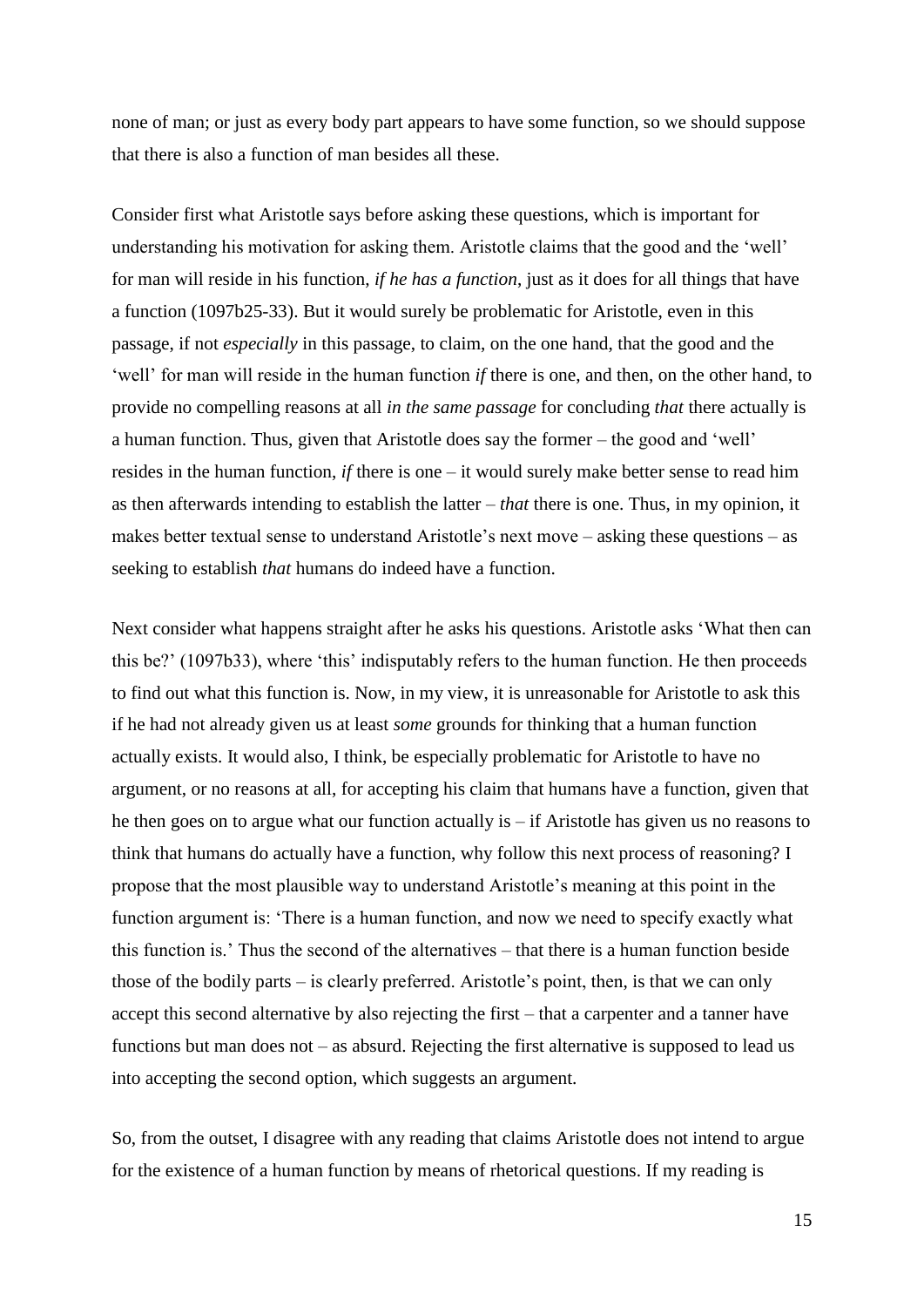none of man; or just as every body part appears to have some function, so we should suppose that there is also a function of man besides all these.

Consider first what Aristotle says before asking these questions, which is important for understanding his motivation for asking them. Aristotle claims that the good and the 'well' for man will reside in his function, *if he has a function*, just as it does for all things that have a function (1097b25-33). But it would surely be problematic for Aristotle, even in this passage, if not *especially* in this passage, to claim, on the one hand, that the good and the 'well' for man will reside in the human function *if* there is one, and then, on the other hand, to provide no compelling reasons at all *in the same passage* for concluding *that* there actually is a human function. Thus, given that Aristotle does say the former – the good and 'well' resides in the human function, *if* there is one – it would surely make better sense to read him as then afterwards intending to establish the latter – *that* there is one. Thus, in my opinion, it makes better textual sense to understand Aristotle's next move – asking these questions – as seeking to establish *that* humans do indeed have a function.

Next consider what happens straight after he asks his questions. Aristotle asks 'What then can this be?' (1097b33), where 'this' indisputably refers to the human function. He then proceeds to find out what this function is. Now, in my view, it is unreasonable for Aristotle to ask this if he had not already given us at least *some* grounds for thinking that a human function actually exists. It would also, I think, be especially problematic for Aristotle to have no argument, or no reasons at all, for accepting his claim that humans have a function, given that he then goes on to argue what our function actually is – if Aristotle has given us no reasons to think that humans do actually have a function, why follow this next process of reasoning? I propose that the most plausible way to understand Aristotle's meaning at this point in the function argument is: 'There is a human function, and now we need to specify exactly what this function is.' Thus the second of the alternatives – that there is a human function beside those of the bodily parts – is clearly preferred. Aristotle's point, then, is that we can only accept this second alternative by also rejecting the first – that a carpenter and a tanner have functions but man does not – as absurd. Rejecting the first alternative is supposed to lead us into accepting the second option, which suggests an argument.

So, from the outset, I disagree with any reading that claims Aristotle does not intend to argue for the existence of a human function by means of rhetorical questions. If my reading is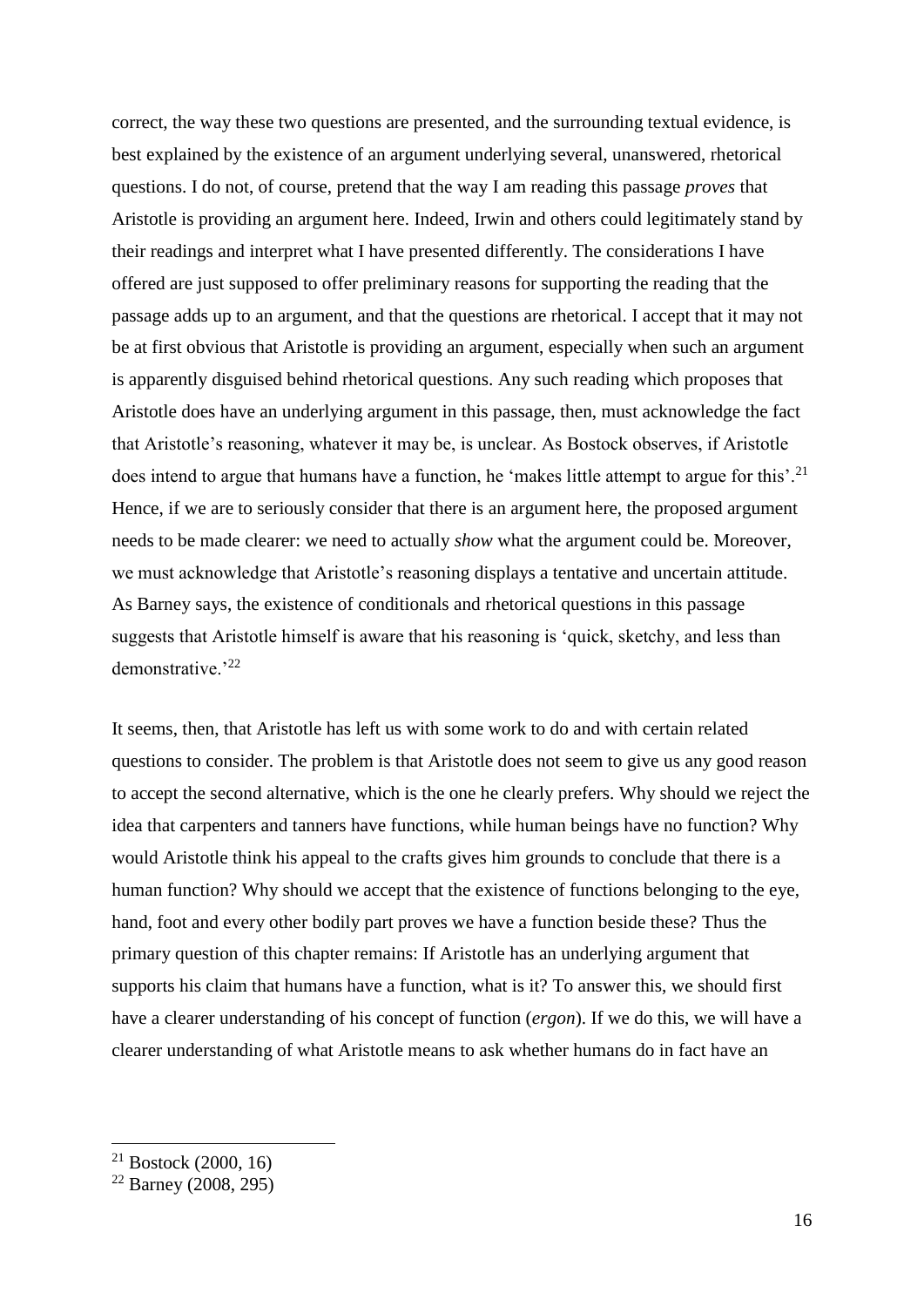correct, the way these two questions are presented, and the surrounding textual evidence, is best explained by the existence of an argument underlying several, unanswered, rhetorical questions. I do not, of course, pretend that the way I am reading this passage *proves* that Aristotle is providing an argument here. Indeed, Irwin and others could legitimately stand by their readings and interpret what I have presented differently. The considerations I have offered are just supposed to offer preliminary reasons for supporting the reading that the passage adds up to an argument, and that the questions are rhetorical. I accept that it may not be at first obvious that Aristotle is providing an argument, especially when such an argument is apparently disguised behind rhetorical questions. Any such reading which proposes that Aristotle does have an underlying argument in this passage, then, must acknowledge the fact that Aristotle's reasoning, whatever it may be, is unclear. As Bostock observes, if Aristotle does intend to argue that humans have a function, he 'makes little attempt to argue for this'.[21] Hence, if we are to seriously consider that there is an argument here, the proposed argument needs to be made clearer: we need to actually *show* what the argument could be. Moreover, we must acknowledge that Aristotle's reasoning displays a tentative and uncertain attitude. As Barney says, the existence of conditionals and rhetorical questions in this passage suggests that Aristotle himself is aware that his reasoning is 'quick, sketchy, and less than demonstrative.'[22]

It seems, then, that Aristotle has left us with some work to do and with certain related questions to consider. The problem is that Aristotle does not seem to give us any good reason to accept the second alternative, which is the one he clearly prefers. Why should we reject the idea that carpenters and tanners have functions, while human beings have no function? Why would Aristotle think his appeal to the crafts gives him grounds to conclude that there is a human function? Why should we accept that the existence of functions belonging to the eye, hand, foot and every other bodily part proves we have a function beside these? Thus the primary question of this chapter remains: If Aristotle has an underlying argument that supports his claim that humans have a function, what is it? To answer this, we should first have a clearer understanding of his concept of function (*ergon*). If we do this, we will have a clearer understanding of what Aristotle means to ask whether humans do in fact have an

---

[21] Bostock (2000, 16)

[22] Barney (2008, 295)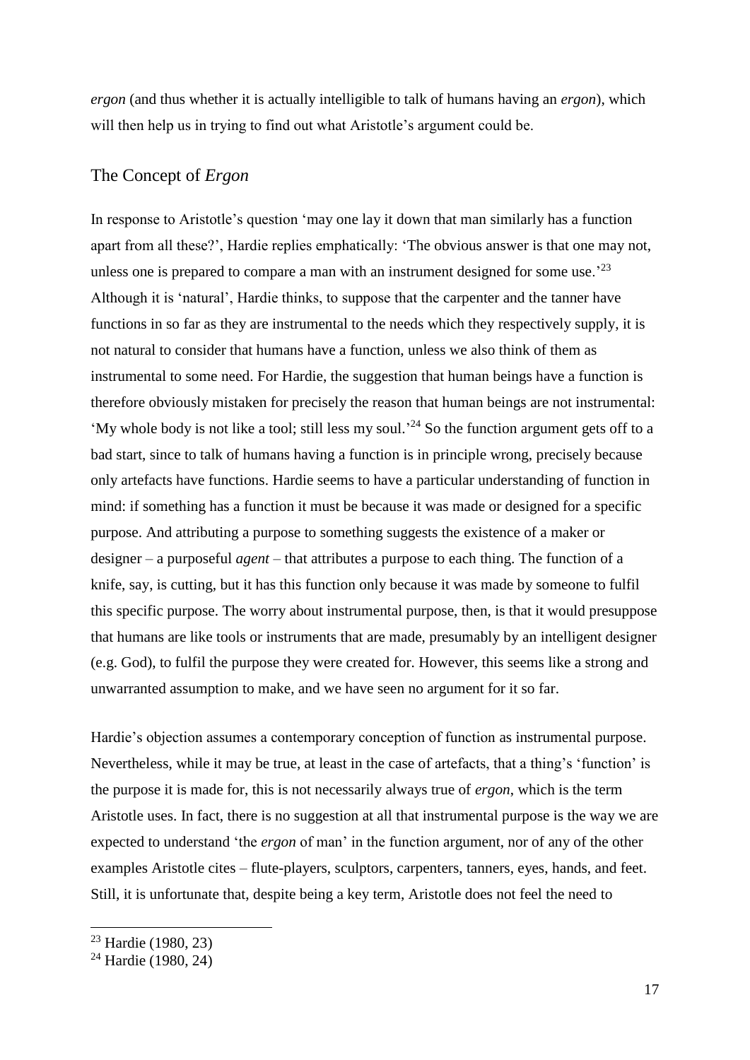*ergon* (and thus whether it is actually intelligible to talk of humans having an *ergon*), which will then help us in trying to find out what Aristotle's argument could be.

## The Concept of *Ergon*

In response to Aristotle's question 'may one lay it down that man similarly has a function apart from all these?', Hardie replies emphatically: 'The obvious answer is that one may not, unless one is prepared to compare a man with an instrument designed for some use.'[23] Although it is 'natural', Hardie thinks, to suppose that the carpenter and the tanner have functions in so far as they are instrumental to the needs which they respectively supply, it is not natural to consider that humans have a function, unless we also think of them as instrumental to some need. For Hardie, the suggestion that human beings have a function is therefore obviously mistaken for precisely the reason that human beings are not instrumental: 'My whole body is not like a tool; still less my soul.'[24] So the function argument gets off to a bad start, since to talk of humans having a function is in principle wrong, precisely because only artefacts have functions. Hardie seems to have a particular understanding of function in mind: if something has a function it must be because it was made or designed for a specific purpose. And attributing a purpose to something suggests the existence of a maker or designer – a purposeful *agent* – that attributes a purpose to each thing. The function of a knife, say, is cutting, but it has this function only because it was made by someone to fulfil this specific purpose. The worry about instrumental purpose, then, is that it would presuppose that humans are like tools or instruments that are made, presumably by an intelligent designer (e.g. God), to fulfil the purpose they were created for. However, this seems like a strong and unwarranted assumption to make, and we have seen no argument for it so far.

Hardie's objection assumes a contemporary conception of function as instrumental purpose. Nevertheless, while it may be true, at least in the case of artefacts, that a thing's 'function' is the purpose it is made for, this is not necessarily always true of *ergon*, which is the term Aristotle uses. In fact, there is no suggestion at all that instrumental purpose is the way we are expected to understand 'the *ergon* of man' in the function argument, nor of any of the other examples Aristotle cites – flute-players, sculptors, carpenters, tanners, eyes, hands, and feet. Still, it is unfortunate that, despite being a key term, Aristotle does not feel the need to

[23] Hardie (1980, 23)

[24] Hardie (1980, 24)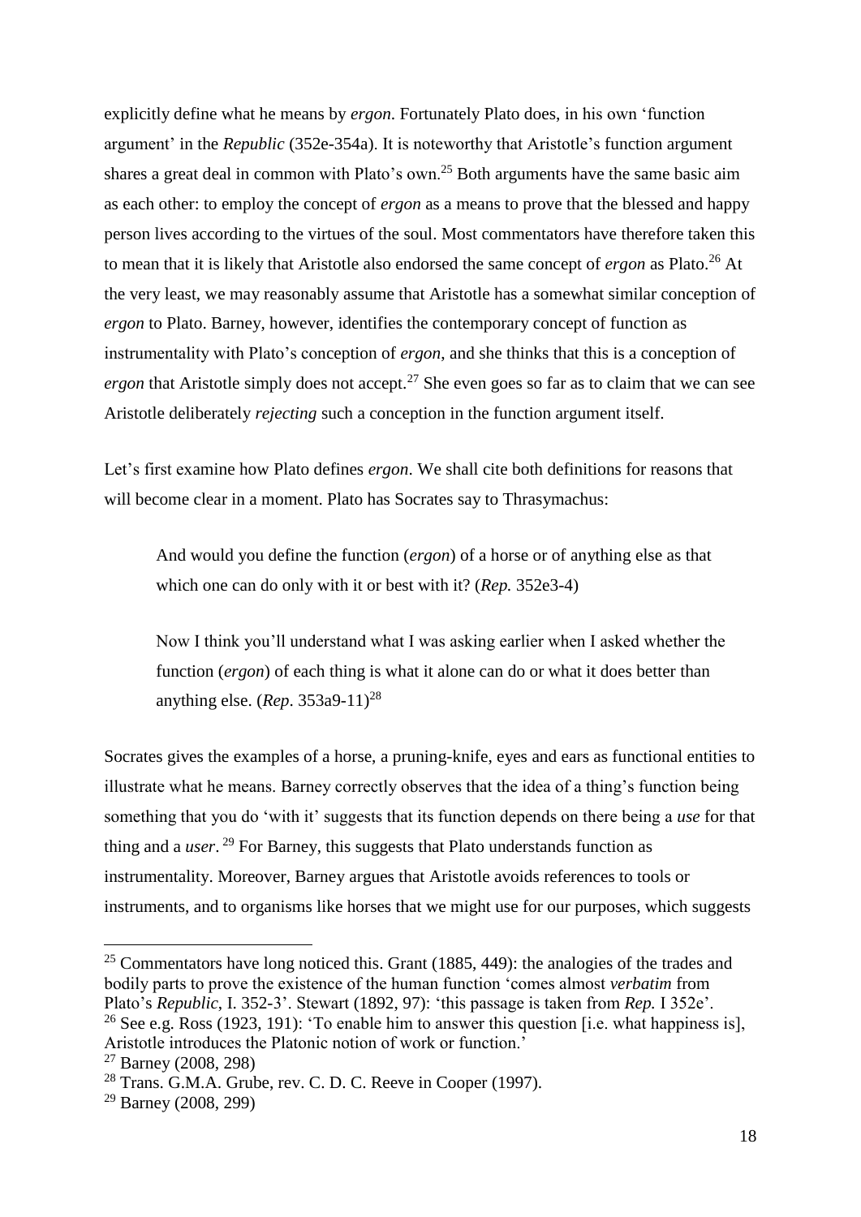explicitly define what he means by *ergon*. Fortunately Plato does, in his own 'function argument' in the *Republic* (352e-354a). It is noteworthy that Aristotle's function argument shares a great deal in common with Plato's own.[25] Both arguments have the same basic aim as each other: to employ the concept of *ergon* as a means to prove that the blessed and happy person lives according to the virtues of the soul. Most commentators have therefore taken this to mean that it is likely that Aristotle also endorsed the same concept of *ergon* as Plato.[26] At the very least, we may reasonably assume that Aristotle has a somewhat similar conception of *ergon* to Plato. Barney, however, identifies the contemporary concept of function as instrumentality with Plato's conception of *ergon*, and she thinks that this is a conception of *ergon* that Aristotle simply does not accept.[27] She even goes so far as to claim that we can see Aristotle deliberately *rejecting* such a conception in the function argument itself.

Let's first examine how Plato defines *ergon*. We shall cite both definitions for reasons that will become clear in a moment. Plato has Socrates say to Thrasymachus:

> And would you define the function (*ergon*) of a horse or of anything else as that which one can do only with it or best with it? (*Rep.* 352e3-4)
>
> Now I think you'll understand what I was asking earlier when I asked whether the function (*ergon*) of each thing is what it alone can do or what it does better than anything else. (*Rep*. 353a9-11)[28]

Socrates gives the examples of a horse, a pruning-knife, eyes and ears as functional entities to illustrate what he means. Barney correctly observes that the idea of a thing's function being something that you do 'with it' suggests that its function depends on there being a *use* for that thing and a *user*.[29] For Barney, this suggests that Plato understands function as instrumentality. Moreover, Barney argues that Aristotle avoids references to tools or instruments, and to organisms like horses that we might use for our purposes, which suggests

---

[25] Commentators have long noticed this. Grant (1885, 449): the analogies of the trades and bodily parts to prove the existence of the human function 'comes almost *verbatim* from Plato's *Republic*, I. 352-3'. Stewart (1892, 97): 'this passage is taken from *Rep.* I 352e'.

[26] See e.g. Ross (1923, 191): 'To enable him to answer this question [i.e. what happiness is], Aristotle introduces the Platonic notion of work or function.'

[27] Barney (2008, 298)

[28] Trans. G.M.A. Grube, rev. C. D. C. Reeve in Cooper (1997).

[29] Barney (2008, 299)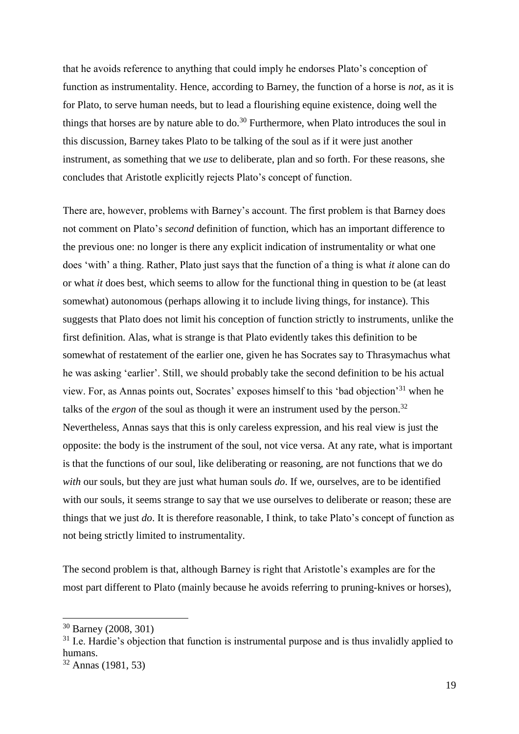that he avoids reference to anything that could imply he endorses Plato's conception of function as instrumentality. Hence, according to Barney, the function of a horse is *not*, as it is for Plato, to serve human needs, but to lead a flourishing equine existence, doing well the things that horses are by nature able to do.[30] Furthermore, when Plato introduces the soul in this discussion, Barney takes Plato to be talking of the soul as if it were just another instrument, as something that we *use* to deliberate, plan and so forth. For these reasons, she concludes that Aristotle explicitly rejects Plato's concept of function.

There are, however, problems with Barney's account. The first problem is that Barney does not comment on Plato's *second* definition of function, which has an important difference to the previous one: no longer is there any explicit indication of instrumentality or what one does 'with' a thing. Rather, Plato just says that the function of a thing is what *it* alone can do or what *it* does best, which seems to allow for the functional thing in question to be (at least somewhat) autonomous (perhaps allowing it to include living things, for instance). This suggests that Plato does not limit his conception of function strictly to instruments, unlike the first definition. Alas, what is strange is that Plato evidently takes this definition to be somewhat of restatement of the earlier one, given he has Socrates say to Thrasymachus what he was asking 'earlier'. Still, we should probably take the second definition to be his actual view. For, as Annas points out, Socrates' exposes himself to this 'bad objection'[31] when he talks of the *ergon* of the soul as though it were an instrument used by the person.[32] Nevertheless, Annas says that this is only careless expression, and his real view is just the opposite: the body is the instrument of the soul, not vice versa. At any rate, what is important is that the functions of our soul, like deliberating or reasoning, are not functions that we do *with* our souls, but they are just what human souls *do*. If we, ourselves, are to be identified with our souls, it seems strange to say that we use ourselves to deliberate or reason; these are things that we just *do*. It is therefore reasonable, I think, to take Plato's concept of function as not being strictly limited to instrumentality.

The second problem is that, although Barney is right that Aristotle's examples are for the most part different to Plato (mainly because he avoids referring to pruning-knives or horses),

---

[30] Barney (2008, 301)

[31] I.e. Hardie's objection that function is instrumental purpose and is thus invalidly applied to humans.

[32] Annas (1981, 53)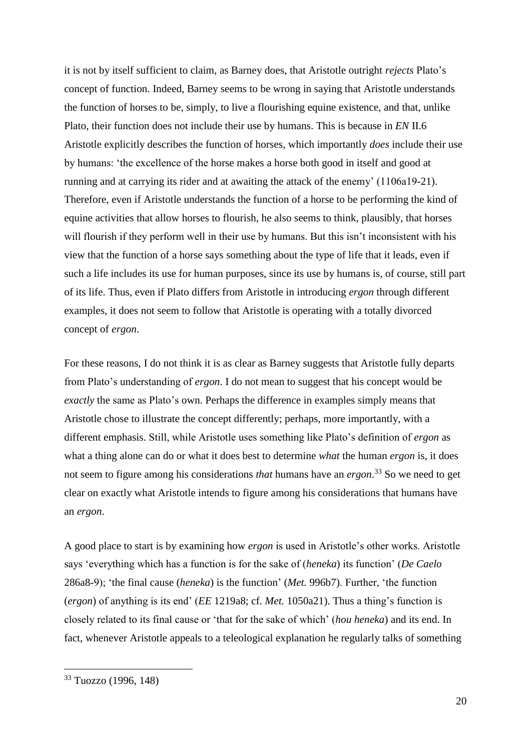it is not by itself sufficient to claim, as Barney does, that Aristotle outright *rejects* Plato's concept of function. Indeed, Barney seems to be wrong in saying that Aristotle understands the function of horses to be, simply, to live a flourishing equine existence, and that, unlike Plato, their function does not include their use by humans. This is because in *EN* II.6 Aristotle explicitly describes the function of horses, which importantly *does* include their use by humans: 'the excellence of the horse makes a horse both good in itself and good at running and at carrying its rider and at awaiting the attack of the enemy' (1106a19-21). Therefore, even if Aristotle understands the function of a horse to be performing the kind of equine activities that allow horses to flourish, he also seems to think, plausibly, that horses will flourish if they perform well in their use by humans. But this isn't inconsistent with his view that the function of a horse says something about the type of life that it leads, even if such a life includes its use for human purposes, since its use by humans is, of course, still part of its life. Thus, even if Plato differs from Aristotle in introducing *ergon* through different examples, it does not seem to follow that Aristotle is operating with a totally divorced concept of *ergon*.

For these reasons, I do not think it is as clear as Barney suggests that Aristotle fully departs from Plato's understanding of *ergon*. I do not mean to suggest that his concept would be *exactly* the same as Plato's own. Perhaps the difference in examples simply means that Aristotle chose to illustrate the concept differently; perhaps, more importantly, with a different emphasis. Still, while Aristotle uses something like Plato's definition of *ergon* as what a thing alone can do or what it does best to determine *what* the human *ergon* is, it does not seem to figure among his considerations *that* humans have an *ergon*.[33] So we need to get clear on exactly what Aristotle intends to figure among his considerations that humans have an *ergon*.

A good place to start is by examining how *ergon* is used in Aristotle's other works. Aristotle says 'everything which has a function is for the sake of (*heneka*) its function' (*De Caelo* 286a8-9); 'the final cause (*heneka*) is the function' (*Met.* 996b7). Further, 'the function (*ergon*) of anything is its end' (*EE* 1219a8; cf. *Met.* 1050a21). Thus a thing's function is closely related to its final cause or 'that for the sake of which' (*hou heneka*) and its end. In fact, whenever Aristotle appeals to a teleological explanation he regularly talks of something

[33] Tuozzo (1996, 148)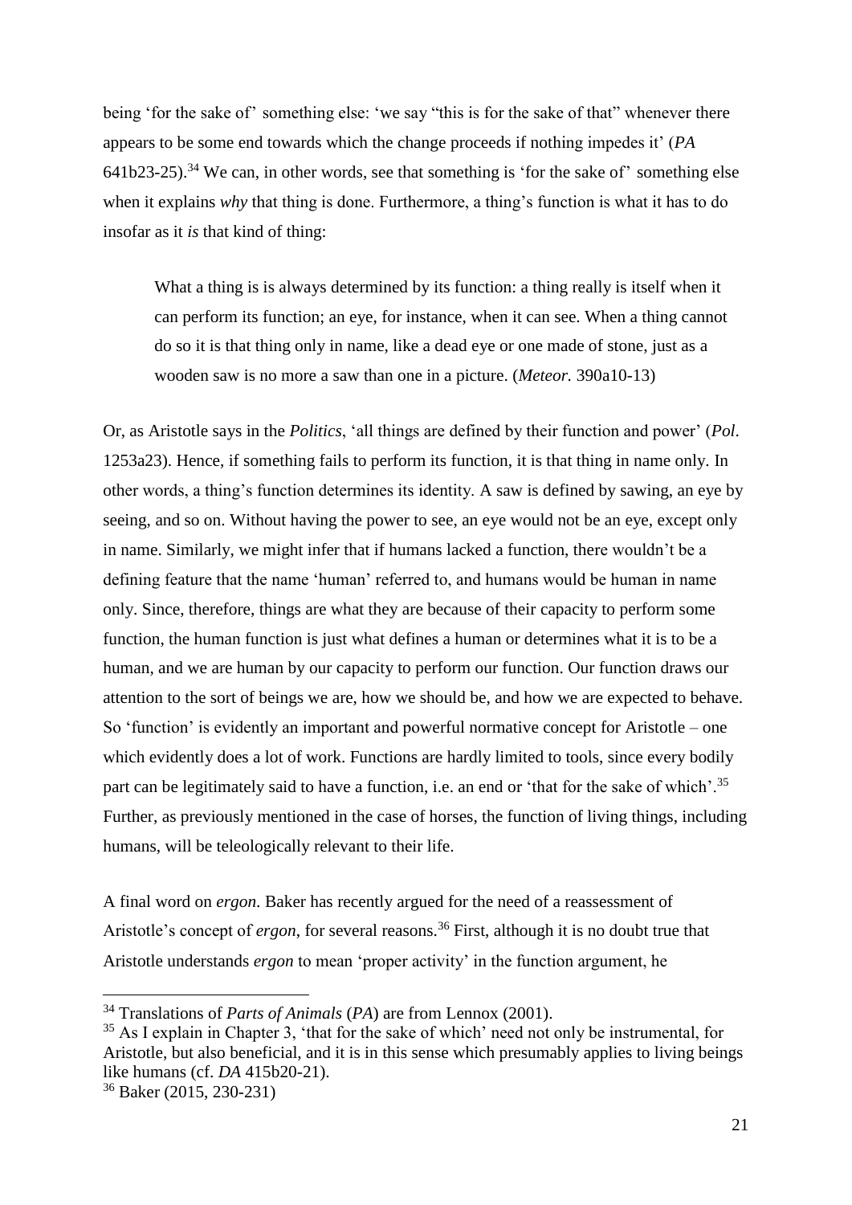being 'for the sake of' something else: 'we say "this is for the sake of that" whenever there appears to be some end towards which the change proceeds if nothing impedes it' (*PA* 641b23-25).[34] We can, in other words, see that something is 'for the sake of' something else when it explains *why* that thing is done. Furthermore, a thing's function is what it has to do insofar as it *is* that kind of thing:

> What a thing is is always determined by its function: a thing really is itself when it can perform its function; an eye, for instance, when it can see. When a thing cannot do so it is that thing only in name, like a dead eye or one made of stone, just as a wooden saw is no more a saw than one in a picture. (*Meteor.* 390a10-13)

Or, as Aristotle says in the *Politics*, 'all things are defined by their function and power' (*Pol*. 1253a23). Hence, if something fails to perform its function, it is that thing in name only. In other words, a thing's function determines its identity. A saw is defined by sawing, an eye by seeing, and so on. Without having the power to see, an eye would not be an eye, except only in name. Similarly, we might infer that if humans lacked a function, there wouldn't be a defining feature that the name 'human' referred to, and humans would be human in name only. Since, therefore, things are what they are because of their capacity to perform some function, the human function is just what defines a human or determines what it is to be a human, and we are human by our capacity to perform our function. Our function draws our attention to the sort of beings we are, how we should be, and how we are expected to behave. So 'function' is evidently an important and powerful normative concept for Aristotle – one which evidently does a lot of work. Functions are hardly limited to tools, since every bodily part can be legitimately said to have a function, i.e. an end or 'that for the sake of which'.[35] Further, as previously mentioned in the case of horses, the function of living things, including humans, will be teleologically relevant to their life.

A final word on *ergon*. Baker has recently argued for the need of a reassessment of Aristotle's concept of *ergon*, for several reasons.[36] First, although it is no doubt true that Aristotle understands *ergon* to mean 'proper activity' in the function argument, he

---

[34] Translations of *Parts of Animals* (*PA*) are from Lennox (2001).

[35] As I explain in Chapter 3, 'that for the sake of which' need not only be instrumental, for Aristotle, but also beneficial, and it is in this sense which presumably applies to living beings like humans (cf. *DA* 415b20-21).

[36] Baker (2015, 230-231)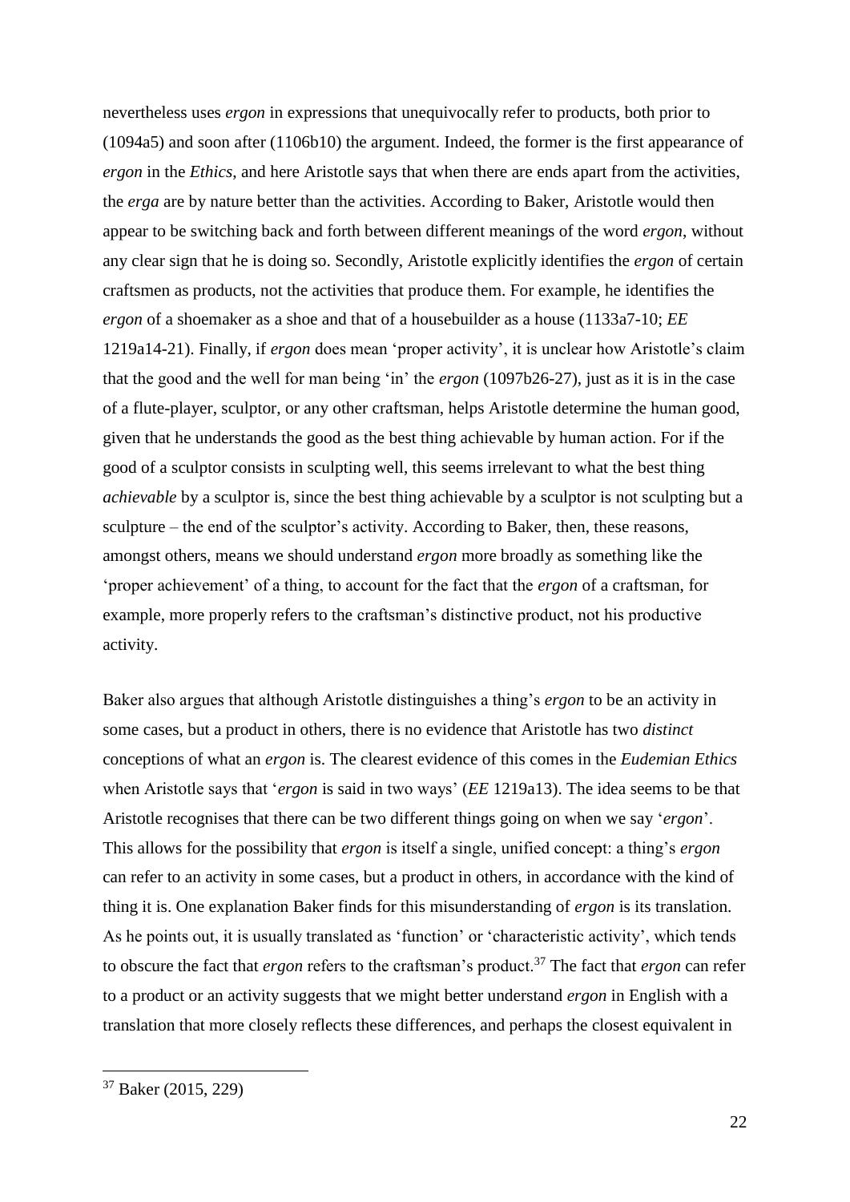nevertheless uses *ergon* in expressions that unequivocally refer to products, both prior to (1094a5) and soon after (1106b10) the argument. Indeed, the former is the first appearance of *ergon* in the *Ethics*, and here Aristotle says that when there are ends apart from the activities, the *erga* are by nature better than the activities. According to Baker, Aristotle would then appear to be switching back and forth between different meanings of the word *ergon*, without any clear sign that he is doing so. Secondly, Aristotle explicitly identifies the *ergon* of certain craftsmen as products, not the activities that produce them. For example, he identifies the *ergon* of a shoemaker as a shoe and that of a housebuilder as a house (1133a7-10; *EE* 1219a14-21). Finally, if *ergon* does mean 'proper activity', it is unclear how Aristotle's claim that the good and the well for man being 'in' the *ergon* (1097b26-27), just as it is in the case of a flute-player, sculptor, or any other craftsman, helps Aristotle determine the human good, given that he understands the good as the best thing achievable by human action. For if the good of a sculptor consists in sculpting well, this seems irrelevant to what the best thing *achievable* by a sculptor is, since the best thing achievable by a sculptor is not sculpting but a sculpture – the end of the sculptor's activity. According to Baker, then, these reasons, amongst others, means we should understand *ergon* more broadly as something like the 'proper achievement' of a thing, to account for the fact that the *ergon* of a craftsman, for example, more properly refers to the craftsman's distinctive product, not his productive activity.

Baker also argues that although Aristotle distinguishes a thing's *ergon* to be an activity in some cases, but a product in others, there is no evidence that Aristotle has two *distinct* conceptions of what an *ergon* is. The clearest evidence of this comes in the *Eudemian Ethics* when Aristotle says that '*ergon* is said in two ways' (*EE* 1219a13). The idea seems to be that Aristotle recognises that there can be two different things going on when we say '*ergon*'. This allows for the possibility that *ergon* is itself a single, unified concept: a thing's *ergon* can refer to an activity in some cases, but a product in others, in accordance with the kind of thing it is. One explanation Baker finds for this misunderstanding of *ergon* is its translation. As he points out, it is usually translated as 'function' or 'characteristic activity', which tends to obscure the fact that *ergon* refers to the craftsman's product.[37] The fact that *ergon* can refer to a product or an activity suggests that we might better understand *ergon* in English with a translation that more closely reflects these differences, and perhaps the closest equivalent in

[37] Baker (2015, 229)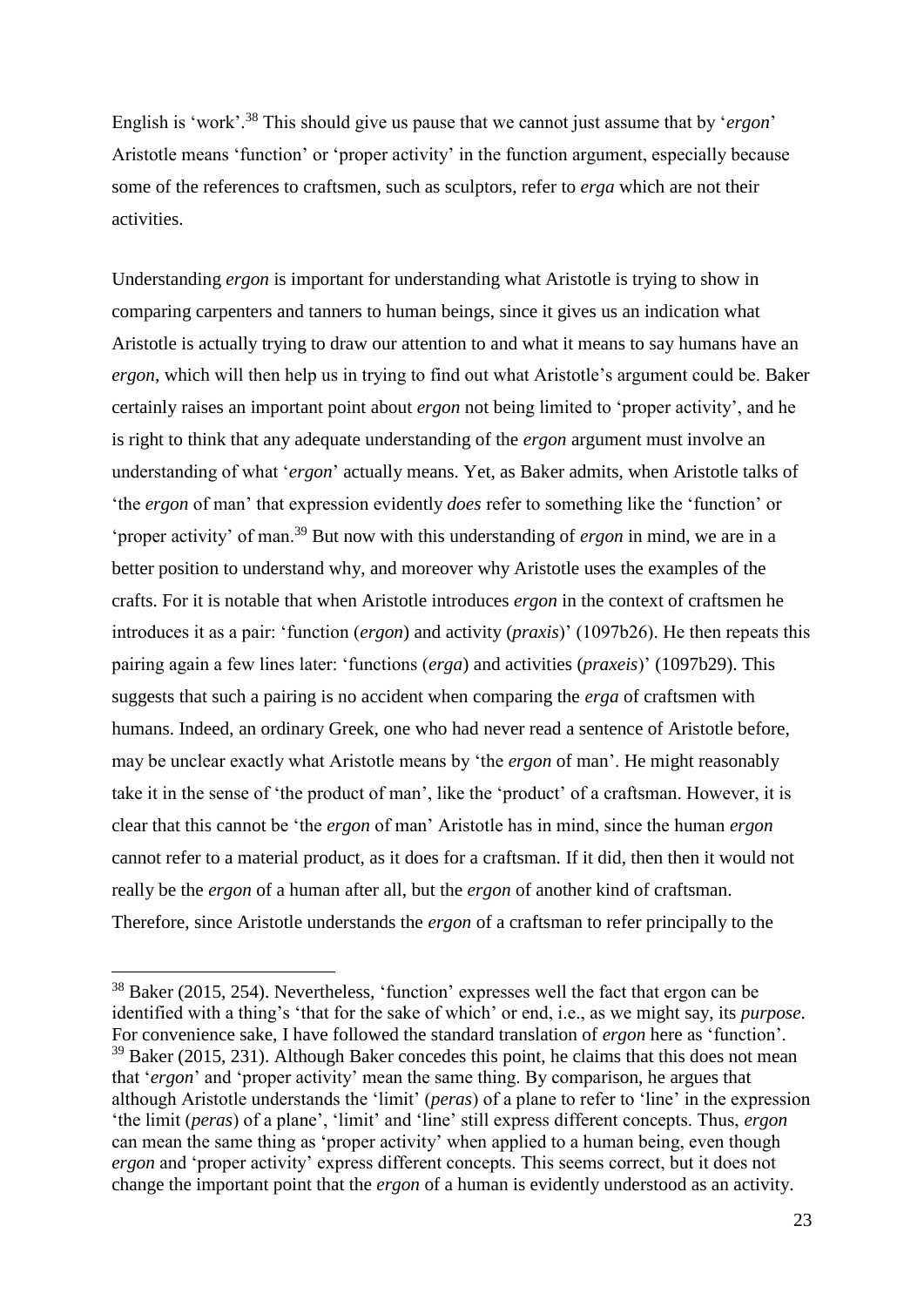English is 'work'.[38] This should give us pause that we cannot just assume that by '*ergon*' Aristotle means 'function' or 'proper activity' in the function argument, especially because some of the references to craftsmen, such as sculptors, refer to *erga* which are not their activities.

Understanding *ergon* is important for understanding what Aristotle is trying to show in comparing carpenters and tanners to human beings, since it gives us an indication what Aristotle is actually trying to draw our attention to and what it means to say humans have an *ergon*, which will then help us in trying to find out what Aristotle's argument could be. Baker certainly raises an important point about *ergon* not being limited to 'proper activity', and he is right to think that any adequate understanding of the *ergon* argument must involve an understanding of what '*ergon*' actually means. Yet, as Baker admits, when Aristotle talks of 'the *ergon* of man' that expression evidently *does* refer to something like the 'function' or 'proper activity' of man.[39] But now with this understanding of *ergon* in mind, we are in a better position to understand why, and moreover why Aristotle uses the examples of the crafts. For it is notable that when Aristotle introduces *ergon* in the context of craftsmen he introduces it as a pair: 'function (*ergon*) and activity (*praxis*)' (1097b26). He then repeats this pairing again a few lines later: 'functions (*erga*) and activities (*praxeis*)' (1097b29). This suggests that such a pairing is no accident when comparing the *erga* of craftsmen with humans. Indeed, an ordinary Greek, one who had never read a sentence of Aristotle before, may be unclear exactly what Aristotle means by 'the *ergon* of man'. He might reasonably take it in the sense of 'the product of man', like the 'product' of a craftsman. However, it is clear that this cannot be 'the *ergon* of man' Aristotle has in mind, since the human *ergon* cannot refer to a material product, as it does for a craftsman. If it did, then then it would not really be the *ergon* of a human after all, but the *ergon* of another kind of craftsman. Therefore, since Aristotle understands the *ergon* of a craftsman to refer principally to the

---

[38] Baker (2015, 254). Nevertheless, 'function' expresses well the fact that ergon can be identified with a thing's 'that for the sake of which' or end, i.e., as we might say, its *purpose*. For convenience sake, I have followed the standard translation of *ergon* here as 'function'.

[39] Baker (2015, 231). Although Baker concedes this point, he claims that this does not mean that '*ergon*' and 'proper activity' mean the same thing. By comparison, he argues that although Aristotle understands the 'limit' (*peras*) of a plane to refer to 'line' in the expression 'the limit (*peras*) of a plane', 'limit' and 'line' still express different concepts. Thus, *ergon* can mean the same thing as 'proper activity' when applied to a human being, even though *ergon* and 'proper activity' express different concepts. This seems correct, but it does not change the important point that the *ergon* of a human is evidently understood as an activity.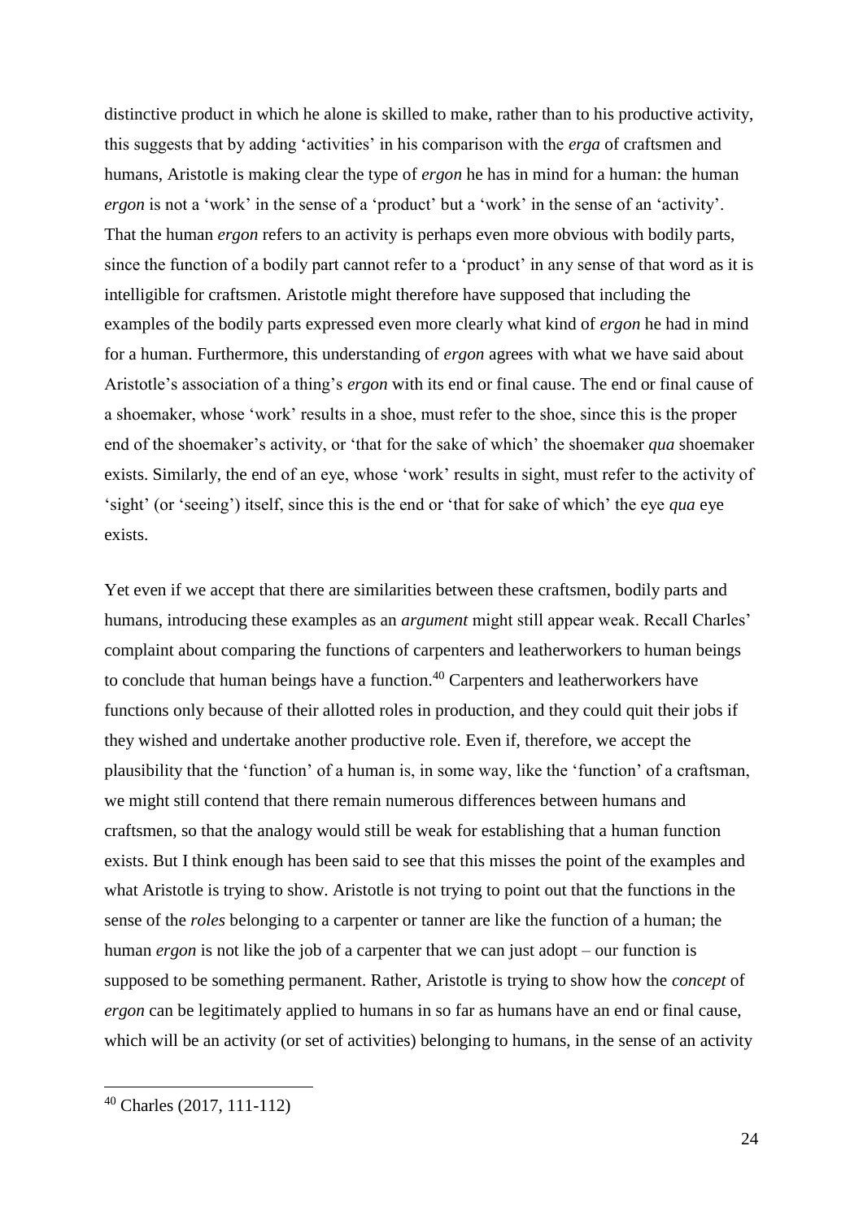distinctive product in which he alone is skilled to make, rather than to his productive activity, this suggests that by adding 'activities' in his comparison with the *erga* of craftsmen and humans, Aristotle is making clear the type of *ergon* he has in mind for a human: the human *ergon* is not a 'work' in the sense of a 'product' but a 'work' in the sense of an 'activity'. That the human *ergon* refers to an activity is perhaps even more obvious with bodily parts, since the function of a bodily part cannot refer to a 'product' in any sense of that word as it is intelligible for craftsmen. Aristotle might therefore have supposed that including the examples of the bodily parts expressed even more clearly what kind of *ergon* he had in mind for a human. Furthermore, this understanding of *ergon* agrees with what we have said about Aristotle's association of a thing's *ergon* with its end or final cause. The end or final cause of a shoemaker, whose 'work' results in a shoe, must refer to the shoe, since this is the proper end of the shoemaker's activity, or 'that for the sake of which' the shoemaker *qua* shoemaker exists. Similarly, the end of an eye, whose 'work' results in sight, must refer to the activity of 'sight' (or 'seeing') itself, since this is the end or 'that for sake of which' the eye *qua* eye exists.

Yet even if we accept that there are similarities between these craftsmen, bodily parts and humans, introducing these examples as an *argument* might still appear weak. Recall Charles' complaint about comparing the functions of carpenters and leatherworkers to human beings to conclude that human beings have a function.[40] Carpenters and leatherworkers have functions only because of their allotted roles in production, and they could quit their jobs if they wished and undertake another productive role. Even if, therefore, we accept the plausibility that the 'function' of a human is, in some way, like the 'function' of a craftsman, we might still contend that there remain numerous differences between humans and craftsmen, so that the analogy would still be weak for establishing that a human function exists. But I think enough has been said to see that this misses the point of the examples and what Aristotle is trying to show. Aristotle is not trying to point out that the functions in the sense of the *roles* belonging to a carpenter or tanner are like the function of a human; the human *ergon* is not like the job of a carpenter that we can just adopt – our function is supposed to be something permanent. Rather, Aristotle is trying to show how the *concept* of *ergon* can be legitimately applied to humans in so far as humans have an end or final cause, which will be an activity (or set of activities) belonging to humans, in the sense of an activity

---

[40] Charles (2017, 111-112)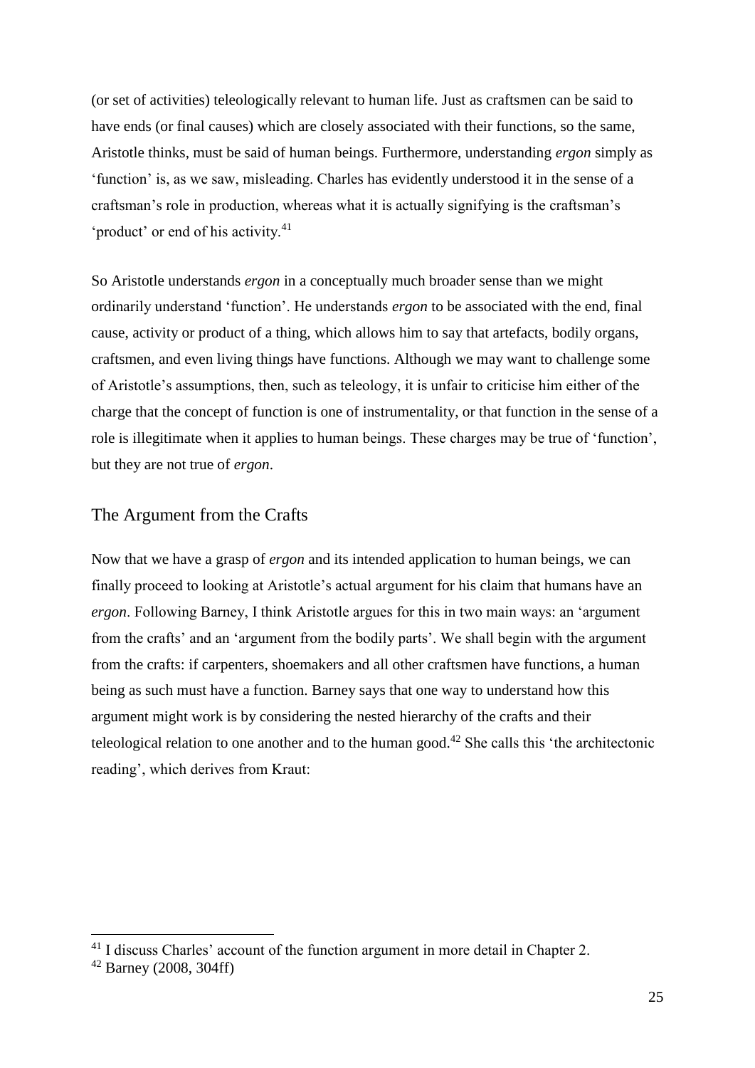(or set of activities) teleologically relevant to human life. Just as craftsmen can be said to have ends (or final causes) which are closely associated with their functions, so the same, Aristotle thinks, must be said of human beings. Furthermore, understanding *ergon* simply as 'function' is, as we saw, misleading. Charles has evidently understood it in the sense of a craftsman's role in production, whereas what it is actually signifying is the craftsman's 'product' or end of his activity.[41]

So Aristotle understands *ergon* in a conceptually much broader sense than we might ordinarily understand 'function'. He understands *ergon* to be associated with the end, final cause, activity or product of a thing, which allows him to say that artefacts, bodily organs, craftsmen, and even living things have functions. Although we may want to challenge some of Aristotle's assumptions, then, such as teleology, it is unfair to criticise him either of the charge that the concept of function is one of instrumentality, or that function in the sense of a role is illegitimate when it applies to human beings. These charges may be true of 'function', but they are not true of *ergon*.

## The Argument from the Crafts

Now that we have a grasp of *ergon* and its intended application to human beings, we can finally proceed to looking at Aristotle's actual argument for his claim that humans have an *ergon*. Following Barney, I think Aristotle argues for this in two main ways: an 'argument from the crafts' and an 'argument from the bodily parts'. We shall begin with the argument from the crafts: if carpenters, shoemakers and all other craftsmen have functions, a human being as such must have a function. Barney says that one way to understand how this argument might work is by considering the nested hierarchy of the crafts and their teleological relation to one another and to the human good.[42] She calls this 'the architectonic reading', which derives from Kraut:

---

[41] I discuss Charles' account of the function argument in more detail in Chapter 2.

[42] Barney (2008, 304ff)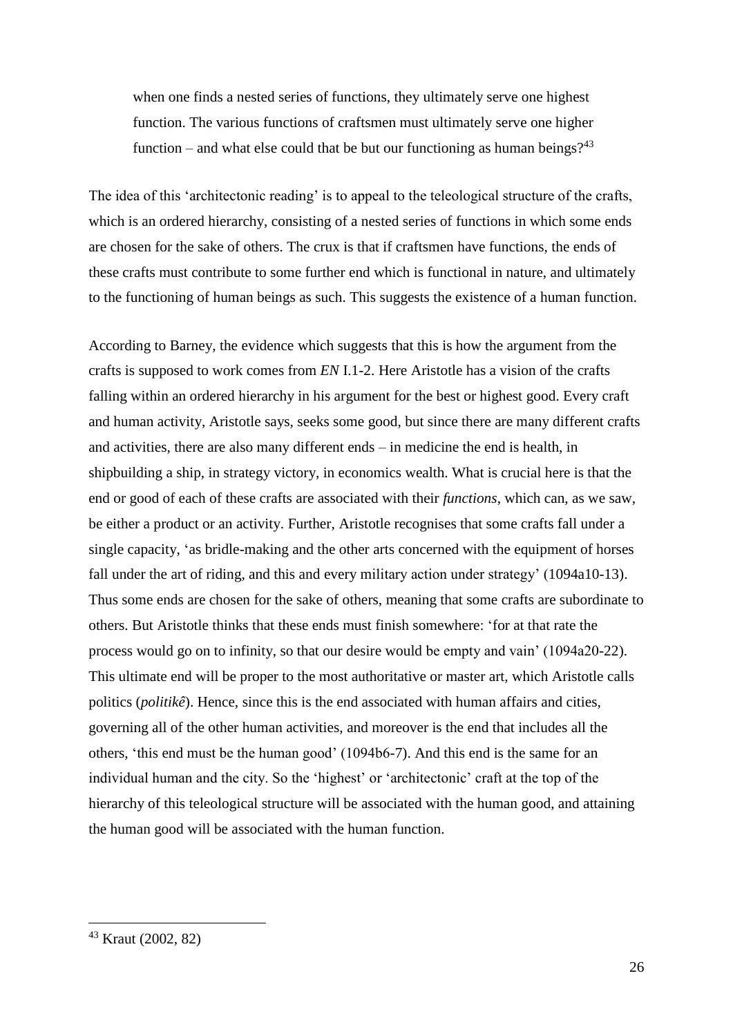> when one finds a nested series of functions, they ultimately serve one highest function. The various functions of craftsmen must ultimately serve one higher function – and what else could that be but our functioning as human beings?[43]

The idea of this 'architectonic reading' is to appeal to the teleological structure of the crafts, which is an ordered hierarchy, consisting of a nested series of functions in which some ends are chosen for the sake of others. The crux is that if craftsmen have functions, the ends of these crafts must contribute to some further end which is functional in nature, and ultimately to the functioning of human beings as such. This suggests the existence of a human function.

According to Barney, the evidence which suggests that this is how the argument from the crafts is supposed to work comes from *EN* I.1-2. Here Aristotle has a vision of the crafts falling within an ordered hierarchy in his argument for the best or highest good. Every craft and human activity, Aristotle says, seeks some good, but since there are many different crafts and activities, there are also many different ends – in medicine the end is health, in shipbuilding a ship, in strategy victory, in economics wealth. What is crucial here is that the end or good of each of these crafts are associated with their *functions*, which can, as we saw, be either a product or an activity. Further, Aristotle recognises that some crafts fall under a single capacity, 'as bridle-making and the other arts concerned with the equipment of horses fall under the art of riding, and this and every military action under strategy' (1094a10-13). Thus some ends are chosen for the sake of others, meaning that some crafts are subordinate to others. But Aristotle thinks that these ends must finish somewhere: 'for at that rate the process would go on to infinity, so that our desire would be empty and vain' (1094a20-22). This ultimate end will be proper to the most authoritative or master art, which Aristotle calls politics (*politikê*). Hence, since this is the end associated with human affairs and cities, governing all of the other human activities, and moreover is the end that includes all the others, 'this end must be the human good' (1094b6-7). And this end is the same for an individual human and the city. So the 'highest' or 'architectonic' craft at the top of the hierarchy of this teleological structure will be associated with the human good, and attaining the human good will be associated with the human function.

[43] Kraut (2002, 82)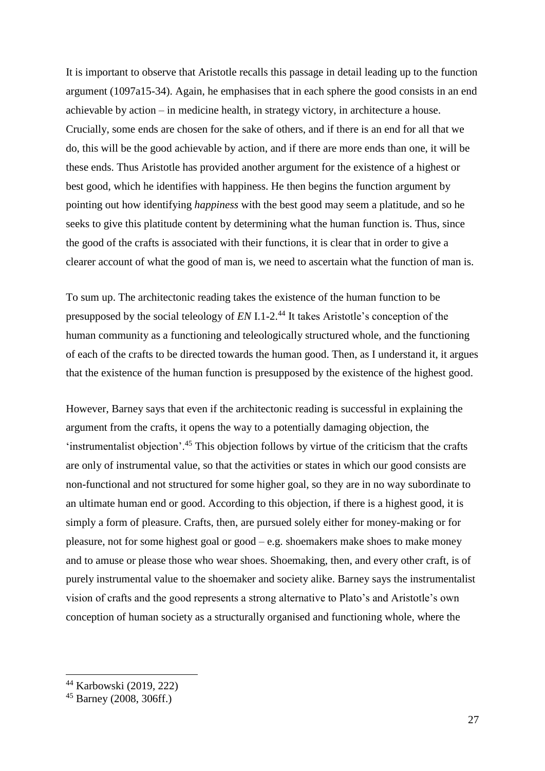It is important to observe that Aristotle recalls this passage in detail leading up to the function argument (1097a15-34). Again, he emphasises that in each sphere the good consists in an end achievable by action – in medicine health, in strategy victory, in architecture a house. Crucially, some ends are chosen for the sake of others, and if there is an end for all that we do, this will be the good achievable by action, and if there are more ends than one, it will be these ends. Thus Aristotle has provided another argument for the existence of a highest or best good, which he identifies with happiness. He then begins the function argument by pointing out how identifying *happiness* with the best good may seem a platitude, and so he seeks to give this platitude content by determining what the human function is. Thus, since the good of the crafts is associated with their functions, it is clear that in order to give a clearer account of what the good of man is, we need to ascertain what the function of man is.

To sum up. The architectonic reading takes the existence of the human function to be presupposed by the social teleology of *EN* I.1-2.[44] It takes Aristotle's conception of the human community as a functioning and teleologically structured whole, and the functioning of each of the crafts to be directed towards the human good. Then, as I understand it, it argues that the existence of the human function is presupposed by the existence of the highest good.

However, Barney says that even if the architectonic reading is successful in explaining the argument from the crafts, it opens the way to a potentially damaging objection, the 'instrumentalist objection'.[45] This objection follows by virtue of the criticism that the crafts are only of instrumental value, so that the activities or states in which our good consists are non-functional and not structured for some higher goal, so they are in no way subordinate to an ultimate human end or good. According to this objection, if there is a highest good, it is simply a form of pleasure. Crafts, then, are pursued solely either for money-making or for pleasure, not for some highest goal or good – e.g. shoemakers make shoes to make money and to amuse or please those who wear shoes. Shoemaking, then, and every other craft, is of purely instrumental value to the shoemaker and society alike. Barney says the instrumentalist vision of crafts and the good represents a strong alternative to Plato's and Aristotle's own conception of human society as a structurally organised and functioning whole, where the

[44] Karbowski (2019, 222)

[45] Barney (2008, 306ff.)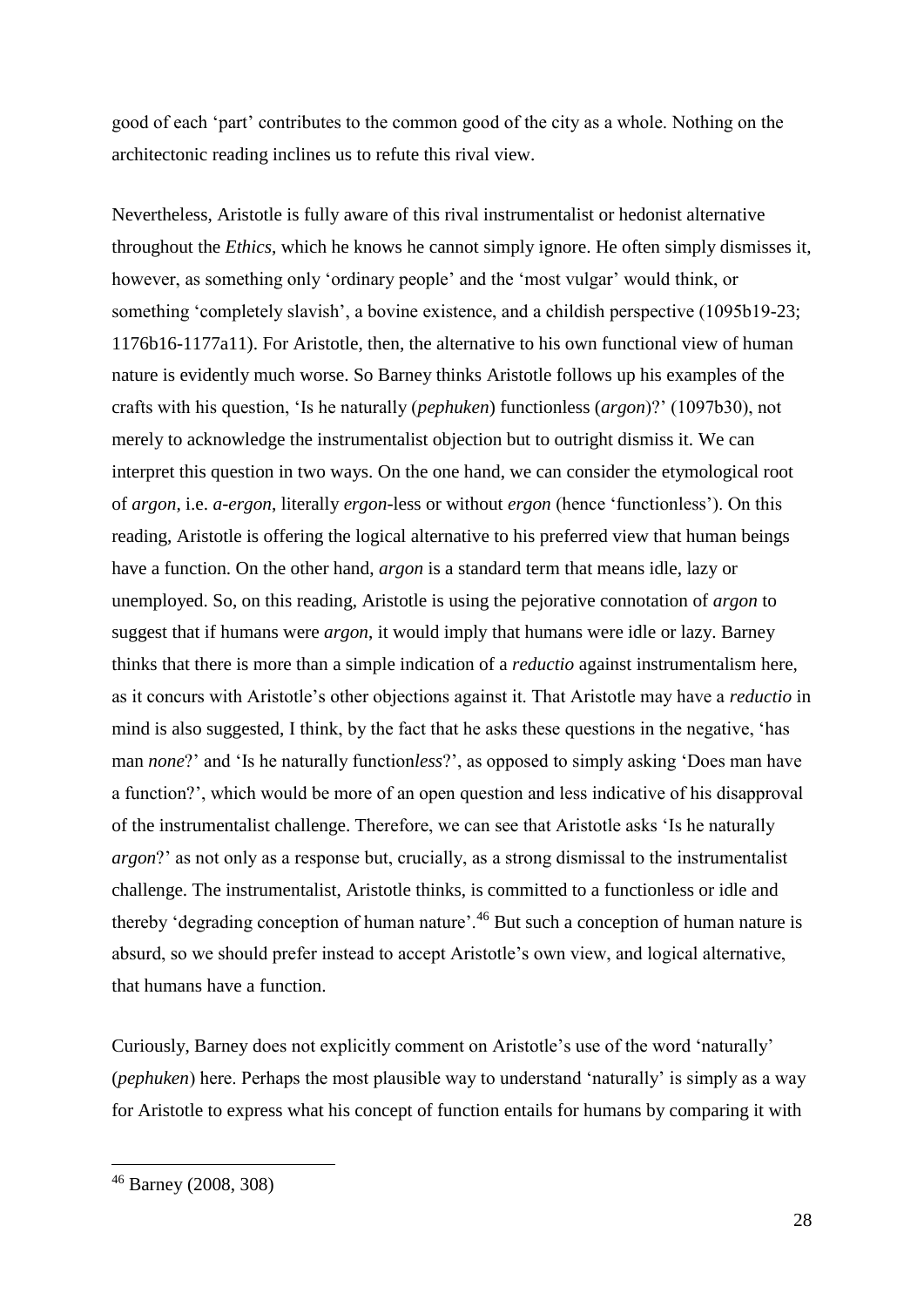good of each 'part' contributes to the common good of the city as a whole. Nothing on the architectonic reading inclines us to refute this rival view.

Nevertheless, Aristotle is fully aware of this rival instrumentalist or hedonist alternative throughout the *Ethics*, which he knows he cannot simply ignore. He often simply dismisses it, however, as something only 'ordinary people' and the 'most vulgar' would think, or something 'completely slavish', a bovine existence, and a childish perspective (1095b19-23; 1176b16-1177a11). For Aristotle, then, the alternative to his own functional view of human nature is evidently much worse. So Barney thinks Aristotle follows up his examples of the crafts with his question, 'Is he naturally (*pephuken*) functionless (*argon*)?' (1097b30), not merely to acknowledge the instrumentalist objection but to outright dismiss it. We can interpret this question in two ways. On the one hand, we can consider the etymological root of *argon*, i.e. *a-ergon*, literally *ergon*-less or without *ergon* (hence 'functionless'). On this reading, Aristotle is offering the logical alternative to his preferred view that human beings have a function. On the other hand, *argon* is a standard term that means idle, lazy or unemployed. So, on this reading, Aristotle is using the pejorative connotation of *argon* to suggest that if humans were *argon*, it would imply that humans were idle or lazy. Barney thinks that there is more than a simple indication of a *reductio* against instrumentalism here, as it concurs with Aristotle's other objections against it. That Aristotle may have a *reductio* in mind is also suggested, I think, by the fact that he asks these questions in the negative, 'has man *none*?' and 'Is he naturally function*less*?', as opposed to simply asking 'Does man have a function?', which would be more of an open question and less indicative of his disapproval of the instrumentalist challenge. Therefore, we can see that Aristotle asks 'Is he naturally *argon*?' as not only as a response but, crucially, as a strong dismissal to the instrumentalist challenge. The instrumentalist, Aristotle thinks, is committed to a functionless or idle and thereby 'degrading conception of human nature'.[46] But such a conception of human nature is absurd, so we should prefer instead to accept Aristotle's own view, and logical alternative, that humans have a function.

Curiously, Barney does not explicitly comment on Aristotle's use of the word 'naturally' (*pephuken*) here. Perhaps the most plausible way to understand 'naturally' is simply as a way for Aristotle to express what his concept of function entails for humans by comparing it with

[46] Barney (2008, 308)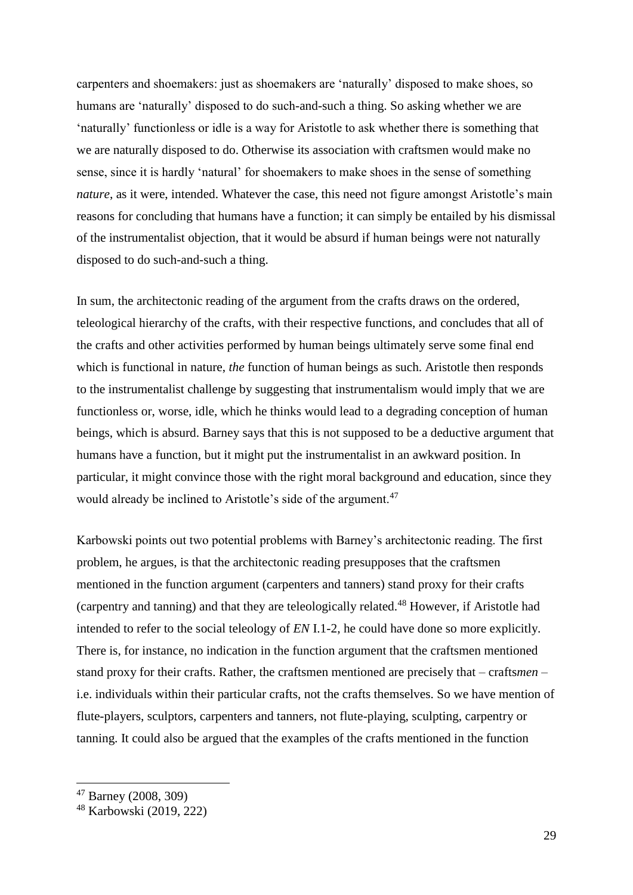carpenters and shoemakers: just as shoemakers are 'naturally' disposed to make shoes, so humans are 'naturally' disposed to do such-and-such a thing. So asking whether we are 'naturally' functionless or idle is a way for Aristotle to ask whether there is something that we are naturally disposed to do. Otherwise its association with craftsmen would make no sense, since it is hardly 'natural' for shoemakers to make shoes in the sense of something *nature*, as it were, intended. Whatever the case, this need not figure amongst Aristotle's main reasons for concluding that humans have a function; it can simply be entailed by his dismissal of the instrumentalist objection, that it would be absurd if human beings were not naturally disposed to do such-and-such a thing.

In sum, the architectonic reading of the argument from the crafts draws on the ordered, teleological hierarchy of the crafts, with their respective functions, and concludes that all of the crafts and other activities performed by human beings ultimately serve some final end which is functional in nature, *the* function of human beings as such. Aristotle then responds to the instrumentalist challenge by suggesting that instrumentalism would imply that we are functionless or, worse, idle, which he thinks would lead to a degrading conception of human beings, which is absurd. Barney says that this is not supposed to be a deductive argument that humans have a function, but it might put the instrumentalist in an awkward position. In particular, it might convince those with the right moral background and education, since they would already be inclined to Aristotle's side of the argument.[47]

Karbowski points out two potential problems with Barney's architectonic reading. The first problem, he argues, is that the architectonic reading presupposes that the craftsmen mentioned in the function argument (carpenters and tanners) stand proxy for their crafts (carpentry and tanning) and that they are teleologically related.[48] However, if Aristotle had intended to refer to the social teleology of *EN* I.1-2, he could have done so more explicitly. There is, for instance, no indication in the function argument that the craftsmen mentioned stand proxy for their crafts. Rather, the craftsmen mentioned are precisely that – crafts*men* – i.e. individuals within their particular crafts, not the crafts themselves. So we have mention of flute-players, sculptors, carpenters and tanners, not flute-playing, sculpting, carpentry or tanning. It could also be argued that the examples of the crafts mentioned in the function

---

[47] Barney (2008, 309)

[48] Karbowski (2019, 222)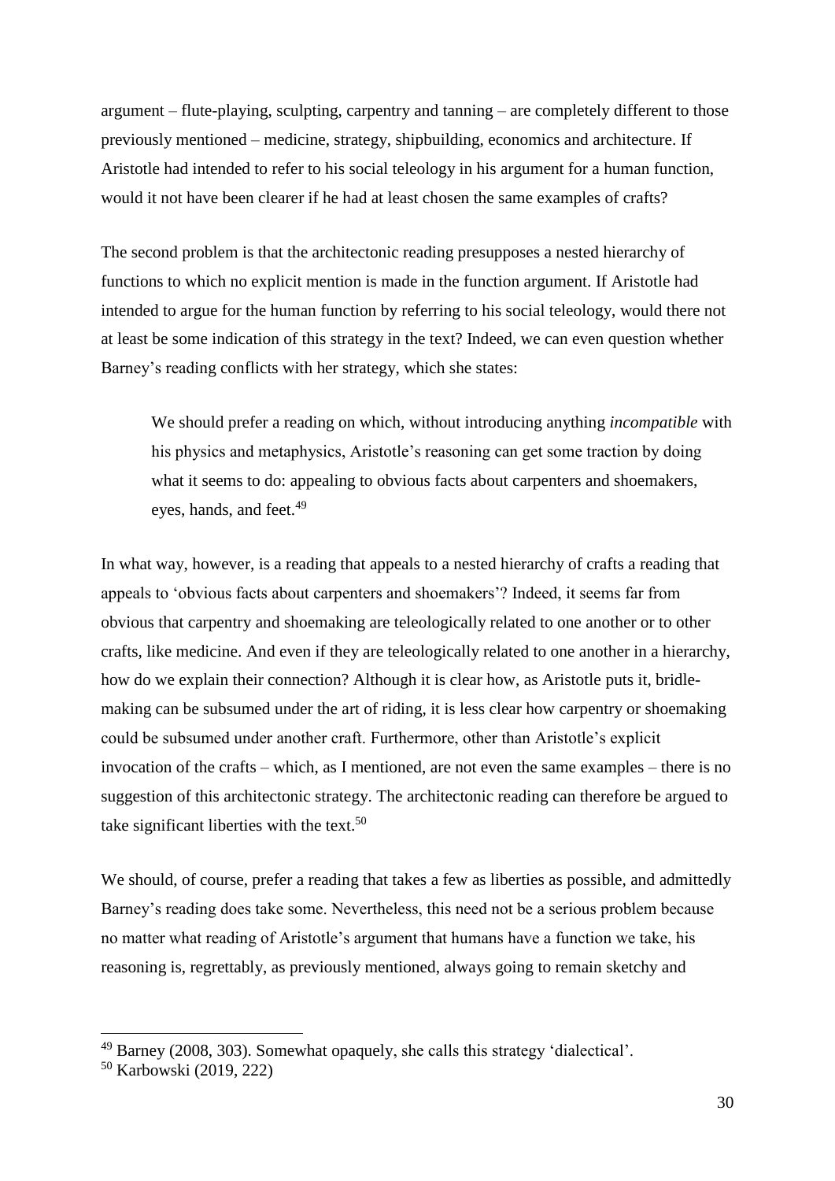argument – flute-playing, sculpting, carpentry and tanning – are completely different to those previously mentioned – medicine, strategy, shipbuilding, economics and architecture. If Aristotle had intended to refer to his social teleology in his argument for a human function, would it not have been clearer if he had at least chosen the same examples of crafts?

The second problem is that the architectonic reading presupposes a nested hierarchy of functions to which no explicit mention is made in the function argument. If Aristotle had intended to argue for the human function by referring to his social teleology, would there not at least be some indication of this strategy in the text? Indeed, we can even question whether Barney's reading conflicts with her strategy, which she states:

> We should prefer a reading on which, without introducing anything *incompatible* with his physics and metaphysics, Aristotle's reasoning can get some traction by doing what it seems to do: appealing to obvious facts about carpenters and shoemakers, eyes, hands, and feet.[49]

In what way, however, is a reading that appeals to a nested hierarchy of crafts a reading that appeals to 'obvious facts about carpenters and shoemakers'? Indeed, it seems far from obvious that carpentry and shoemaking are teleologically related to one another or to other crafts, like medicine. And even if they are teleologically related to one another in a hierarchy, how do we explain their connection? Although it is clear how, as Aristotle puts it, bridle-making can be subsumed under the art of riding, it is less clear how carpentry or shoemaking could be subsumed under another craft. Furthermore, other than Aristotle's explicit invocation of the crafts – which, as I mentioned, are not even the same examples – there is no suggestion of this architectonic strategy. The architectonic reading can therefore be argued to take significant liberties with the text.[50]

We should, of course, prefer a reading that takes a few as liberties as possible, and admittedly Barney's reading does take some. Nevertheless, this need not be a serious problem because no matter what reading of Aristotle's argument that humans have a function we take, his reasoning is, regrettably, as previously mentioned, always going to remain sketchy and

---

[49] Barney (2008, 303). Somewhat opaquely, she calls this strategy 'dialectical'.

[50] Karbowski (2019, 222)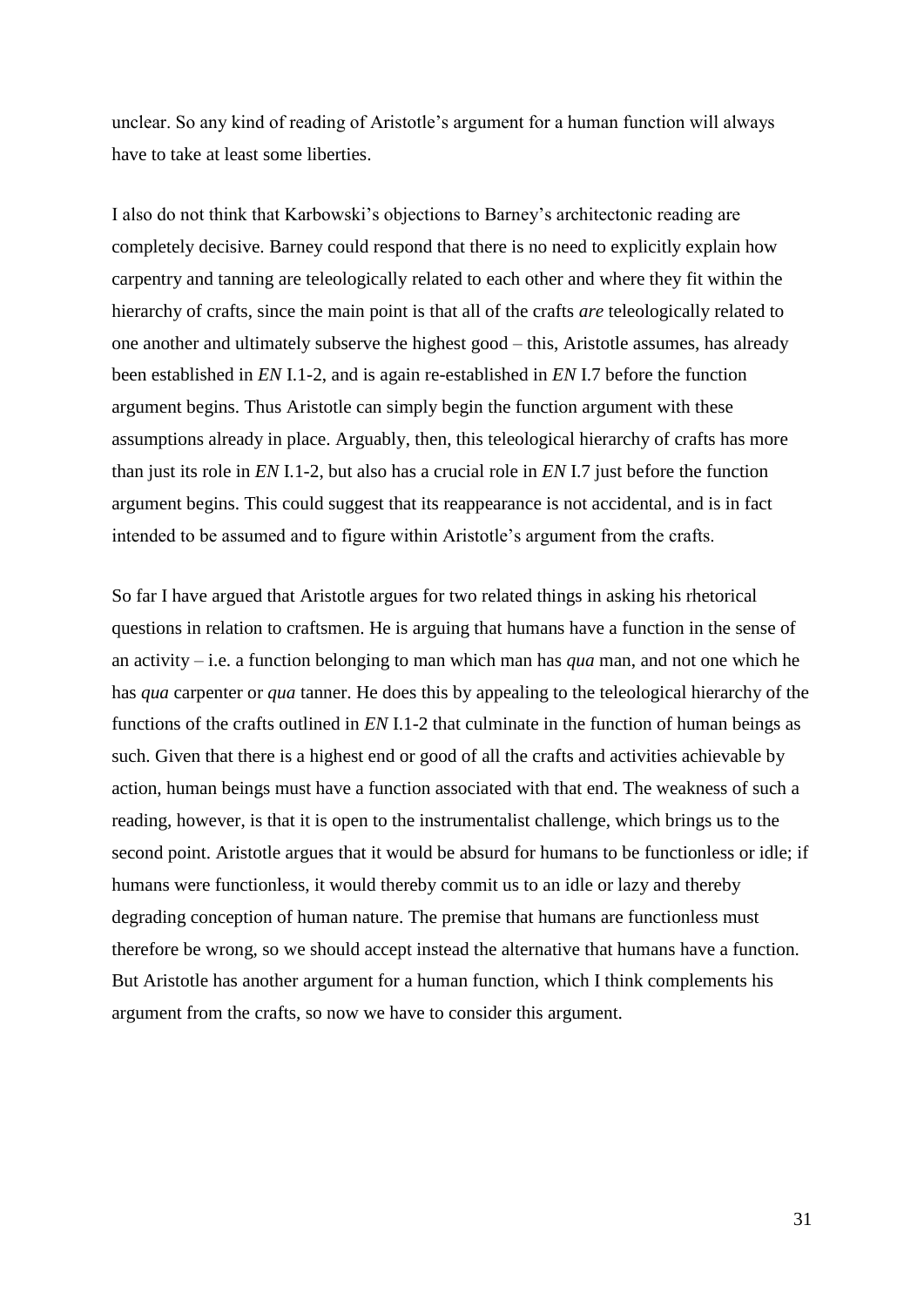unclear. So any kind of reading of Aristotle's argument for a human function will always have to take at least some liberties.

I also do not think that Karbowski's objections to Barney's architectonic reading are completely decisive. Barney could respond that there is no need to explicitly explain how carpentry and tanning are teleologically related to each other and where they fit within the hierarchy of crafts, since the main point is that all of the crafts *are* teleologically related to one another and ultimately subserve the highest good – this, Aristotle assumes, has already been established in *EN* I.1-2, and is again re-established in *EN* I.7 before the function argument begins. Thus Aristotle can simply begin the function argument with these assumptions already in place. Arguably, then, this teleological hierarchy of crafts has more than just its role in *EN* I.1-2, but also has a crucial role in *EN* I.7 just before the function argument begins. This could suggest that its reappearance is not accidental, and is in fact intended to be assumed and to figure within Aristotle's argument from the crafts.

So far I have argued that Aristotle argues for two related things in asking his rhetorical questions in relation to craftsmen. He is arguing that humans have a function in the sense of an activity – i.e. a function belonging to man which man has *qua* man, and not one which he has *qua* carpenter or *qua* tanner. He does this by appealing to the teleological hierarchy of the functions of the crafts outlined in *EN* I.1-2 that culminate in the function of human beings as such. Given that there is a highest end or good of all the crafts and activities achievable by action, human beings must have a function associated with that end. The weakness of such a reading, however, is that it is open to the instrumentalist challenge, which brings us to the second point. Aristotle argues that it would be absurd for humans to be functionless or idle; if humans were functionless, it would thereby commit us to an idle or lazy and thereby degrading conception of human nature. The premise that humans are functionless must therefore be wrong, so we should accept instead the alternative that humans have a function. But Aristotle has another argument for a human function, which I think complements his argument from the crafts, so now we have to consider this argument.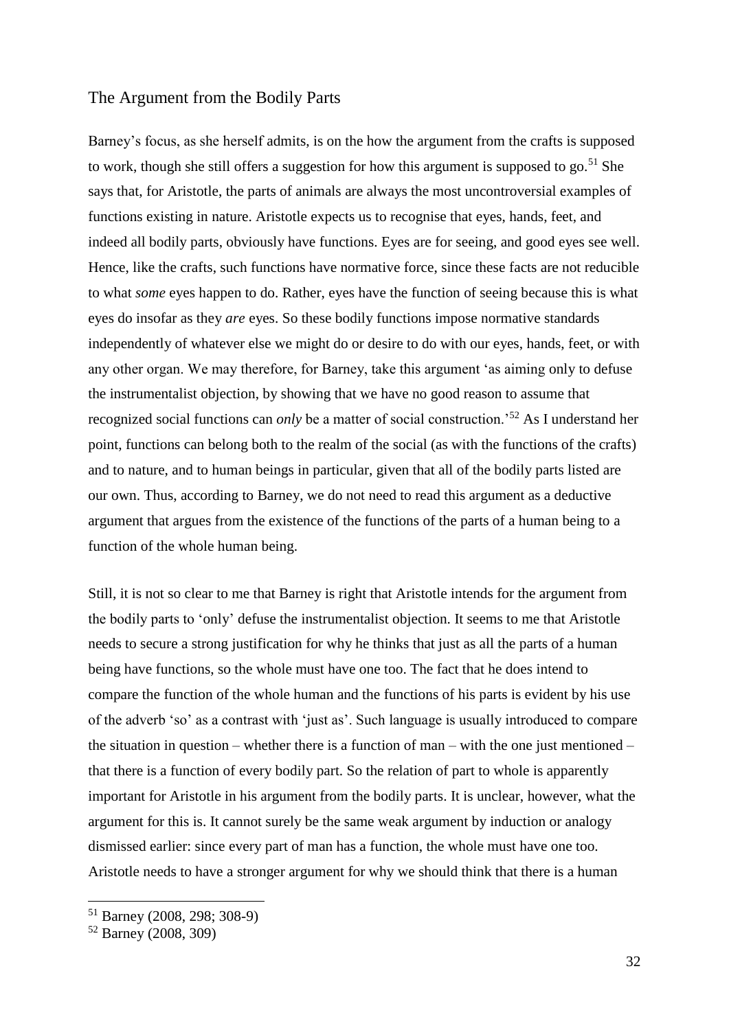## The Argument from the Bodily Parts

Barney's focus, as she herself admits, is on the how the argument from the crafts is supposed to work, though she still offers a suggestion for how this argument is supposed to go.[51] She says that, for Aristotle, the parts of animals are always the most uncontroversial examples of functions existing in nature. Aristotle expects us to recognise that eyes, hands, feet, and indeed all bodily parts, obviously have functions. Eyes are for seeing, and good eyes see well. Hence, like the crafts, such functions have normative force, since these facts are not reducible to what *some* eyes happen to do. Rather, eyes have the function of seeing because this is what eyes do insofar as they *are* eyes. So these bodily functions impose normative standards independently of whatever else we might do or desire to do with our eyes, hands, feet, or with any other organ. We may therefore, for Barney, take this argument 'as aiming only to defuse the instrumentalist objection, by showing that we have no good reason to assume that recognized social functions can *only* be a matter of social construction.'[52] As I understand her point, functions can belong both to the realm of the social (as with the functions of the crafts) and to nature, and to human beings in particular, given that all of the bodily parts listed are our own. Thus, according to Barney, we do not need to read this argument as a deductive argument that argues from the existence of the functions of the parts of a human being to a function of the whole human being.

Still, it is not so clear to me that Barney is right that Aristotle intends for the argument from the bodily parts to 'only' defuse the instrumentalist objection. It seems to me that Aristotle needs to secure a strong justification for why he thinks that just as all the parts of a human being have functions, so the whole must have one too. The fact that he does intend to compare the function of the whole human and the functions of his parts is evident by his use of the adverb 'so' as a contrast with 'just as'. Such language is usually introduced to compare the situation in question – whether there is a function of man – with the one just mentioned – that there is a function of every bodily part. So the relation of part to whole is apparently important for Aristotle in his argument from the bodily parts. It is unclear, however, what the argument for this is. It cannot surely be the same weak argument by induction or analogy dismissed earlier: since every part of man has a function, the whole must have one too. Aristotle needs to have a stronger argument for why we should think that there is a human

[51] Barney (2008, 298; 308-9)

[52] Barney (2008, 309)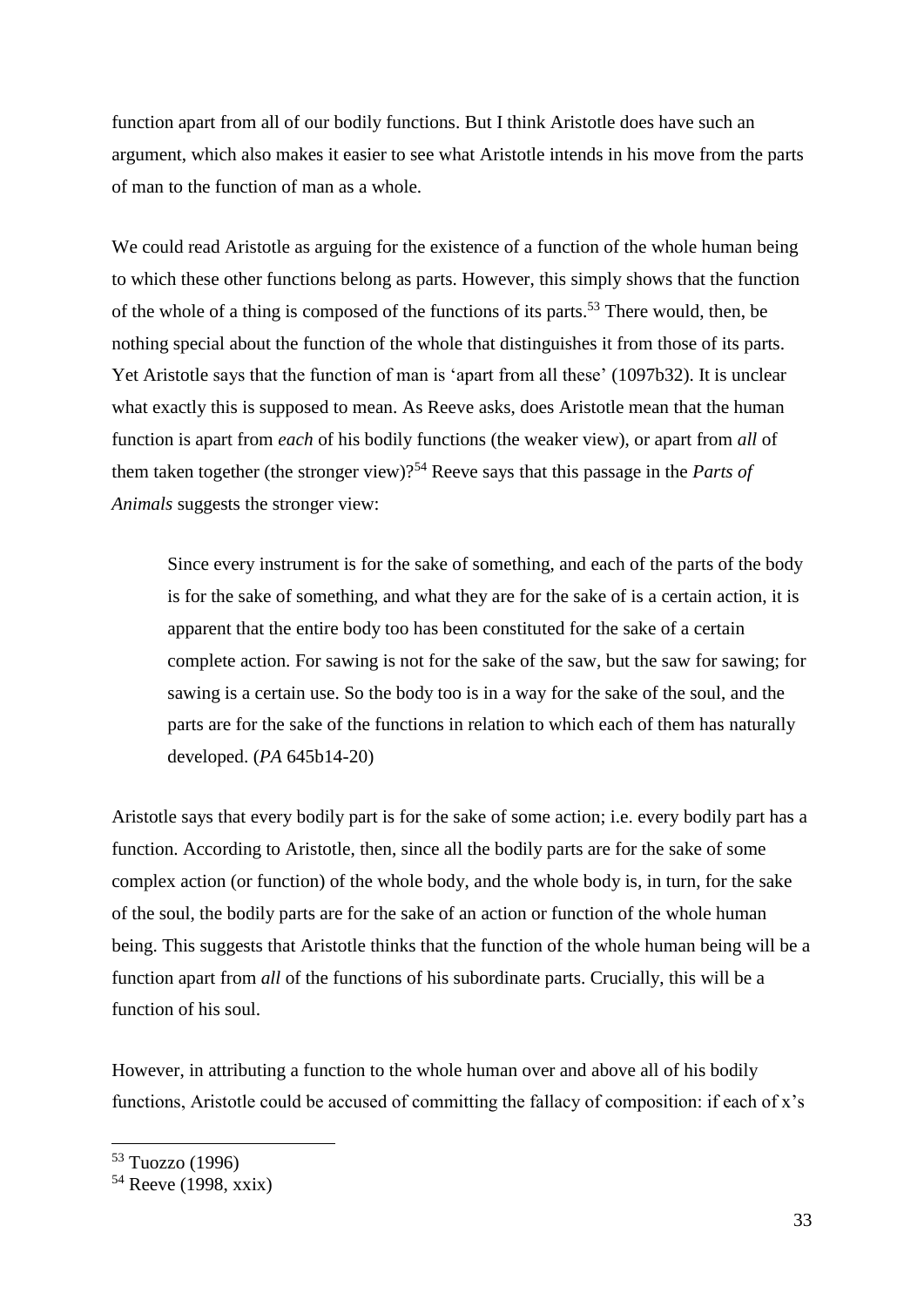function apart from all of our bodily functions. But I think Aristotle does have such an argument, which also makes it easier to see what Aristotle intends in his move from the parts of man to the function of man as a whole.

We could read Aristotle as arguing for the existence of a function of the whole human being to which these other functions belong as parts. However, this simply shows that the function of the whole of a thing is composed of the functions of its parts.[53] There would, then, be nothing special about the function of the whole that distinguishes it from those of its parts. Yet Aristotle says that the function of man is 'apart from all these' (1097b32). It is unclear what exactly this is supposed to mean. As Reeve asks, does Aristotle mean that the human function is apart from *each* of his bodily functions (the weaker view), or apart from *all* of them taken together (the stronger view)?[54] Reeve says that this passage in the *Parts of Animals* suggests the stronger view:

> Since every instrument is for the sake of something, and each of the parts of the body is for the sake of something, and what they are for the sake of is a certain action, it is apparent that the entire body too has been constituted for the sake of a certain complete action. For sawing is not for the sake of the saw, but the saw for sawing; for sawing is a certain use. So the body too is in a way for the sake of the soul, and the parts are for the sake of the functions in relation to which each of them has naturally developed. (*PA* 645b14-20)

Aristotle says that every bodily part is for the sake of some action; i.e. every bodily part has a function. According to Aristotle, then, since all the bodily parts are for the sake of some complex action (or function) of the whole body, and the whole body is, in turn, for the sake of the soul, the bodily parts are for the sake of an action or function of the whole human being. This suggests that Aristotle thinks that the function of the whole human being will be a function apart from *all* of the functions of his subordinate parts. Crucially, this will be a function of his soul.

However, in attributing a function to the whole human over and above all of his bodily functions, Aristotle could be accused of committing the fallacy of composition: if each of x's

[53] Tuozzo (1996)

[54] Reeve (1998, xxix)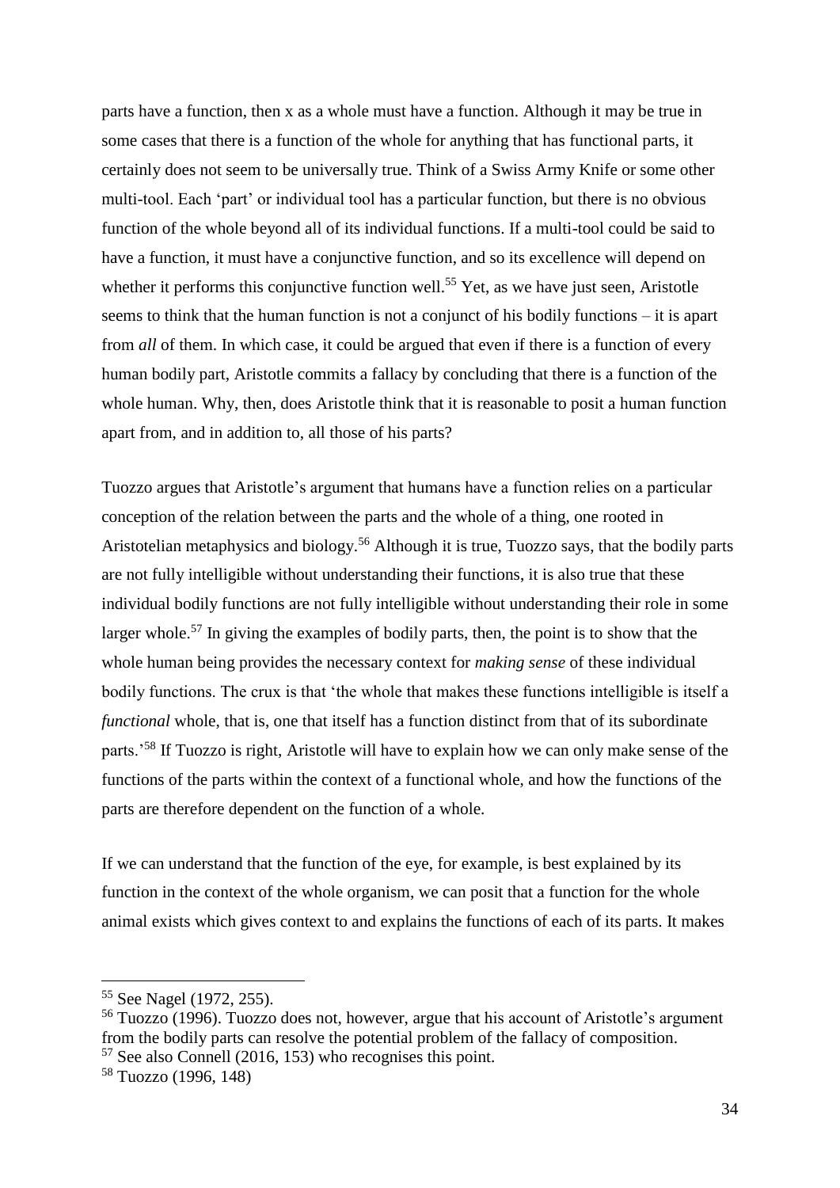parts have a function, then x as a whole must have a function. Although it may be true in some cases that there is a function of the whole for anything that has functional parts, it certainly does not seem to be universally true. Think of a Swiss Army Knife or some other multi-tool. Each 'part' or individual tool has a particular function, but there is no obvious function of the whole beyond all of its individual functions. If a multi-tool could be said to have a function, it must have a conjunctive function, and so its excellence will depend on whether it performs this conjunctive function well.[55] Yet, as we have just seen, Aristotle seems to think that the human function is not a conjunct of his bodily functions – it is apart from *all* of them. In which case, it could be argued that even if there is a function of every human bodily part, Aristotle commits a fallacy by concluding that there is a function of the whole human. Why, then, does Aristotle think that it is reasonable to posit a human function apart from, and in addition to, all those of his parts?

Tuozzo argues that Aristotle's argument that humans have a function relies on a particular conception of the relation between the parts and the whole of a thing, one rooted in Aristotelian metaphysics and biology.[56] Although it is true, Tuozzo says, that the bodily parts are not fully intelligible without understanding their functions, it is also true that these individual bodily functions are not fully intelligible without understanding their role in some larger whole.[57] In giving the examples of bodily parts, then, the point is to show that the whole human being provides the necessary context for *making sense* of these individual bodily functions. The crux is that 'the whole that makes these functions intelligible is itself a *functional* whole, that is, one that itself has a function distinct from that of its subordinate parts.'[58] If Tuozzo is right, Aristotle will have to explain how we can only make sense of the functions of the parts within the context of a functional whole, and how the functions of the parts are therefore dependent on the function of a whole.

If we can understand that the function of the eye, for example, is best explained by its function in the context of the whole organism, we can posit that a function for the whole animal exists which gives context to and explains the functions of each of its parts. It makes

---

[55] See Nagel (1972, 255).

[56] Tuozzo (1996). Tuozzo does not, however, argue that his account of Aristotle's argument from the bodily parts can resolve the potential problem of the fallacy of composition.

[57] See also Connell (2016, 153) who recognises this point.

[58] Tuozzo (1996, 148)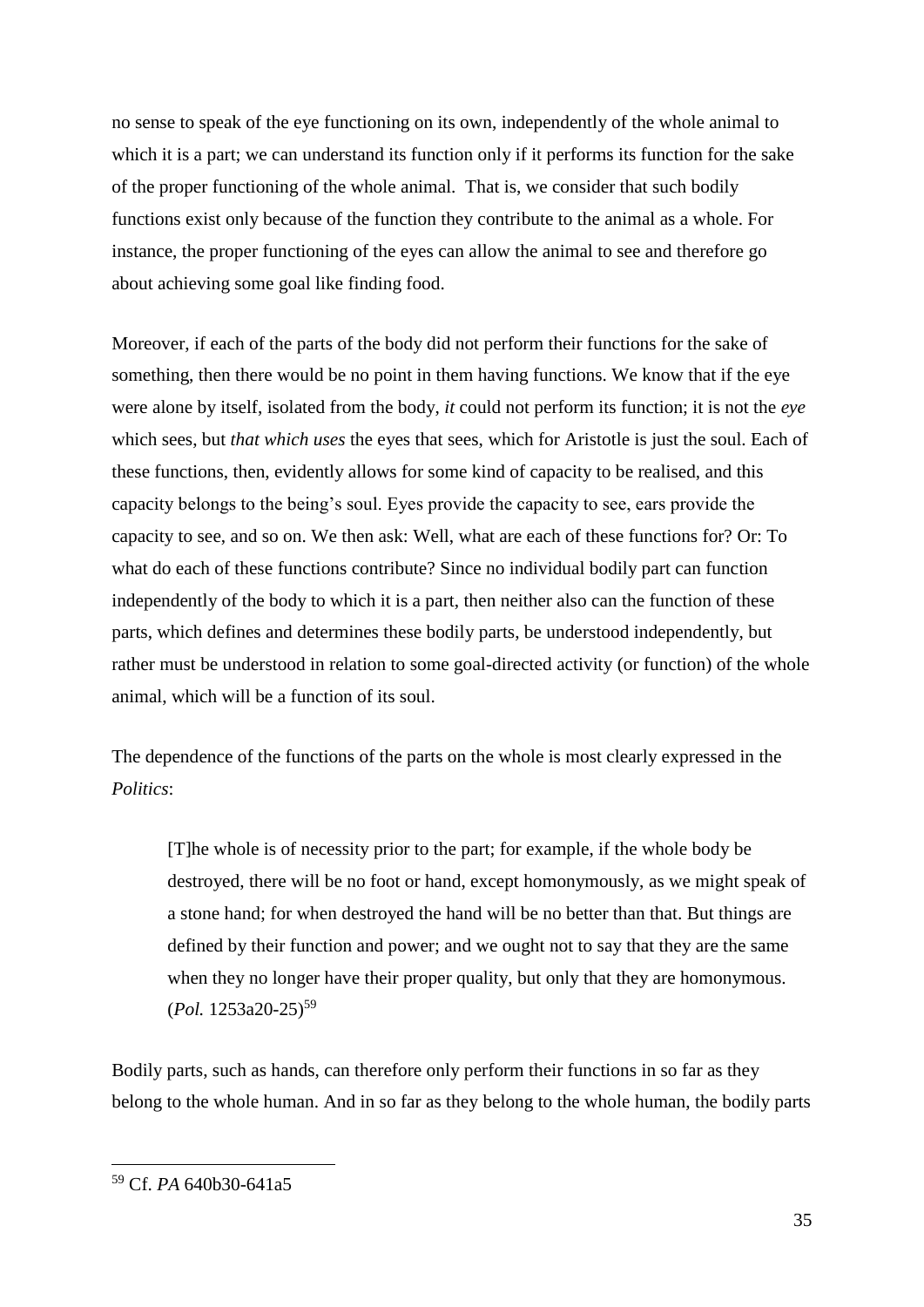no sense to speak of the eye functioning on its own, independently of the whole animal to which it is a part; we can understand its function only if it performs its function for the sake of the proper functioning of the whole animal. That is, we consider that such bodily functions exist only because of the function they contribute to the animal as a whole. For instance, the proper functioning of the eyes can allow the animal to see and therefore go about achieving some goal like finding food.

Moreover, if each of the parts of the body did not perform their functions for the sake of something, then there would be no point in them having functions. We know that if the eye were alone by itself, isolated from the body, *it* could not perform its function; it is not the *eye* which sees, but *that which uses* the eyes that sees, which for Aristotle is just the soul. Each of these functions, then, evidently allows for some kind of capacity to be realised, and this capacity belongs to the being's soul. Eyes provide the capacity to see, ears provide the capacity to see, and so on. We then ask: Well, what are each of these functions for? Or: To what do each of these functions contribute? Since no individual bodily part can function independently of the body to which it is a part, then neither also can the function of these parts, which defines and determines these bodily parts, be understood independently, but rather must be understood in relation to some goal-directed activity (or function) of the whole animal, which will be a function of its soul.

The dependence of the functions of the parts on the whole is most clearly expressed in the *Politics*:

> [T]he whole is of necessity prior to the part; for example, if the whole body be destroyed, there will be no foot or hand, except homonymously, as we might speak of a stone hand; for when destroyed the hand will be no better than that. But things are defined by their function and power; and we ought not to say that they are the same when they no longer have their proper quality, but only that they are homonymous. (*Pol.* 1253a20-25)[59]

Bodily parts, such as hands, can therefore only perform their functions in so far as they belong to the whole human. And in so far as they belong to the whole human, the bodily parts

[59] Cf. *PA* 640b30-641a5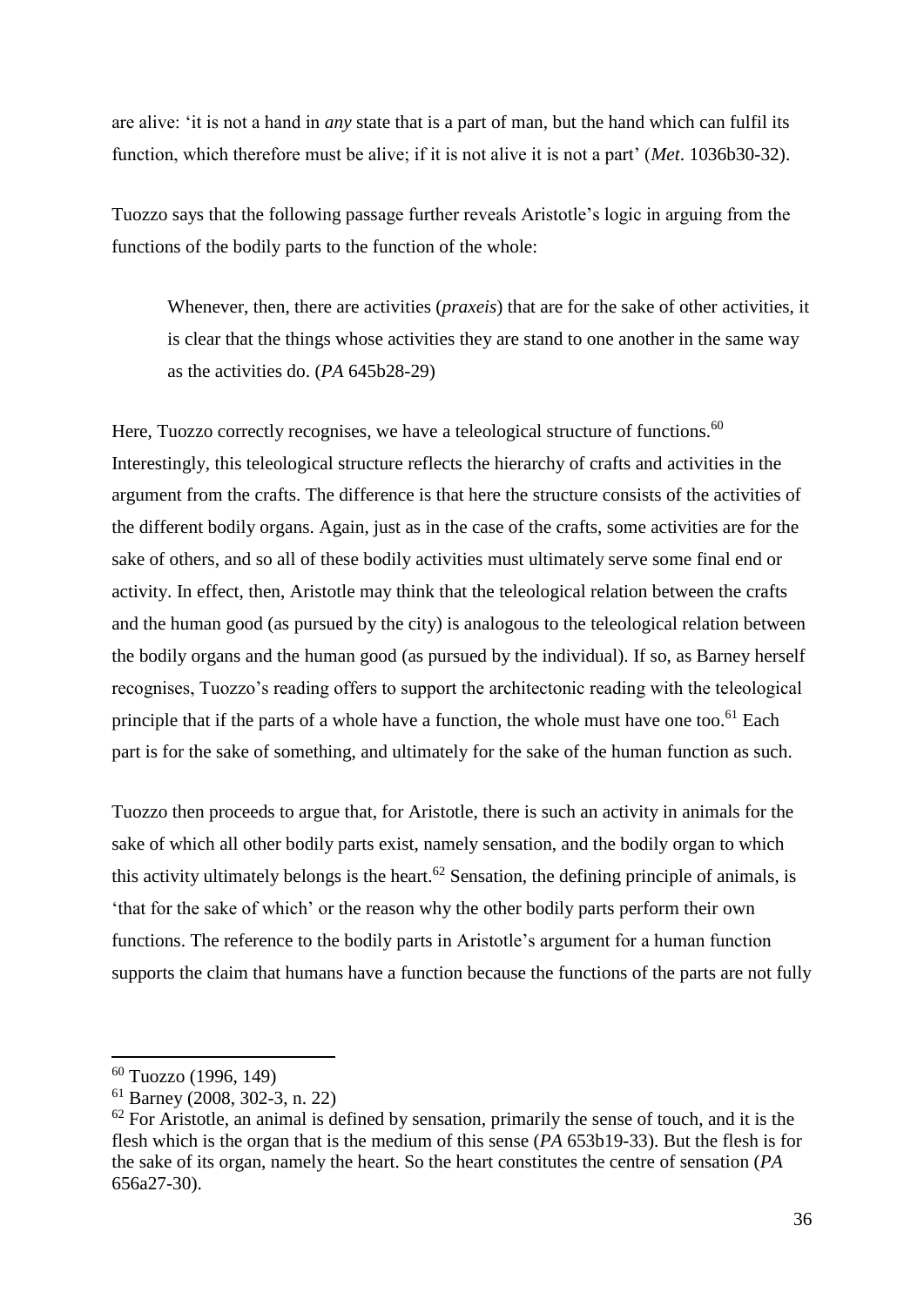are alive: 'it is not a hand in *any* state that is a part of man, but the hand which can fulfil its function, which therefore must be alive; if it is not alive it is not a part' (*Met*. 1036b30-32).

Tuozzo says that the following passage further reveals Aristotle's logic in arguing from the functions of the bodily parts to the function of the whole:

> Whenever, then, there are activities (*praxeis*) that are for the sake of other activities, it is clear that the things whose activities they are stand to one another in the same way as the activities do. (*PA* 645b28-29)

Here, Tuozzo correctly recognises, we have a teleological structure of functions.[60] Interestingly, this teleological structure reflects the hierarchy of crafts and activities in the argument from the crafts. The difference is that here the structure consists of the activities of the different bodily organs. Again, just as in the case of the crafts, some activities are for the sake of others, and so all of these bodily activities must ultimately serve some final end or activity. In effect, then, Aristotle may think that the teleological relation between the crafts and the human good (as pursued by the city) is analogous to the teleological relation between the bodily organs and the human good (as pursued by the individual). If so, as Barney herself recognises, Tuozzo's reading offers to support the architectonic reading with the teleological principle that if the parts of a whole have a function, the whole must have one too.[61] Each part is for the sake of something, and ultimately for the sake of the human function as such.

Tuozzo then proceeds to argue that, for Aristotle, there is such an activity in animals for the sake of which all other bodily parts exist, namely sensation, and the bodily organ to which this activity ultimately belongs is the heart.[62] Sensation, the defining principle of animals, is 'that for the sake of which' or the reason why the other bodily parts perform their own functions. The reference to the bodily parts in Aristotle's argument for a human function supports the claim that humans have a function because the functions of the parts are not fully

---

[60] Tuozzo (1996, 149)

[61] Barney (2008, 302-3, n. 22)

[62] For Aristotle, an animal is defined by sensation, primarily the sense of touch, and it is the flesh which is the organ that is the medium of this sense (*PA* 653b19-33). But the flesh is for the sake of its organ, namely the heart. So the heart constitutes the centre of sensation (*PA* 656a27-30).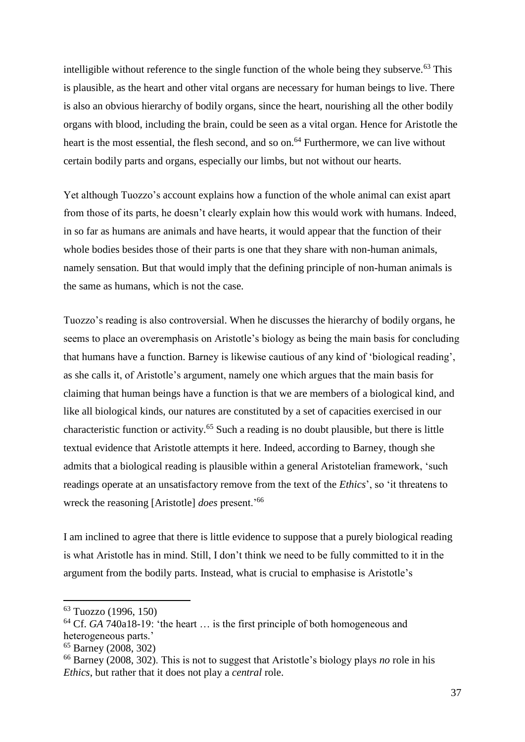intelligible without reference to the single function of the whole being they subserve.[63] This is plausible, as the heart and other vital organs are necessary for human beings to live. There is also an obvious hierarchy of bodily organs, since the heart, nourishing all the other bodily organs with blood, including the brain, could be seen as a vital organ. Hence for Aristotle the heart is the most essential, the flesh second, and so on.[64] Furthermore, we can live without certain bodily parts and organs, especially our limbs, but not without our hearts.

Yet although Tuozzo's account explains how a function of the whole animal can exist apart from those of its parts, he doesn't clearly explain how this would work with humans. Indeed, in so far as humans are animals and have hearts, it would appear that the function of their whole bodies besides those of their parts is one that they share with non-human animals, namely sensation. But that would imply that the defining principle of non-human animals is the same as humans, which is not the case.

Tuozzo's reading is also controversial. When he discusses the hierarchy of bodily organs, he seems to place an overemphasis on Aristotle's biology as being the main basis for concluding that humans have a function. Barney is likewise cautious of any kind of 'biological reading', as she calls it, of Aristotle's argument, namely one which argues that the main basis for claiming that human beings have a function is that we are members of a biological kind, and like all biological kinds, our natures are constituted by a set of capacities exercised in our characteristic function or activity.[65] Such a reading is no doubt plausible, but there is little textual evidence that Aristotle attempts it here. Indeed, according to Barney, though she admits that a biological reading is plausible within a general Aristotelian framework, 'such readings operate at an unsatisfactory remove from the text of the *Ethics*', so 'it threatens to wreck the reasoning [Aristotle] *does* present.'[66]

I am inclined to agree that there is little evidence to suppose that a purely biological reading is what Aristotle has in mind. Still, I don't think we need to be fully committed to it in the argument from the bodily parts. Instead, what is crucial to emphasise is Aristotle's

---

[63] Tuozzo (1996, 150)

[64] Cf. *GA* 740a18-19: 'the heart … is the first principle of both homogeneous and heterogeneous parts.'

[65] Barney (2008, 302)

[66] Barney (2008, 302). This is not to suggest that Aristotle's biology plays *no* role in his *Ethics*, but rather that it does not play a *central* role.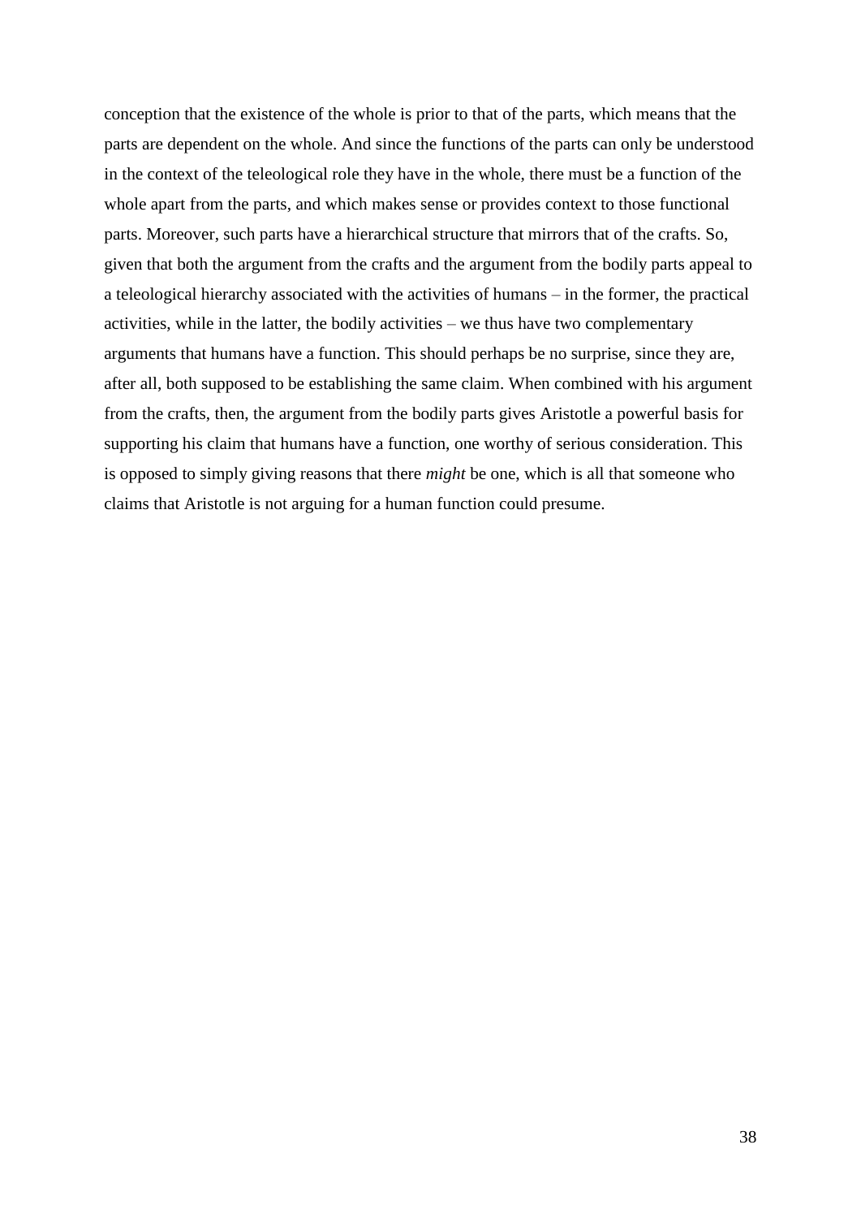conception that the existence of the whole is prior to that of the parts, which means that the parts are dependent on the whole. And since the functions of the parts can only be understood in the context of the teleological role they have in the whole, there must be a function of the whole apart from the parts, and which makes sense or provides context to those functional parts. Moreover, such parts have a hierarchical structure that mirrors that of the crafts. So, given that both the argument from the crafts and the argument from the bodily parts appeal to a teleological hierarchy associated with the activities of humans – in the former, the practical activities, while in the latter, the bodily activities – we thus have two complementary arguments that humans have a function. This should perhaps be no surprise, since they are, after all, both supposed to be establishing the same claim. When combined with his argument from the crafts, then, the argument from the bodily parts gives Aristotle a powerful basis for supporting his claim that humans have a function, one worthy of serious consideration. This is opposed to simply giving reasons that there *might* be one, which is all that someone who claims that Aristotle is not arguing for a human function could presume.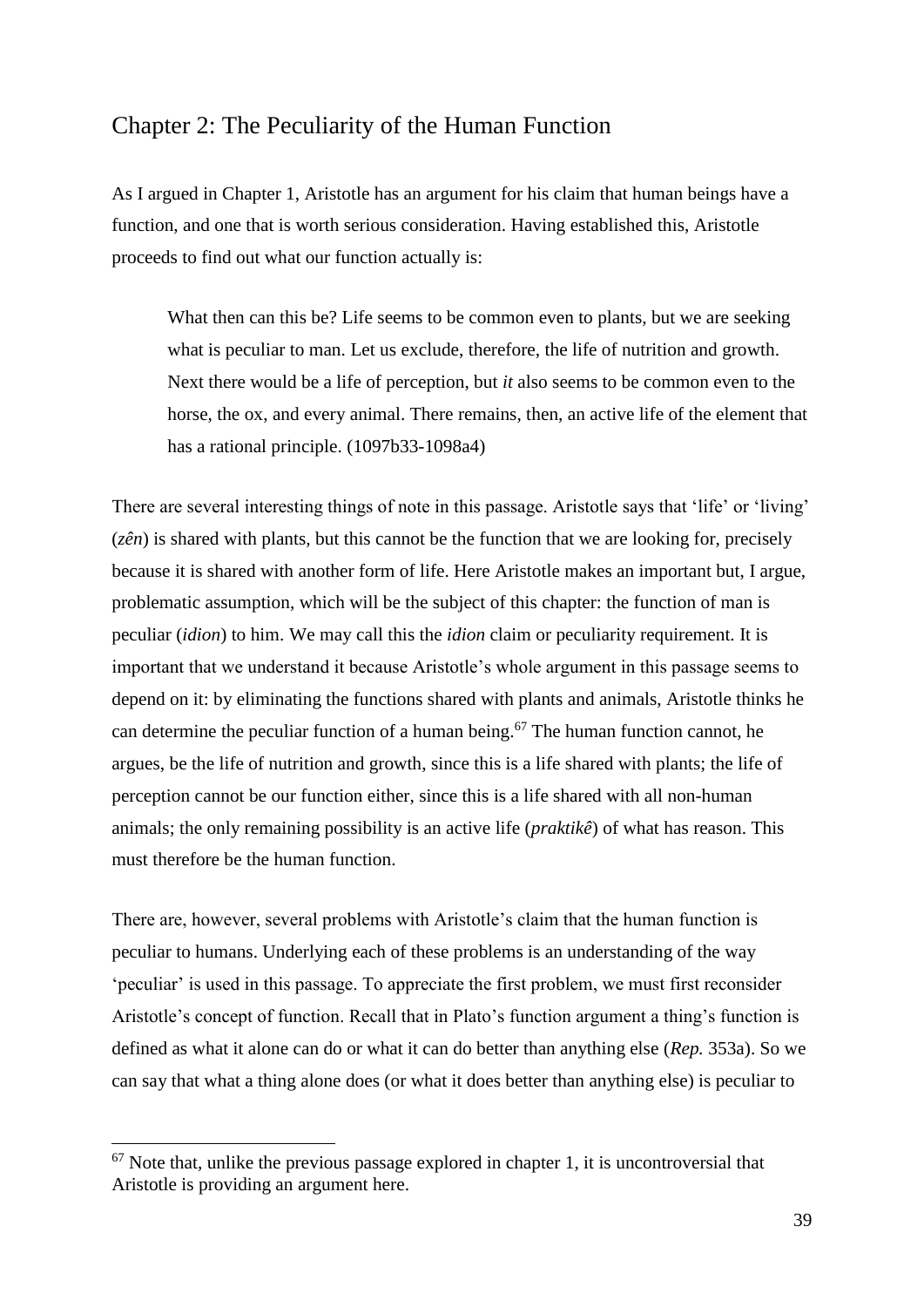## Chapter 2: The Peculiarity of the Human Function

As I argued in Chapter 1, Aristotle has an argument for his claim that human beings have a function, and one that is worth serious consideration. Having established this, Aristotle proceeds to find out what our function actually is:

> What then can this be? Life seems to be common even to plants, but we are seeking what is peculiar to man. Let us exclude, therefore, the life of nutrition and growth. Next there would be a life of perception, but *it* also seems to be common even to the horse, the ox, and every animal. There remains, then, an active life of the element that has a rational principle. (1097b33-1098a4)

There are several interesting things of note in this passage. Aristotle says that 'life' or 'living' (*zên*) is shared with plants, but this cannot be the function that we are looking for, precisely because it is shared with another form of life. Here Aristotle makes an important but, I argue, problematic assumption, which will be the subject of this chapter: the function of man is peculiar (*idion*) to him. We may call this the *idion* claim or peculiarity requirement. It is important that we understand it because Aristotle's whole argument in this passage seems to depend on it: by eliminating the functions shared with plants and animals, Aristotle thinks he can determine the peculiar function of a human being.[67] The human function cannot, he argues, be the life of nutrition and growth, since this is a life shared with plants; the life of perception cannot be our function either, since this is a life shared with all non-human animals; the only remaining possibility is an active life (*praktikê*) of what has reason. This must therefore be the human function.

There are, however, several problems with Aristotle's claim that the human function is peculiar to humans. Underlying each of these problems is an understanding of the way 'peculiar' is used in this passage. To appreciate the first problem, we must first reconsider Aristotle's concept of function. Recall that in Plato's function argument a thing's function is defined as what it alone can do or what it can do better than anything else (*Rep.* 353a). So we can say that what a thing alone does (or what it does better than anything else) is peculiar to

[67] Note that, unlike the previous passage explored in chapter 1, it is uncontroversial that Aristotle is providing an argument here.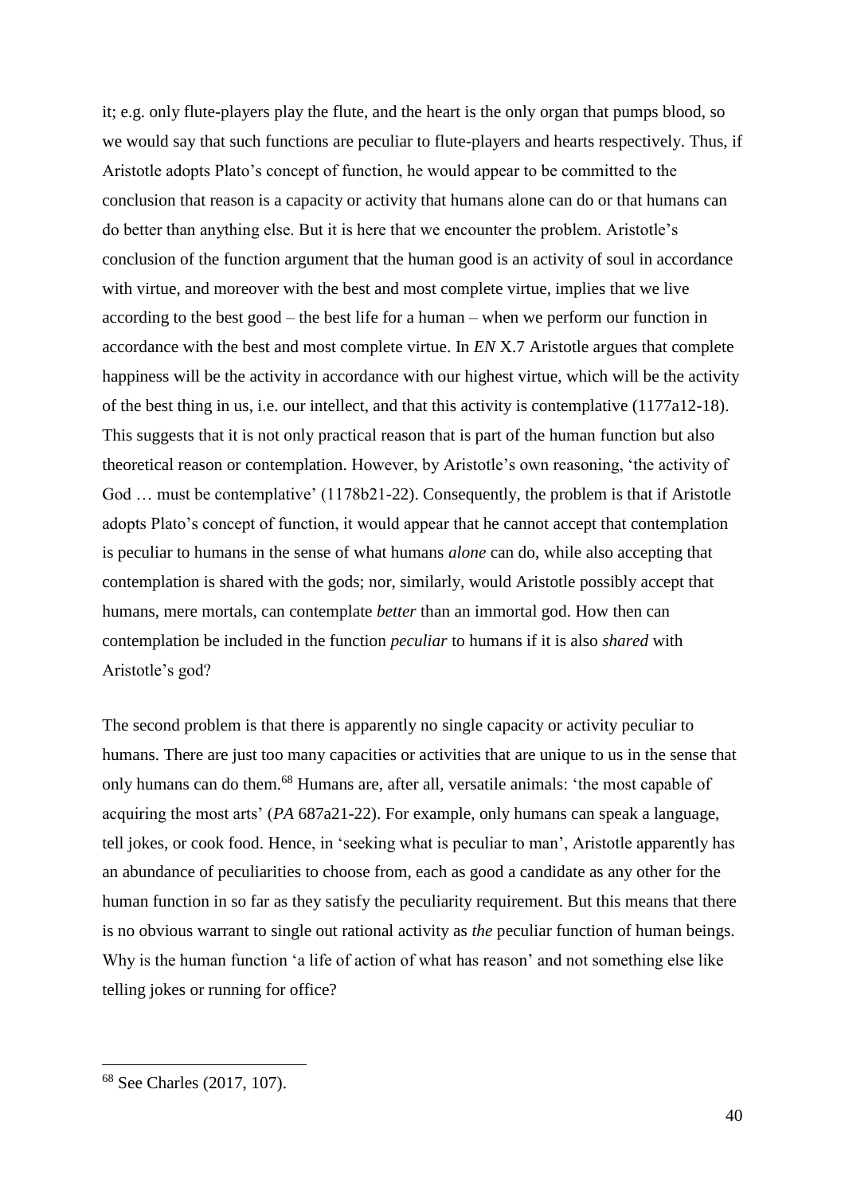it; e.g. only flute-players play the flute, and the heart is the only organ that pumps blood, so we would say that such functions are peculiar to flute-players and hearts respectively. Thus, if Aristotle adopts Plato's concept of function, he would appear to be committed to the conclusion that reason is a capacity or activity that humans alone can do or that humans can do better than anything else. But it is here that we encounter the problem. Aristotle's conclusion of the function argument that the human good is an activity of soul in accordance with virtue, and moreover with the best and most complete virtue, implies that we live according to the best good – the best life for a human – when we perform our function in accordance with the best and most complete virtue. In *EN* X.7 Aristotle argues that complete happiness will be the activity in accordance with our highest virtue, which will be the activity of the best thing in us, i.e. our intellect, and that this activity is contemplative (1177a12-18). This suggests that it is not only practical reason that is part of the human function but also theoretical reason or contemplation. However, by Aristotle's own reasoning, 'the activity of God … must be contemplative' (1178b21-22). Consequently, the problem is that if Aristotle adopts Plato's concept of function, it would appear that he cannot accept that contemplation is peculiar to humans in the sense of what humans *alone* can do, while also accepting that contemplation is shared with the gods; nor, similarly, would Aristotle possibly accept that humans, mere mortals, can contemplate *better* than an immortal god. How then can contemplation be included in the function *peculiar* to humans if it is also *shared* with Aristotle's god?

The second problem is that there is apparently no single capacity or activity peculiar to humans. There are just too many capacities or activities that are unique to us in the sense that only humans can do them.[68] Humans are, after all, versatile animals: 'the most capable of acquiring the most arts' (*PA* 687a21-22). For example, only humans can speak a language, tell jokes, or cook food. Hence, in 'seeking what is peculiar to man', Aristotle apparently has an abundance of peculiarities to choose from, each as good a candidate as any other for the human function in so far as they satisfy the peculiarity requirement. But this means that there is no obvious warrant to single out rational activity as *the* peculiar function of human beings. Why is the human function 'a life of action of what has reason' and not something else like telling jokes or running for office?

[68] See Charles (2017, 107).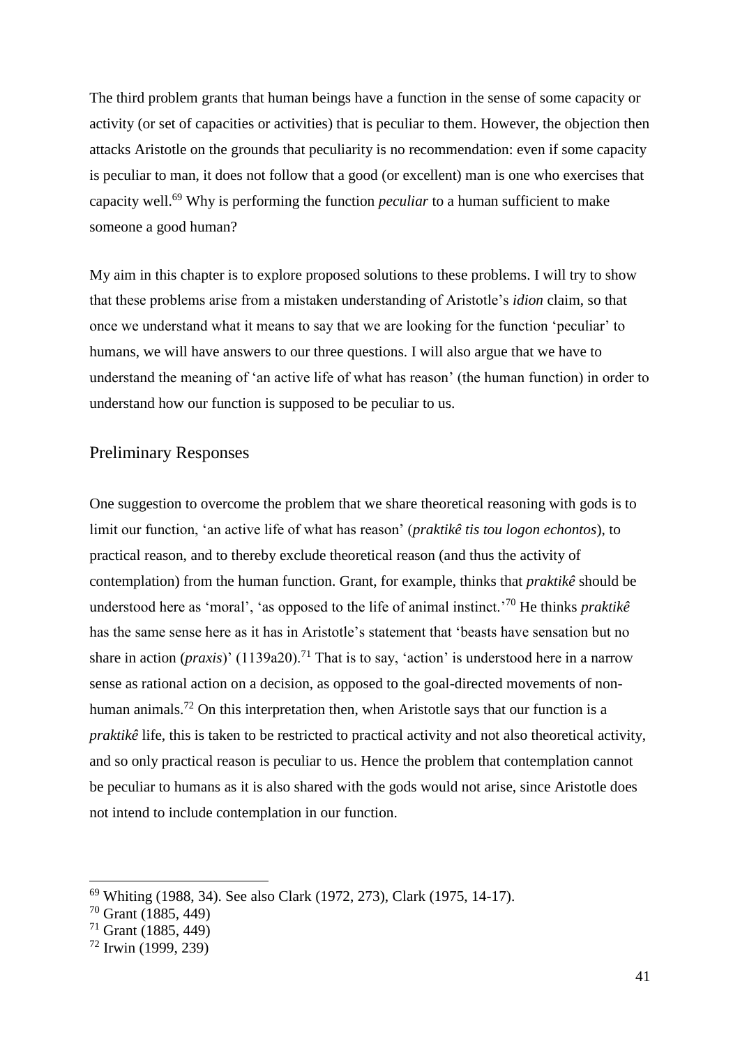The third problem grants that human beings have a function in the sense of some capacity or activity (or set of capacities or activities) that is peculiar to them. However, the objection then attacks Aristotle on the grounds that peculiarity is no recommendation: even if some capacity is peculiar to man, it does not follow that a good (or excellent) man is one who exercises that capacity well.[69] Why is performing the function *peculiar* to a human sufficient to make someone a good human?

My aim in this chapter is to explore proposed solutions to these problems. I will try to show that these problems arise from a mistaken understanding of Aristotle's *idion* claim, so that once we understand what it means to say that we are looking for the function 'peculiar' to humans, we will have answers to our three questions. I will also argue that we have to understand the meaning of 'an active life of what has reason' (the human function) in order to understand how our function is supposed to be peculiar to us.

## Preliminary Responses

One suggestion to overcome the problem that we share theoretical reasoning with gods is to limit our function, 'an active life of what has reason' (*praktikê tis tou logon echontos*), to practical reason, and to thereby exclude theoretical reason (and thus the activity of contemplation) from the human function. Grant, for example, thinks that *praktikê* should be understood here as 'moral', 'as opposed to the life of animal instinct.'[70] He thinks *praktikê* has the same sense here as it has in Aristotle's statement that 'beasts have sensation but no share in action (*praxis*)' (1139a20).[71] That is to say, 'action' is understood here in a narrow sense as rational action on a decision, as opposed to the goal-directed movements of non-human animals.[72] On this interpretation then, when Aristotle says that our function is a *praktikê* life, this is taken to be restricted to practical activity and not also theoretical activity, and so only practical reason is peculiar to us. Hence the problem that contemplation cannot be peculiar to humans as it is also shared with the gods would not arise, since Aristotle does not intend to include contemplation in our function.

---

[69] Whiting (1988, 34). See also Clark (1972, 273), Clark (1975, 14-17).

[70] Grant (1885, 449)

[71] Grant (1885, 449)

[72] Irwin (1999, 239)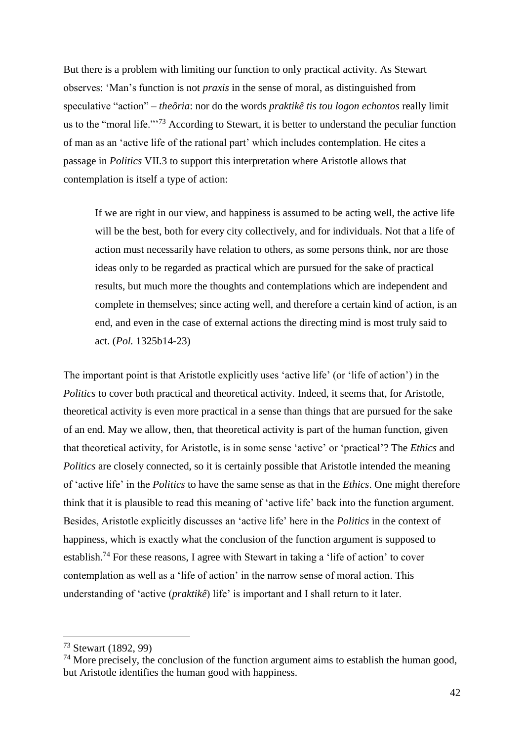But there is a problem with limiting our function to only practical activity. As Stewart observes: 'Man's function is not *praxis* in the sense of moral, as distinguished from speculative "action" – *theôria*: nor do the words *praktikê tis tou logon echontos* really limit us to the "moral life."'[73] According to Stewart, it is better to understand the peculiar function of man as an 'active life of the rational part' which includes contemplation. He cites a passage in *Politics* VII.3 to support this interpretation where Aristotle allows that contemplation is itself a type of action:

> If we are right in our view, and happiness is assumed to be acting well, the active life will be the best, both for every city collectively, and for individuals. Not that a life of action must necessarily have relation to others, as some persons think, nor are those ideas only to be regarded as practical which are pursued for the sake of practical results, but much more the thoughts and contemplations which are independent and complete in themselves; since acting well, and therefore a certain kind of action, is an end, and even in the case of external actions the directing mind is most truly said to act. (*Pol.* 1325b14-23)

The important point is that Aristotle explicitly uses 'active life' (or 'life of action') in the *Politics* to cover both practical and theoretical activity. Indeed, it seems that, for Aristotle, theoretical activity is even more practical in a sense than things that are pursued for the sake of an end. May we allow, then, that theoretical activity is part of the human function, given that theoretical activity, for Aristotle, is in some sense 'active' or 'practical'? The *Ethics* and *Politics* are closely connected, so it is certainly possible that Aristotle intended the meaning of 'active life' in the *Politics* to have the same sense as that in the *Ethics*. One might therefore think that it is plausible to read this meaning of 'active life' back into the function argument. Besides, Aristotle explicitly discusses an 'active life' here in the *Politics* in the context of happiness, which is exactly what the conclusion of the function argument is supposed to establish.[74] For these reasons, I agree with Stewart in taking a 'life of action' to cover contemplation as well as a 'life of action' in the narrow sense of moral action. This understanding of 'active (*praktikê*) life' is important and I shall return to it later.

---

[73] Stewart (1892, 99)

[74] More precisely, the conclusion of the function argument aims to establish the human good, but Aristotle identifies the human good with happiness.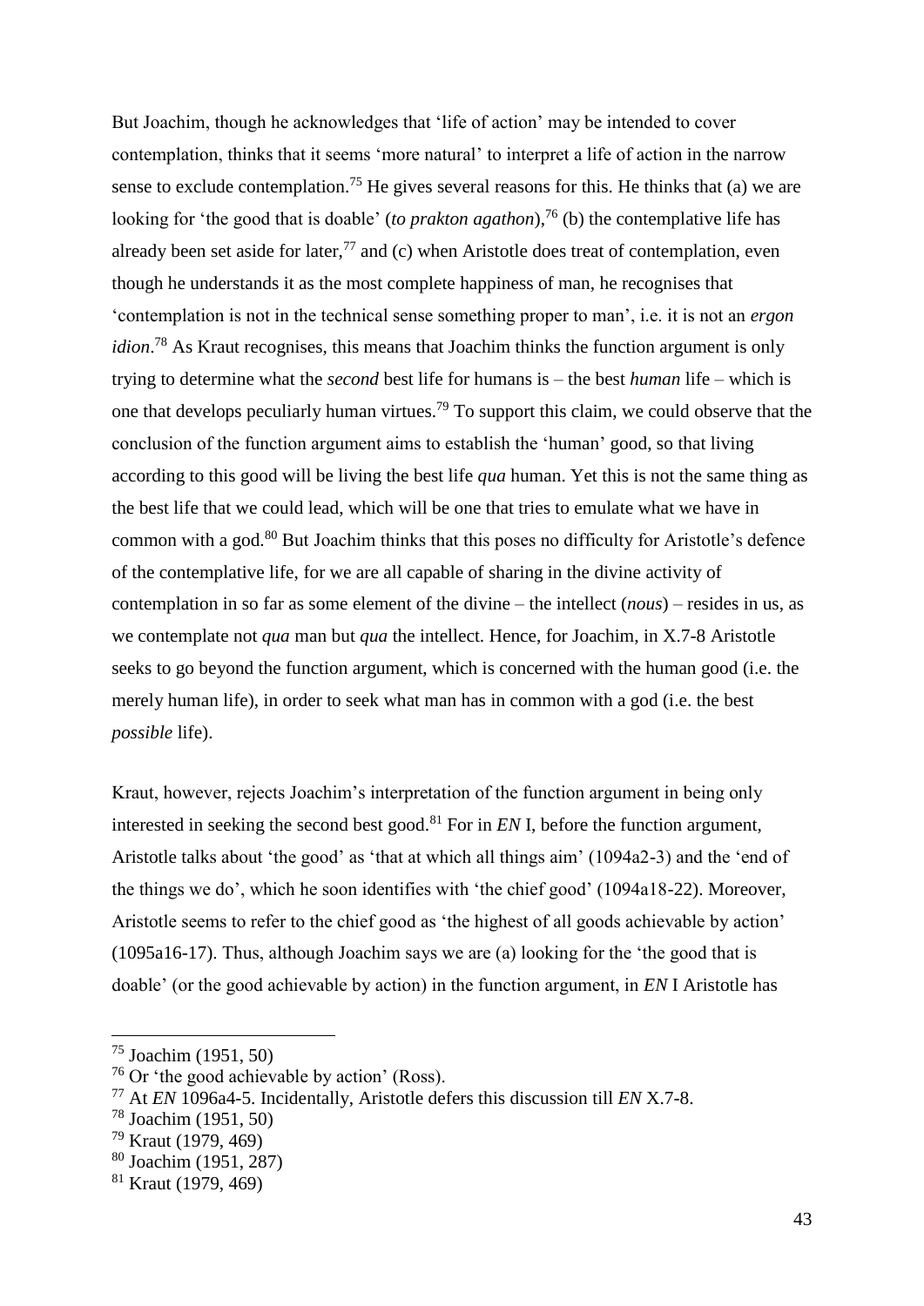But Joachim, though he acknowledges that 'life of action' may be intended to cover contemplation, thinks that it seems 'more natural' to interpret a life of action in the narrow sense to exclude contemplation.[75] He gives several reasons for this. He thinks that (a) we are looking for 'the good that is doable' (*to prakton agathon*),[76] (b) the contemplative life has already been set aside for later,[77] and (c) when Aristotle does treat of contemplation, even though he understands it as the most complete happiness of man, he recognises that 'contemplation is not in the technical sense something proper to man', i.e. it is not an *ergon idion*.[78] As Kraut recognises, this means that Joachim thinks the function argument is only trying to determine what the *second* best life for humans is – the best *human* life – which is one that develops peculiarly human virtues.[79] To support this claim, we could observe that the conclusion of the function argument aims to establish the 'human' good, so that living according to this good will be living the best life *qua* human. Yet this is not the same thing as the best life that we could lead, which will be one that tries to emulate what we have in common with a god.[80] But Joachim thinks that this poses no difficulty for Aristotle's defence of the contemplative life, for we are all capable of sharing in the divine activity of contemplation in so far as some element of the divine – the intellect (*nous*) – resides in us, as we contemplate not *qua* man but *qua* the intellect. Hence, for Joachim, in X.7-8 Aristotle seeks to go beyond the function argument, which is concerned with the human good (i.e. the merely human life), in order to seek what man has in common with a god (i.e. the best *possible* life).

Kraut, however, rejects Joachim's interpretation of the function argument in being only interested in seeking the second best good.[81] For in *EN* I, before the function argument, Aristotle talks about 'the good' as 'that at which all things aim' (1094a2-3) and the 'end of the things we do', which he soon identifies with 'the chief good' (1094a18-22). Moreover, Aristotle seems to refer to the chief good as 'the highest of all goods achievable by action' (1095a16-17). Thus, although Joachim says we are (a) looking for the 'the good that is doable' (or the good achievable by action) in the function argument, in *EN* I Aristotle has

---

[75] Joachim (1951, 50)

[76] Or 'the good achievable by action' (Ross).

[77] At *EN* 1096a4-5. Incidentally, Aristotle defers this discussion till *EN* X.7-8.

[78] Joachim (1951, 50)

[79] Kraut (1979, 469)

[80] Joachim (1951, 287)

[81] Kraut (1979, 469)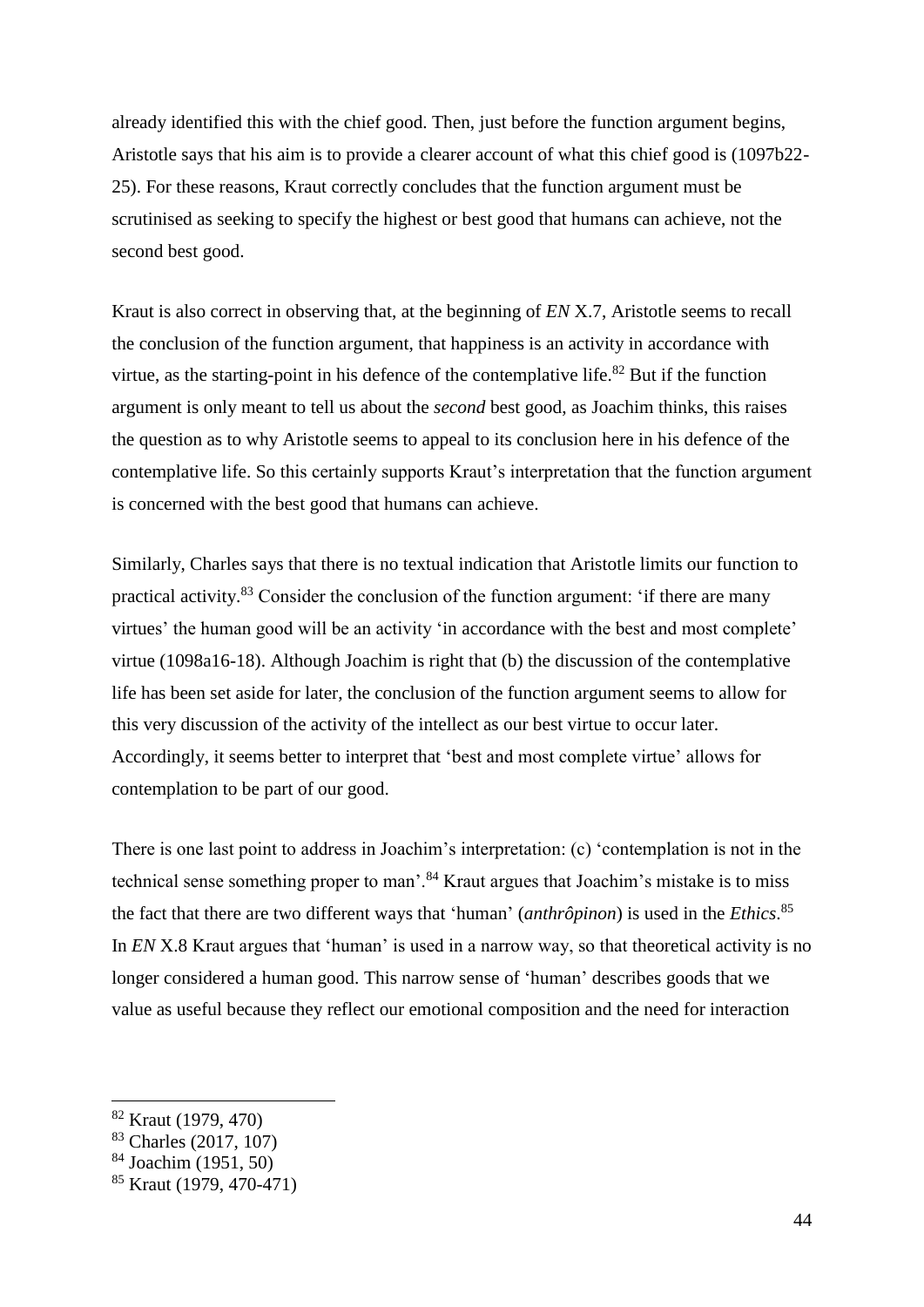already identified this with the chief good. Then, just before the function argument begins, Aristotle says that his aim is to provide a clearer account of what this chief good is (1097b22-25). For these reasons, Kraut correctly concludes that the function argument must be scrutinised as seeking to specify the highest or best good that humans can achieve, not the second best good.

Kraut is also correct in observing that, at the beginning of *EN* X.7, Aristotle seems to recall the conclusion of the function argument, that happiness is an activity in accordance with virtue, as the starting-point in his defence of the contemplative life.[82] But if the function argument is only meant to tell us about the *second* best good, as Joachim thinks, this raises the question as to why Aristotle seems to appeal to its conclusion here in his defence of the contemplative life. So this certainly supports Kraut's interpretation that the function argument is concerned with the best good that humans can achieve.

Similarly, Charles says that there is no textual indication that Aristotle limits our function to practical activity.[83] Consider the conclusion of the function argument: 'if there are many virtues' the human good will be an activity 'in accordance with the best and most complete' virtue (1098a16-18). Although Joachim is right that (b) the discussion of the contemplative life has been set aside for later, the conclusion of the function argument seems to allow for this very discussion of the activity of the intellect as our best virtue to occur later. Accordingly, it seems better to interpret that 'best and most complete virtue' allows for contemplation to be part of our good.

There is one last point to address in Joachim's interpretation: (c) 'contemplation is not in the technical sense something proper to man'.[84] Kraut argues that Joachim's mistake is to miss the fact that there are two different ways that 'human' (*anthrôpinon*) is used in the *Ethics*.[85] In *EN* X.8 Kraut argues that 'human' is used in a narrow way, so that theoretical activity is no longer considered a human good. This narrow sense of 'human' describes goods that we value as useful because they reflect our emotional composition and the need for interaction

[82] Kraut (1979, 470)

[83] Charles (2017, 107)

[84] Joachim (1951, 50)

[85] Kraut (1979, 470-471)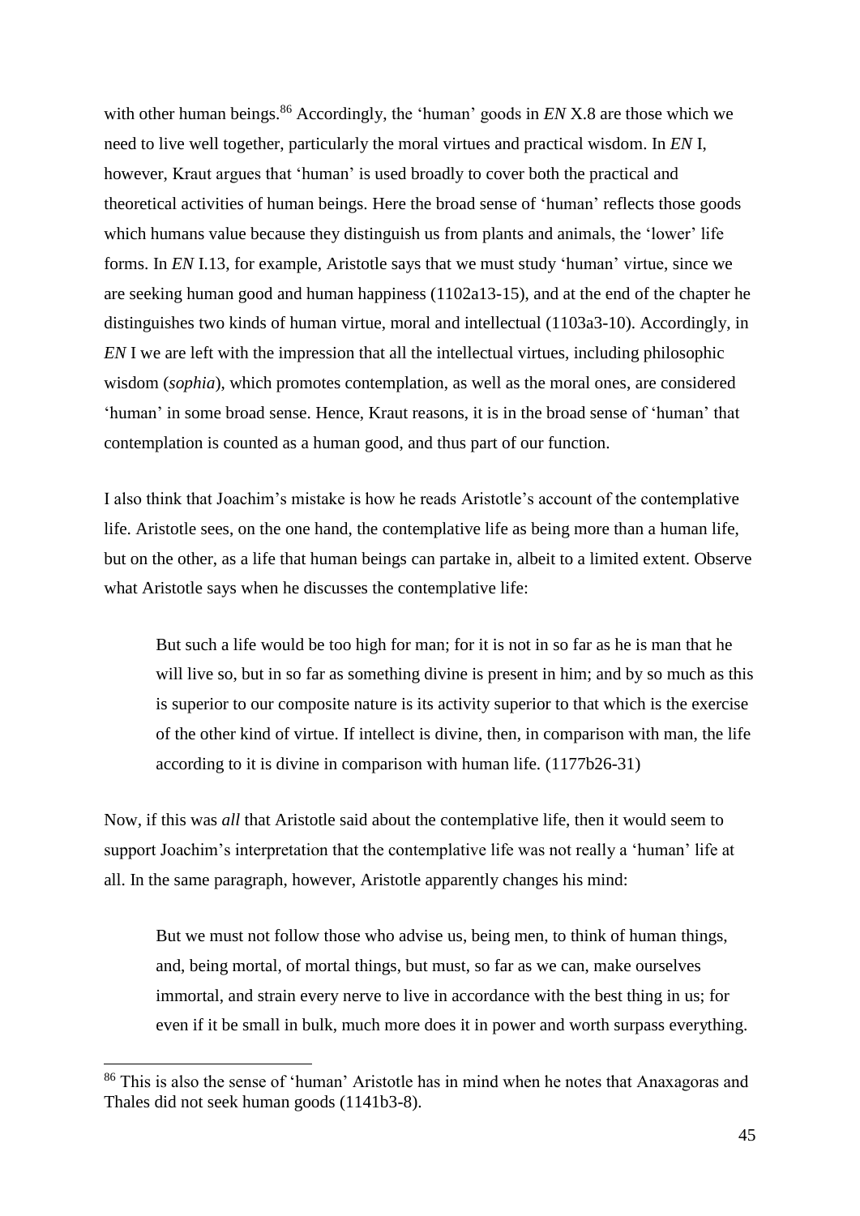with other human beings.[86] Accordingly, the 'human' goods in *EN* X.8 are those which we need to live well together, particularly the moral virtues and practical wisdom. In *EN* I, however, Kraut argues that 'human' is used broadly to cover both the practical and theoretical activities of human beings. Here the broad sense of 'human' reflects those goods which humans value because they distinguish us from plants and animals, the 'lower' life forms. In *EN* I.13, for example, Aristotle says that we must study 'human' virtue, since we are seeking human good and human happiness (1102a13-15), and at the end of the chapter he distinguishes two kinds of human virtue, moral and intellectual (1103a3-10). Accordingly, in *EN* I we are left with the impression that all the intellectual virtues, including philosophic wisdom (*sophia*), which promotes contemplation, as well as the moral ones, are considered 'human' in some broad sense. Hence, Kraut reasons, it is in the broad sense of 'human' that contemplation is counted as a human good, and thus part of our function.

I also think that Joachim's mistake is how he reads Aristotle's account of the contemplative life. Aristotle sees, on the one hand, the contemplative life as being more than a human life, but on the other, as a life that human beings can partake in, albeit to a limited extent. Observe what Aristotle says when he discusses the contemplative life:

> But such a life would be too high for man; for it is not in so far as he is man that he will live so, but in so far as something divine is present in him; and by so much as this is superior to our composite nature is its activity superior to that which is the exercise of the other kind of virtue. If intellect is divine, then, in comparison with man, the life according to it is divine in comparison with human life. (1177b26-31)

Now, if this was *all* that Aristotle said about the contemplative life, then it would seem to support Joachim's interpretation that the contemplative life was not really a 'human' life at all. In the same paragraph, however, Aristotle apparently changes his mind:

> But we must not follow those who advise us, being men, to think of human things, and, being mortal, of mortal things, but must, so far as we can, make ourselves immortal, and strain every nerve to live in accordance with the best thing in us; for even if it be small in bulk, much more does it in power and worth surpass everything.

[86] This is also the sense of 'human' Aristotle has in mind when he notes that Anaxagoras and Thales did not seek human goods (1141b3-8).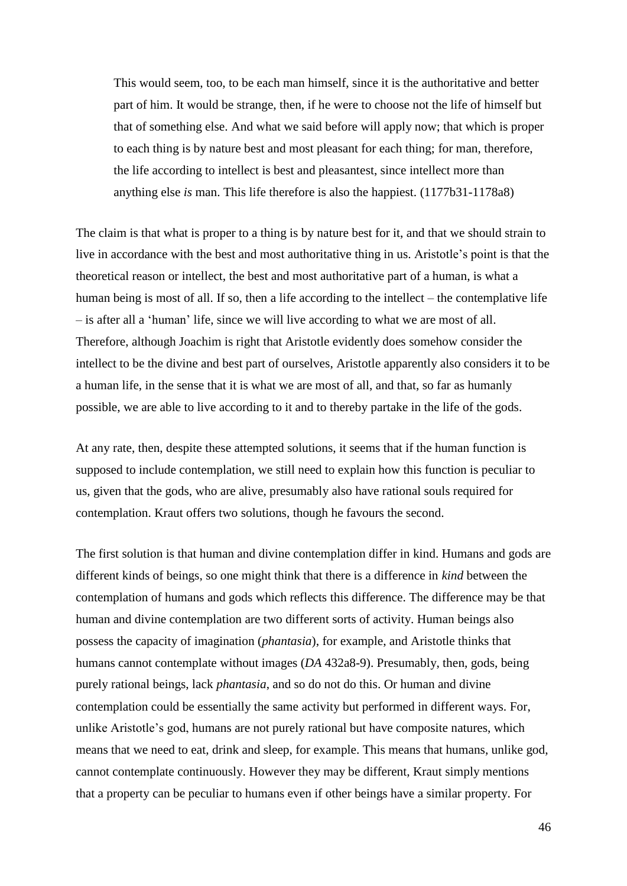> This would seem, too, to be each man himself, since it is the authoritative and better part of him. It would be strange, then, if he were to choose not the life of himself but that of something else. And what we said before will apply now; that which is proper to each thing is by nature best and most pleasant for each thing; for man, therefore, the life according to intellect is best and pleasantest, since intellect more than anything else *is* man. This life therefore is also the happiest. (1177b31-1178a8)

The claim is that what is proper to a thing is by nature best for it, and that we should strain to live in accordance with the best and most authoritative thing in us. Aristotle's point is that the theoretical reason or intellect, the best and most authoritative part of a human, is what a human being is most of all. If so, then a life according to the intellect – the contemplative life – is after all a 'human' life, since we will live according to what we are most of all. Therefore, although Joachim is right that Aristotle evidently does somehow consider the intellect to be the divine and best part of ourselves, Aristotle apparently also considers it to be a human life, in the sense that it is what we are most of all, and that, so far as humanly possible, we are able to live according to it and to thereby partake in the life of the gods.

At any rate, then, despite these attempted solutions, it seems that if the human function is supposed to include contemplation, we still need to explain how this function is peculiar to us, given that the gods, who are alive, presumably also have rational souls required for contemplation. Kraut offers two solutions, though he favours the second.

The first solution is that human and divine contemplation differ in kind. Humans and gods are different kinds of beings, so one might think that there is a difference in *kind* between the contemplation of humans and gods which reflects this difference. The difference may be that human and divine contemplation are two different sorts of activity. Human beings also possess the capacity of imagination (*phantasia*), for example, and Aristotle thinks that humans cannot contemplate without images (*DA* 432a8-9). Presumably, then, gods, being purely rational beings, lack *phantasia*, and so do not do this. Or human and divine contemplation could be essentially the same activity but performed in different ways. For, unlike Aristotle's god, humans are not purely rational but have composite natures, which means that we need to eat, drink and sleep, for example. This means that humans, unlike god, cannot contemplate continuously. However they may be different, Kraut simply mentions that a property can be peculiar to humans even if other beings have a similar property. For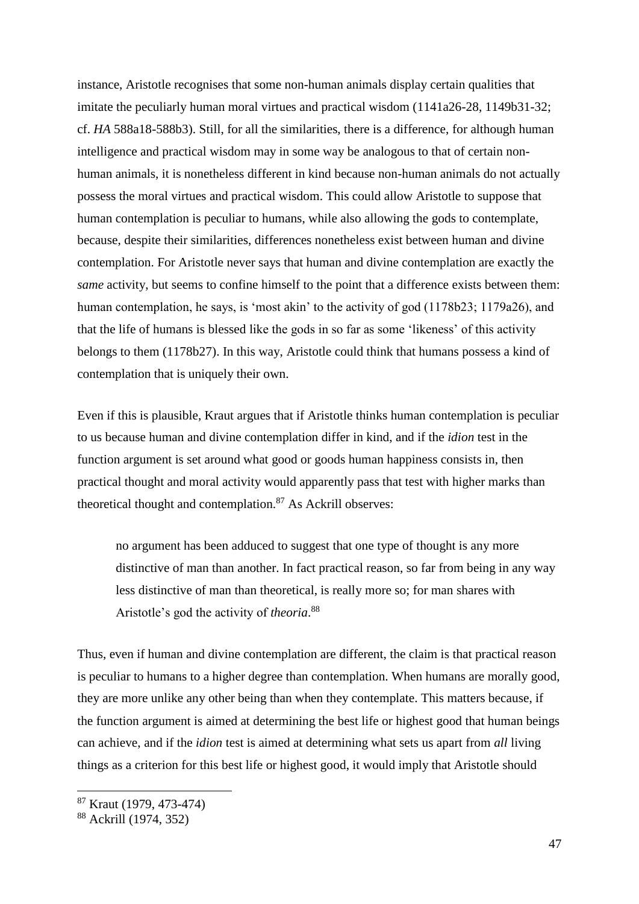instance, Aristotle recognises that some non-human animals display certain qualities that imitate the peculiarly human moral virtues and practical wisdom (1141a26-28, 1149b31-32; cf. *HA* 588a18-588b3). Still, for all the similarities, there is a difference, for although human intelligence and practical wisdom may in some way be analogous to that of certain non-human animals, it is nonetheless different in kind because non-human animals do not actually possess the moral virtues and practical wisdom. This could allow Aristotle to suppose that human contemplation is peculiar to humans, while also allowing the gods to contemplate, because, despite their similarities, differences nonetheless exist between human and divine contemplation. For Aristotle never says that human and divine contemplation are exactly the *same* activity, but seems to confine himself to the point that a difference exists between them: human contemplation, he says, is 'most akin' to the activity of god (1178b23; 1179a26), and that the life of humans is blessed like the gods in so far as some 'likeness' of this activity belongs to them (1178b27). In this way, Aristotle could think that humans possess a kind of contemplation that is uniquely their own.

Even if this is plausible, Kraut argues that if Aristotle thinks human contemplation is peculiar to us because human and divine contemplation differ in kind, and if the *idion* test in the function argument is set around what good or goods human happiness consists in, then practical thought and moral activity would apparently pass that test with higher marks than theoretical thought and contemplation.[87] As Ackrill observes:

> no argument has been adduced to suggest that one type of thought is any more distinctive of man than another. In fact practical reason, so far from being in any way less distinctive of man than theoretical, is really more so; for man shares with Aristotle's god the activity of *theoria*.[88]

Thus, even if human and divine contemplation are different, the claim is that practical reason is peculiar to humans to a higher degree than contemplation. When humans are morally good, they are more unlike any other being than when they contemplate. This matters because, if the function argument is aimed at determining the best life or highest good that human beings can achieve, and if the *idion* test is aimed at determining what sets us apart from *all* living things as a criterion for this best life or highest good, it would imply that Aristotle should

---

[87] Kraut (1979, 473-474)

[88] Ackrill (1974, 352)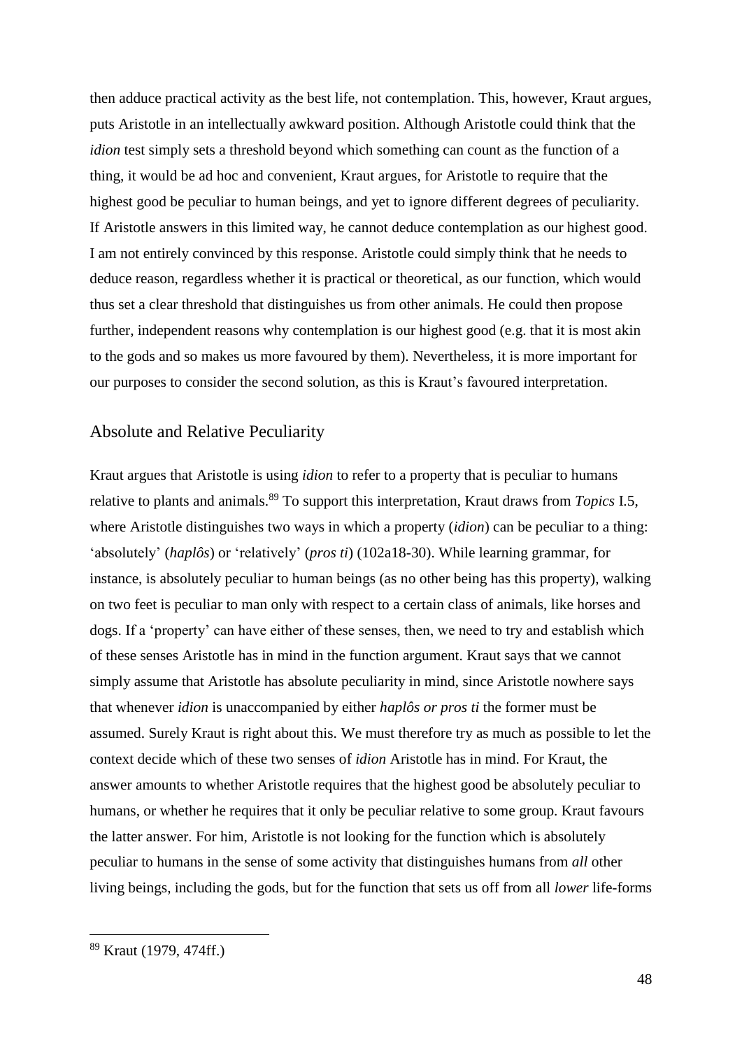then adduce practical activity as the best life, not contemplation. This, however, Kraut argues, puts Aristotle in an intellectually awkward position. Although Aristotle could think that the *idion* test simply sets a threshold beyond which something can count as the function of a thing, it would be ad hoc and convenient, Kraut argues, for Aristotle to require that the highest good be peculiar to human beings, and yet to ignore different degrees of peculiarity. If Aristotle answers in this limited way, he cannot deduce contemplation as our highest good. I am not entirely convinced by this response. Aristotle could simply think that he needs to deduce reason, regardless whether it is practical or theoretical, as our function, which would thus set a clear threshold that distinguishes us from other animals. He could then propose further, independent reasons why contemplation is our highest good (e.g. that it is most akin to the gods and so makes us more favoured by them). Nevertheless, it is more important for our purposes to consider the second solution, as this is Kraut's favoured interpretation.

## Absolute and Relative Peculiarity

Kraut argues that Aristotle is using *idion* to refer to a property that is peculiar to humans relative to plants and animals.[89] To support this interpretation, Kraut draws from *Topics* I.5, where Aristotle distinguishes two ways in which a property (*idion*) can be peculiar to a thing: 'absolutely' (*haplôs*) or 'relatively' (*pros ti*) (102a18-30). While learning grammar, for instance, is absolutely peculiar to human beings (as no other being has this property), walking on two feet is peculiar to man only with respect to a certain class of animals, like horses and dogs. If a 'property' can have either of these senses, then, we need to try and establish which of these senses Aristotle has in mind in the function argument. Kraut says that we cannot simply assume that Aristotle has absolute peculiarity in mind, since Aristotle nowhere says that whenever *idion* is unaccompanied by either *haplôs or pros ti* the former must be assumed. Surely Kraut is right about this. We must therefore try as much as possible to let the context decide which of these two senses of *idion* Aristotle has in mind. For Kraut, the answer amounts to whether Aristotle requires that the highest good be absolutely peculiar to humans, or whether he requires that it only be peculiar relative to some group. Kraut favours the latter answer. For him, Aristotle is not looking for the function which is absolutely peculiar to humans in the sense of some activity that distinguishes humans from *all* other living beings, including the gods, but for the function that sets us off from all *lower* life-forms

[89] Kraut (1979, 474ff.)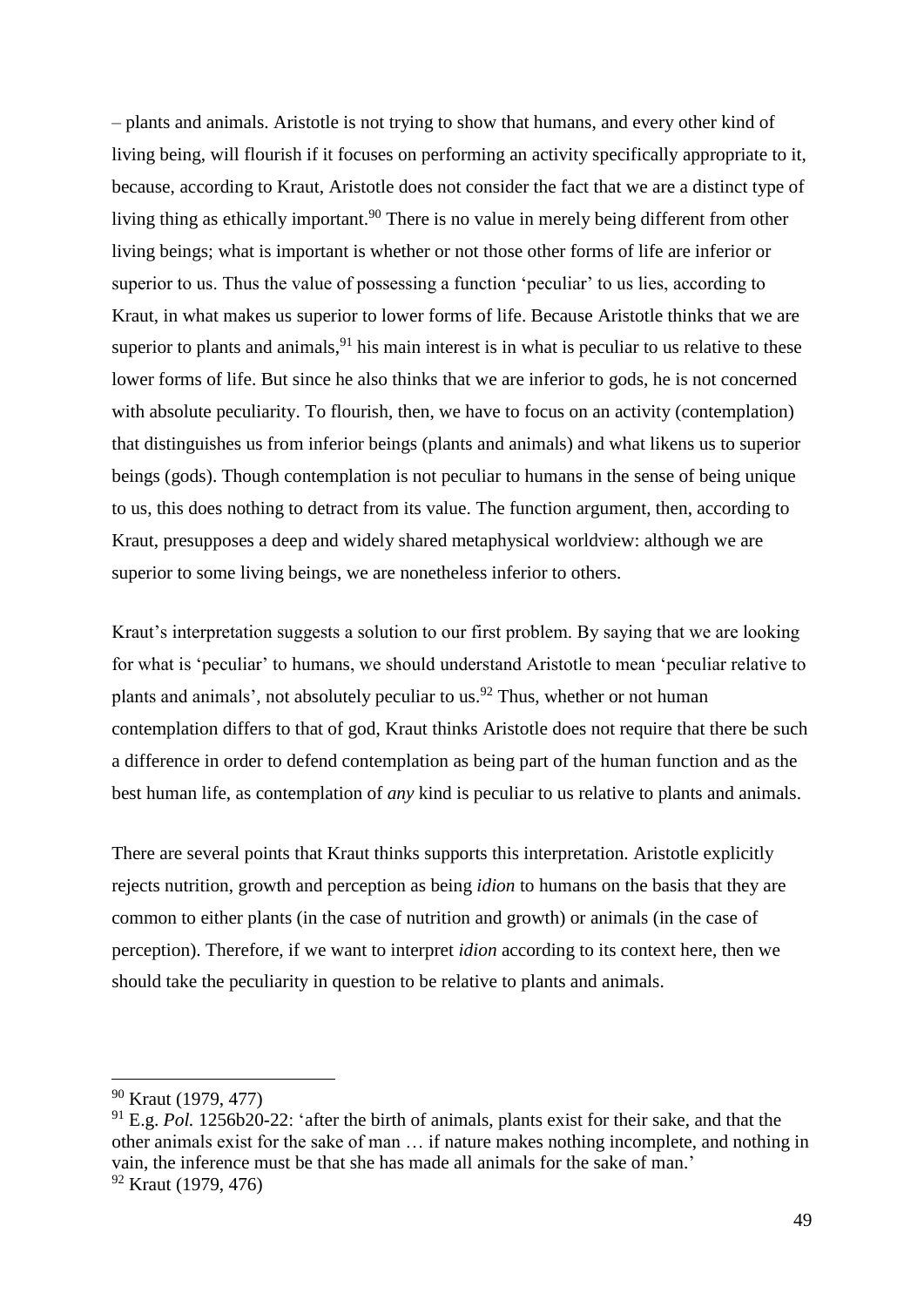– plants and animals. Aristotle is not trying to show that humans, and every other kind of living being, will flourish if it focuses on performing an activity specifically appropriate to it, because, according to Kraut, Aristotle does not consider the fact that we are a distinct type of living thing as ethically important.[90] There is no value in merely being different from other living beings; what is important is whether or not those other forms of life are inferior or superior to us. Thus the value of possessing a function 'peculiar' to us lies, according to Kraut, in what makes us superior to lower forms of life. Because Aristotle thinks that we are superior to plants and animals,[91] his main interest is in what is peculiar to us relative to these lower forms of life. But since he also thinks that we are inferior to gods, he is not concerned with absolute peculiarity. To flourish, then, we have to focus on an activity (contemplation) that distinguishes us from inferior beings (plants and animals) and what likens us to superior beings (gods). Though contemplation is not peculiar to humans in the sense of being unique to us, this does nothing to detract from its value. The function argument, then, according to Kraut, presupposes a deep and widely shared metaphysical worldview: although we are superior to some living beings, we are nonetheless inferior to others.

Kraut's interpretation suggests a solution to our first problem. By saying that we are looking for what is 'peculiar' to humans, we should understand Aristotle to mean 'peculiar relative to plants and animals', not absolutely peculiar to us.[92] Thus, whether or not human contemplation differs to that of god, Kraut thinks Aristotle does not require that there be such a difference in order to defend contemplation as being part of the human function and as the best human life, as contemplation of *any* kind is peculiar to us relative to plants and animals.

There are several points that Kraut thinks supports this interpretation. Aristotle explicitly rejects nutrition, growth and perception as being *idion* to humans on the basis that they are common to either plants (in the case of nutrition and growth) or animals (in the case of perception). Therefore, if we want to interpret *idion* according to its context here, then we should take the peculiarity in question to be relative to plants and animals.

---

[90] Kraut (1979, 477)

[91] E.g. *Pol.* 1256b20-22: 'after the birth of animals, plants exist for their sake, and that the other animals exist for the sake of man … if nature makes nothing incomplete, and nothing in vain, the inference must be that she has made all animals for the sake of man.'

[92] Kraut (1979, 476)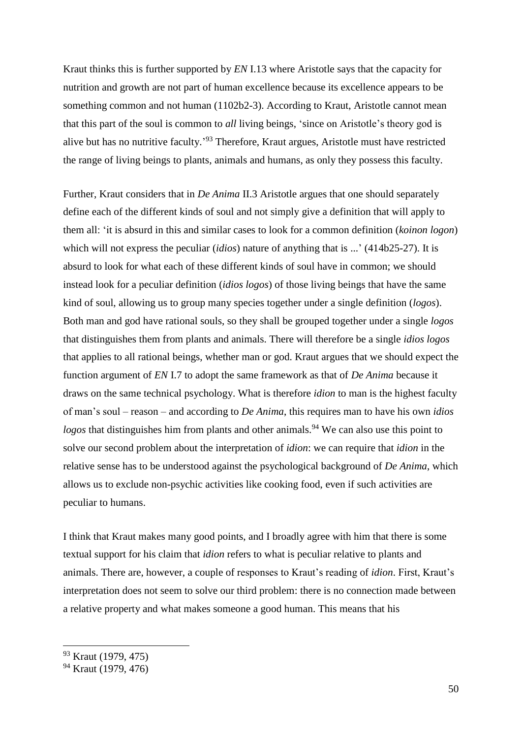Kraut thinks this is further supported by *EN* I.13 where Aristotle says that the capacity for nutrition and growth are not part of human excellence because its excellence appears to be something common and not human (1102b2-3). According to Kraut, Aristotle cannot mean that this part of the soul is common to *all* living beings, 'since on Aristotle's theory god is alive but has no nutritive faculty.'[93] Therefore, Kraut argues, Aristotle must have restricted the range of living beings to plants, animals and humans, as only they possess this faculty.

Further, Kraut considers that in *De Anima* II.3 Aristotle argues that one should separately define each of the different kinds of soul and not simply give a definition that will apply to them all: 'it is absurd in this and similar cases to look for a common definition (*koinon logon*) which will not express the peculiar (*idios*) nature of anything that is ...' (414b25-27). It is absurd to look for what each of these different kinds of soul have in common; we should instead look for a peculiar definition (*idios logos*) of those living beings that have the same kind of soul, allowing us to group many species together under a single definition (*logos*). Both man and god have rational souls, so they shall be grouped together under a single *logos* that distinguishes them from plants and animals. There will therefore be a single *idios logos* that applies to all rational beings, whether man or god. Kraut argues that we should expect the function argument of *EN* I.7 to adopt the same framework as that of *De Anima* because it draws on the same technical psychology. What is therefore *idion* to man is the highest faculty of man's soul – reason – and according to *De Anima*, this requires man to have his own *idios logos* that distinguishes him from plants and other animals.[94] We can also use this point to solve our second problem about the interpretation of *idion*: we can require that *idion* in the relative sense has to be understood against the psychological background of *De Anima*, which allows us to exclude non-psychic activities like cooking food, even if such activities are peculiar to humans.

I think that Kraut makes many good points, and I broadly agree with him that there is some textual support for his claim that *idion* refers to what is peculiar relative to plants and animals. There are, however, a couple of responses to Kraut's reading of *idion*. First, Kraut's interpretation does not seem to solve our third problem: there is no connection made between a relative property and what makes someone a good human. This means that his

[93] Kraut (1979, 475)

[94] Kraut (1979, 476)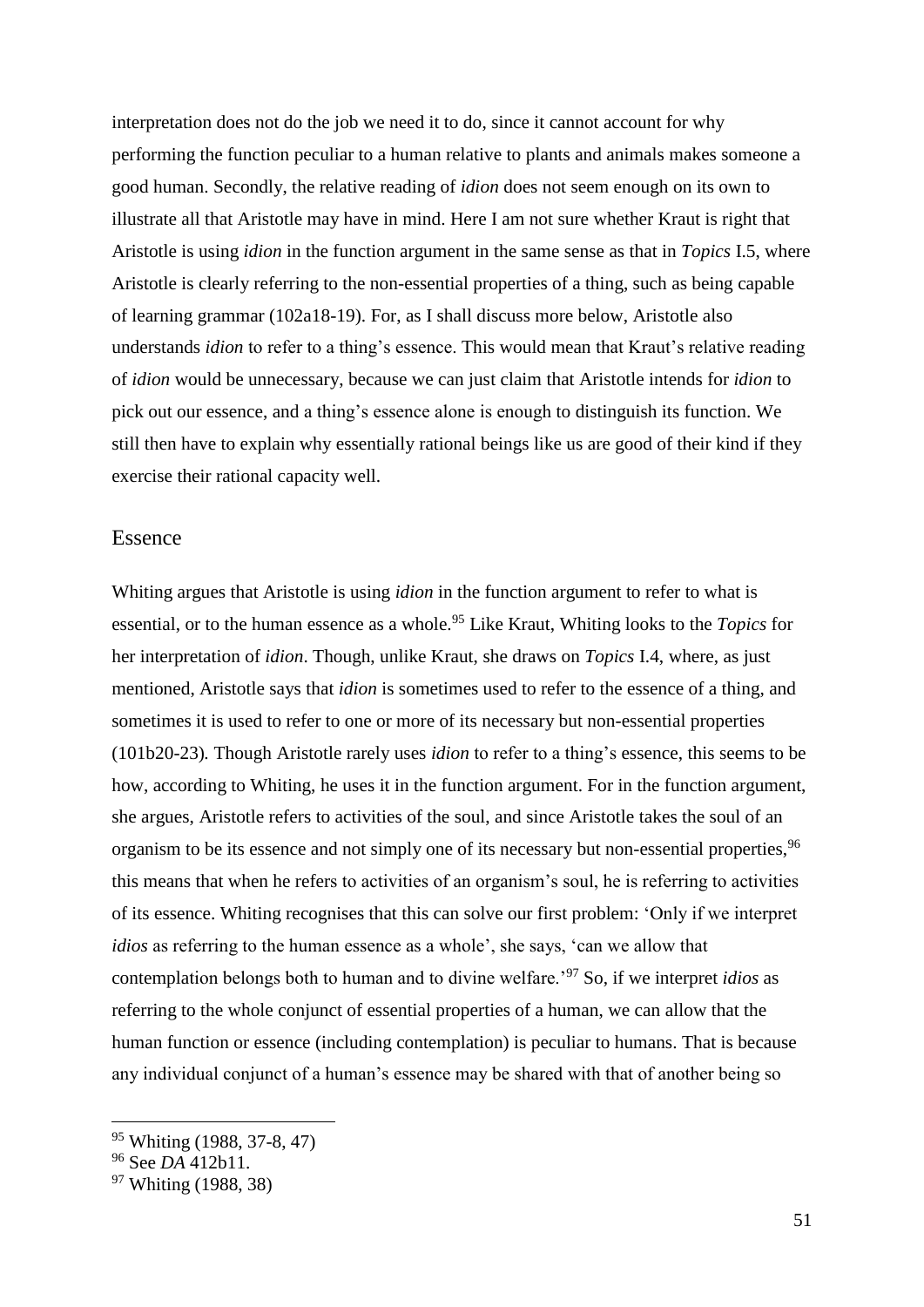interpretation does not do the job we need it to do, since it cannot account for why performing the function peculiar to a human relative to plants and animals makes someone a good human. Secondly, the relative reading of *idion* does not seem enough on its own to illustrate all that Aristotle may have in mind. Here I am not sure whether Kraut is right that Aristotle is using *idion* in the function argument in the same sense as that in *Topics* I.5, where Aristotle is clearly referring to the non-essential properties of a thing, such as being capable of learning grammar (102a18-19). For, as I shall discuss more below, Aristotle also understands *idion* to refer to a thing's essence. This would mean that Kraut's relative reading of *idion* would be unnecessary, because we can just claim that Aristotle intends for *idion* to pick out our essence, and a thing's essence alone is enough to distinguish its function. We still then have to explain why essentially rational beings like us are good of their kind if they exercise their rational capacity well.

## Essence

Whiting argues that Aristotle is using *idion* in the function argument to refer to what is essential, or to the human essence as a whole.[95] Like Kraut, Whiting looks to the *Topics* for her interpretation of *idion*. Though, unlike Kraut, she draws on *Topics* I.4, where, as just mentioned, Aristotle says that *idion* is sometimes used to refer to the essence of a thing, and sometimes it is used to refer to one or more of its necessary but non-essential properties (101b20-23). Though Aristotle rarely uses *idion* to refer to a thing's essence, this seems to be how, according to Whiting, he uses it in the function argument. For in the function argument, she argues, Aristotle refers to activities of the soul, and since Aristotle takes the soul of an organism to be its essence and not simply one of its necessary but non-essential properties,[96] this means that when he refers to activities of an organism's soul, he is referring to activities of its essence. Whiting recognises that this can solve our first problem: 'Only if we interpret *idios* as referring to the human essence as a whole', she says, 'can we allow that contemplation belongs both to human and to divine welfare.'[97] So, if we interpret *idios* as referring to the whole conjunct of essential properties of a human, we can allow that the human function or essence (including contemplation) is peculiar to humans. That is because any individual conjunct of a human's essence may be shared with that of another being so

[95] Whiting (1988, 37-8, 47)

[96] See *DA* 412b11.

[97] Whiting (1988, 38)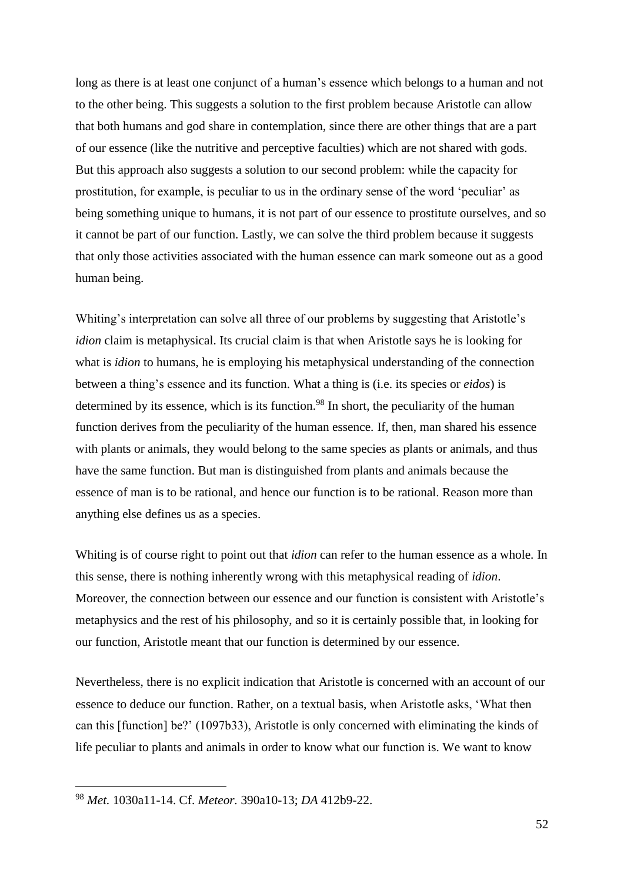long as there is at least one conjunct of a human's essence which belongs to a human and not to the other being. This suggests a solution to the first problem because Aristotle can allow that both humans and god share in contemplation, since there are other things that are a part of our essence (like the nutritive and perceptive faculties) which are not shared with gods. But this approach also suggests a solution to our second problem: while the capacity for prostitution, for example, is peculiar to us in the ordinary sense of the word 'peculiar' as being something unique to humans, it is not part of our essence to prostitute ourselves, and so it cannot be part of our function. Lastly, we can solve the third problem because it suggests that only those activities associated with the human essence can mark someone out as a good human being.

Whiting's interpretation can solve all three of our problems by suggesting that Aristotle's *idion* claim is metaphysical. Its crucial claim is that when Aristotle says he is looking for what is *idion* to humans, he is employing his metaphysical understanding of the connection between a thing's essence and its function. What a thing is (i.e. its species or *eidos*) is determined by its essence, which is its function.[98] In short, the peculiarity of the human function derives from the peculiarity of the human essence. If, then, man shared his essence with plants or animals, they would belong to the same species as plants or animals, and thus have the same function. But man is distinguished from plants and animals because the essence of man is to be rational, and hence our function is to be rational. Reason more than anything else defines us as a species.

Whiting is of course right to point out that *idion* can refer to the human essence as a whole. In this sense, there is nothing inherently wrong with this metaphysical reading of *idion*. Moreover, the connection between our essence and our function is consistent with Aristotle's metaphysics and the rest of his philosophy, and so it is certainly possible that, in looking for our function, Aristotle meant that our function is determined by our essence.

Nevertheless, there is no explicit indication that Aristotle is concerned with an account of our essence to deduce our function. Rather, on a textual basis, when Aristotle asks, 'What then can this [function] be?' (1097b33), Aristotle is only concerned with eliminating the kinds of life peculiar to plants and animals in order to know what our function is. We want to know

[98] *Met.* 1030a11-14. Cf. *Meteor.* 390a10-13; *DA* 412b9-22.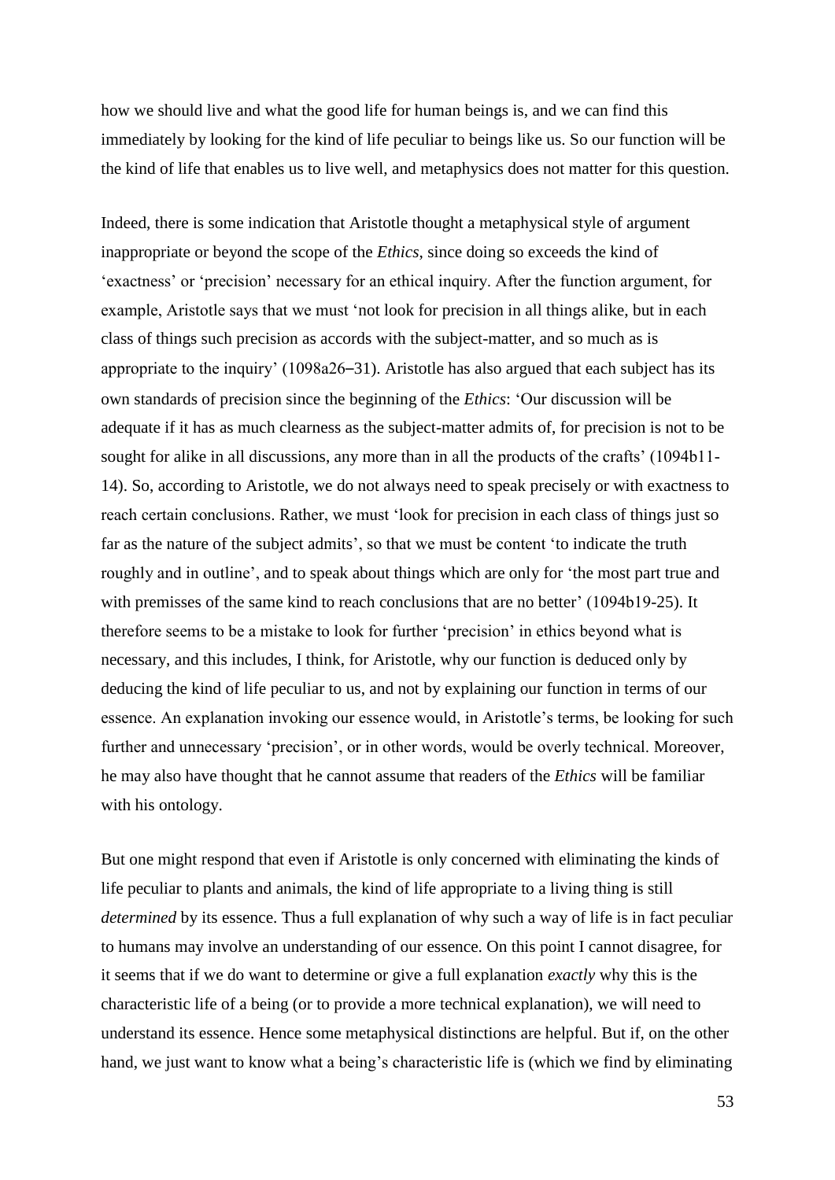how we should live and what the good life for human beings is, and we can find this immediately by looking for the kind of life peculiar to beings like us. So our function will be the kind of life that enables us to live well, and metaphysics does not matter for this question.

Indeed, there is some indication that Aristotle thought a metaphysical style of argument inappropriate or beyond the scope of the *Ethics*, since doing so exceeds the kind of 'exactness' or 'precision' necessary for an ethical inquiry. After the function argument, for example, Aristotle says that we must 'not look for precision in all things alike, but in each class of things such precision as accords with the subject-matter, and so much as is appropriate to the inquiry' (1098a26–31). Aristotle has also argued that each subject has its own standards of precision since the beginning of the *Ethics*: 'Our discussion will be adequate if it has as much clearness as the subject-matter admits of, for precision is not to be sought for alike in all discussions, any more than in all the products of the crafts' (1094b11-14). So, according to Aristotle, we do not always need to speak precisely or with exactness to reach certain conclusions. Rather, we must 'look for precision in each class of things just so far as the nature of the subject admits', so that we must be content 'to indicate the truth roughly and in outline', and to speak about things which are only for 'the most part true and with premisses of the same kind to reach conclusions that are no better' (1094b19-25). It therefore seems to be a mistake to look for further 'precision' in ethics beyond what is necessary, and this includes, I think, for Aristotle, why our function is deduced only by deducing the kind of life peculiar to us, and not by explaining our function in terms of our essence. An explanation invoking our essence would, in Aristotle's terms, be looking for such further and unnecessary 'precision', or in other words, would be overly technical. Moreover, he may also have thought that he cannot assume that readers of the *Ethics* will be familiar with his ontology.

But one might respond that even if Aristotle is only concerned with eliminating the kinds of life peculiar to plants and animals, the kind of life appropriate to a living thing is still *determined* by its essence. Thus a full explanation of why such a way of life is in fact peculiar to humans may involve an understanding of our essence. On this point I cannot disagree, for it seems that if we do want to determine or give a full explanation *exactly* why this is the characteristic life of a being (or to provide a more technical explanation), we will need to understand its essence. Hence some metaphysical distinctions are helpful. But if, on the other hand, we just want to know what a being's characteristic life is (which we find by eliminating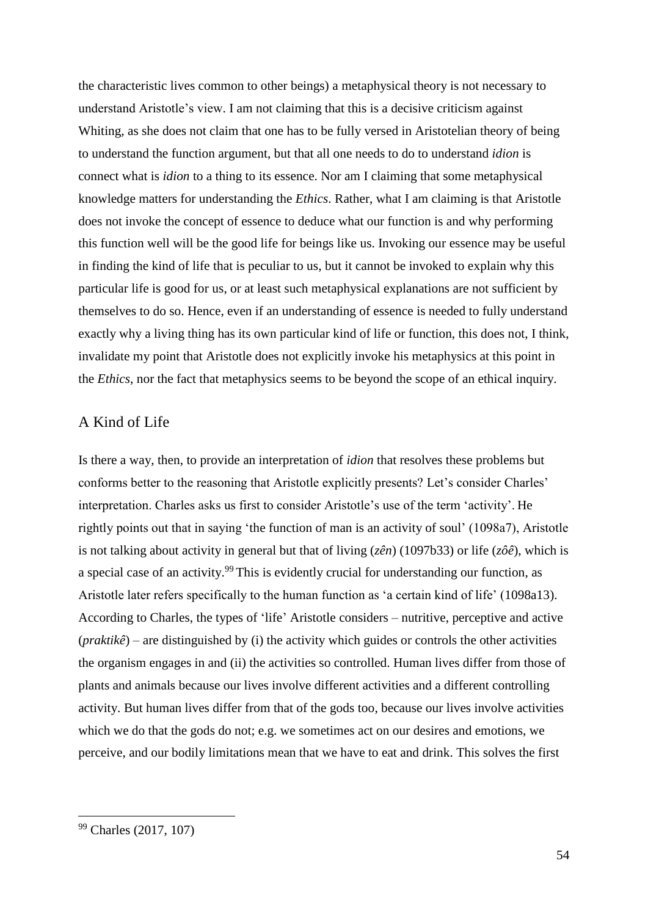the characteristic lives common to other beings) a metaphysical theory is not necessary to understand Aristotle's view. I am not claiming that this is a decisive criticism against Whiting, as she does not claim that one has to be fully versed in Aristotelian theory of being to understand the function argument, but that all one needs to do to understand *idion* is connect what is *idion* to a thing to its essence. Nor am I claiming that some metaphysical knowledge matters for understanding the *Ethics*. Rather, what I am claiming is that Aristotle does not invoke the concept of essence to deduce what our function is and why performing this function well will be the good life for beings like us. Invoking our essence may be useful in finding the kind of life that is peculiar to us, but it cannot be invoked to explain why this particular life is good for us, or at least such metaphysical explanations are not sufficient by themselves to do so. Hence, even if an understanding of essence is needed to fully understand exactly why a living thing has its own particular kind of life or function, this does not, I think, invalidate my point that Aristotle does not explicitly invoke his metaphysics at this point in the *Ethics*, nor the fact that metaphysics seems to be beyond the scope of an ethical inquiry.

## A Kind of Life

Is there a way, then, to provide an interpretation of *idion* that resolves these problems but conforms better to the reasoning that Aristotle explicitly presents? Let's consider Charles' interpretation. Charles asks us first to consider Aristotle's use of the term 'activity'. He rightly points out that in saying 'the function of man is an activity of soul' (1098a7), Aristotle is not talking about activity in general but that of living (*zên*) (1097b33) or life (*zôê*), which is a special case of an activity.[99] This is evidently crucial for understanding our function, as Aristotle later refers specifically to the human function as 'a certain kind of life' (1098a13). According to Charles, the types of 'life' Aristotle considers – nutritive, perceptive and active (*praktikê*) – are distinguished by (i) the activity which guides or controls the other activities the organism engages in and (ii) the activities so controlled. Human lives differ from those of plants and animals because our lives involve different activities and a different controlling activity. But human lives differ from that of the gods too, because our lives involve activities which we do that the gods do not; e.g. we sometimes act on our desires and emotions, we perceive, and our bodily limitations mean that we have to eat and drink. This solves the first

---

[99] Charles (2017, 107)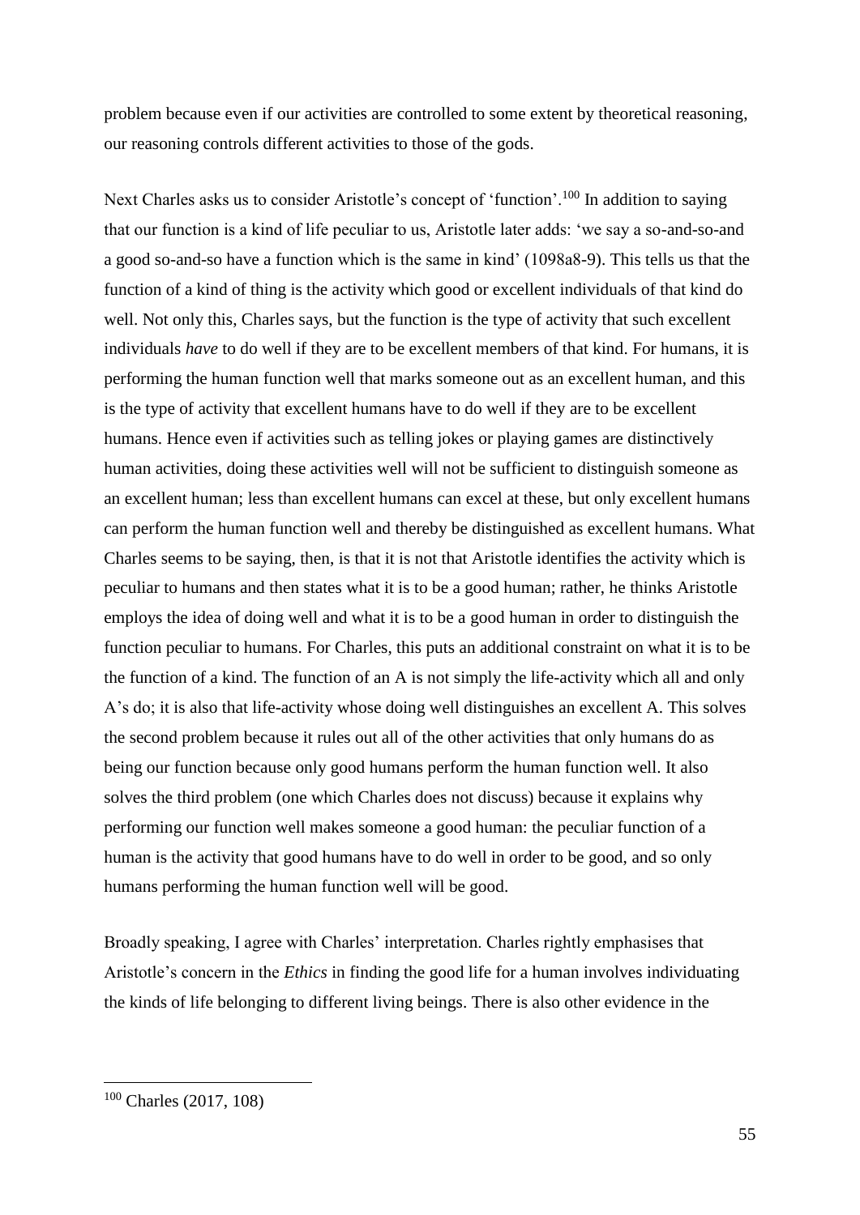problem because even if our activities are controlled to some extent by theoretical reasoning, our reasoning controls different activities to those of the gods.

Next Charles asks us to consider Aristotle's concept of 'function'.[100] In addition to saying that our function is a kind of life peculiar to us, Aristotle later adds: 'we say a so-and-so-and a good so-and-so have a function which is the same in kind' (1098a8-9). This tells us that the function of a kind of thing is the activity which good or excellent individuals of that kind do well. Not only this, Charles says, but the function is the type of activity that such excellent individuals *have* to do well if they are to be excellent members of that kind. For humans, it is performing the human function well that marks someone out as an excellent human, and this is the type of activity that excellent humans have to do well if they are to be excellent humans. Hence even if activities such as telling jokes or playing games are distinctively human activities, doing these activities well will not be sufficient to distinguish someone as an excellent human; less than excellent humans can excel at these, but only excellent humans can perform the human function well and thereby be distinguished as excellent humans. What Charles seems to be saying, then, is that it is not that Aristotle identifies the activity which is peculiar to humans and then states what it is to be a good human; rather, he thinks Aristotle employs the idea of doing well and what it is to be a good human in order to distinguish the function peculiar to humans. For Charles, this puts an additional constraint on what it is to be the function of a kind. The function of an A is not simply the life-activity which all and only A's do; it is also that life-activity whose doing well distinguishes an excellent A. This solves the second problem because it rules out all of the other activities that only humans do as being our function because only good humans perform the human function well. It also solves the third problem (one which Charles does not discuss) because it explains why performing our function well makes someone a good human: the peculiar function of a human is the activity that good humans have to do well in order to be good, and so only humans performing the human function well will be good.

Broadly speaking, I agree with Charles' interpretation. Charles rightly emphasises that Aristotle's concern in the *Ethics* in finding the good life for a human involves individuating the kinds of life belonging to different living beings. There is also other evidence in the

[100] Charles (2017, 108)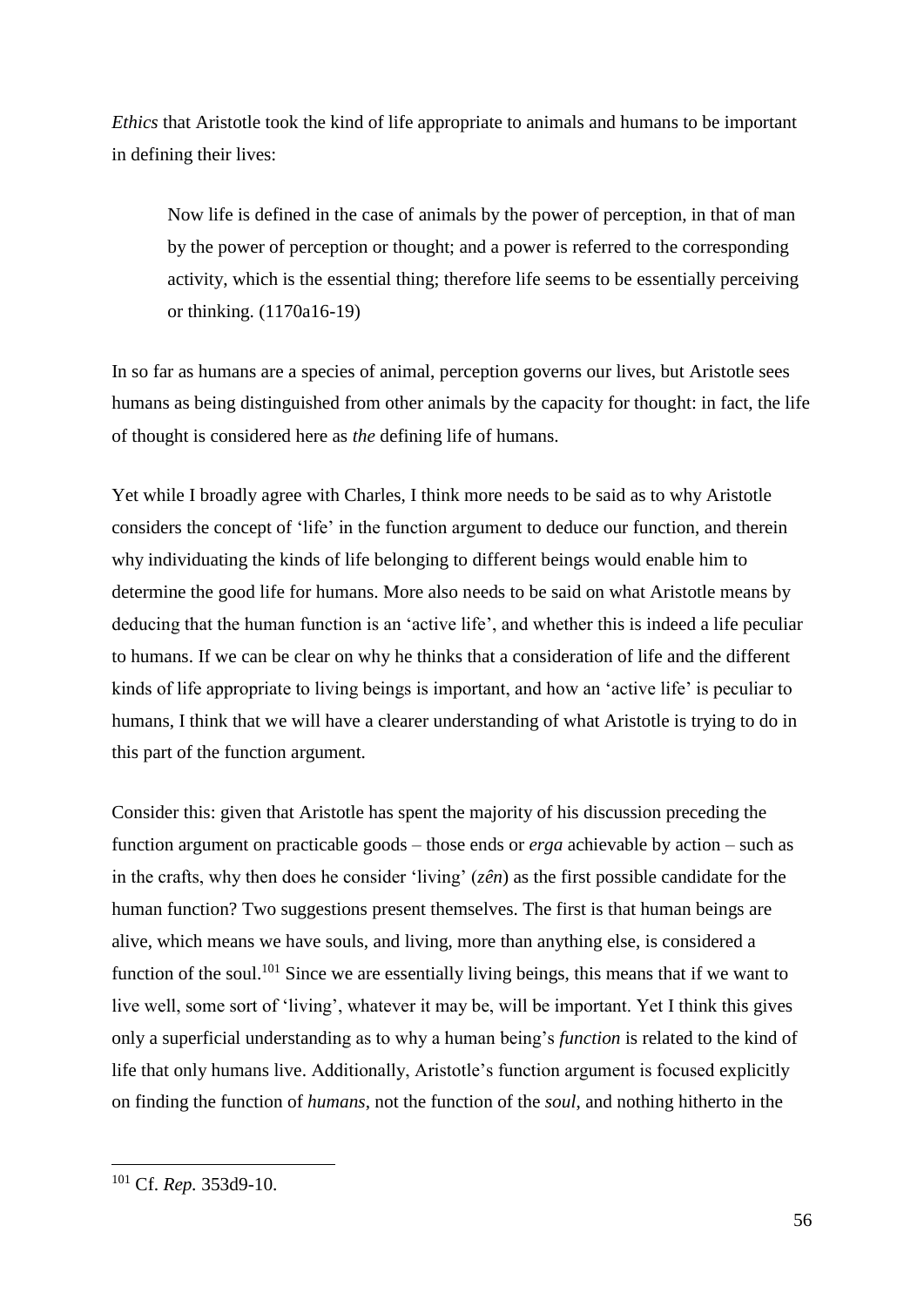*Ethics* that Aristotle took the kind of life appropriate to animals and humans to be important in defining their lives:

> Now life is defined in the case of animals by the power of perception, in that of man by the power of perception or thought; and a power is referred to the corresponding activity, which is the essential thing; therefore life seems to be essentially perceiving or thinking. (1170a16-19)

In so far as humans are a species of animal, perception governs our lives, but Aristotle sees humans as being distinguished from other animals by the capacity for thought: in fact, the life of thought is considered here as *the* defining life of humans.

Yet while I broadly agree with Charles, I think more needs to be said as to why Aristotle considers the concept of 'life' in the function argument to deduce our function, and therein why individuating the kinds of life belonging to different beings would enable him to determine the good life for humans. More also needs to be said on what Aristotle means by deducing that the human function is an 'active life', and whether this is indeed a life peculiar to humans. If we can be clear on why he thinks that a consideration of life and the different kinds of life appropriate to living beings is important, and how an 'active life' is peculiar to humans, I think that we will have a clearer understanding of what Aristotle is trying to do in this part of the function argument.

Consider this: given that Aristotle has spent the majority of his discussion preceding the function argument on practicable goods – those ends or *erga* achievable by action – such as in the crafts, why then does he consider 'living' (*zên*) as the first possible candidate for the human function? Two suggestions present themselves. The first is that human beings are alive, which means we have souls, and living, more than anything else, is considered a function of the soul.[101] Since we are essentially living beings, this means that if we want to live well, some sort of 'living', whatever it may be, will be important. Yet I think this gives only a superficial understanding as to why a human being's *function* is related to the kind of life that only humans live. Additionally, Aristotle's function argument is focused explicitly on finding the function of *humans*, not the function of the *soul*, and nothing hitherto in the

[101] Cf. *Rep.* 353d9-10.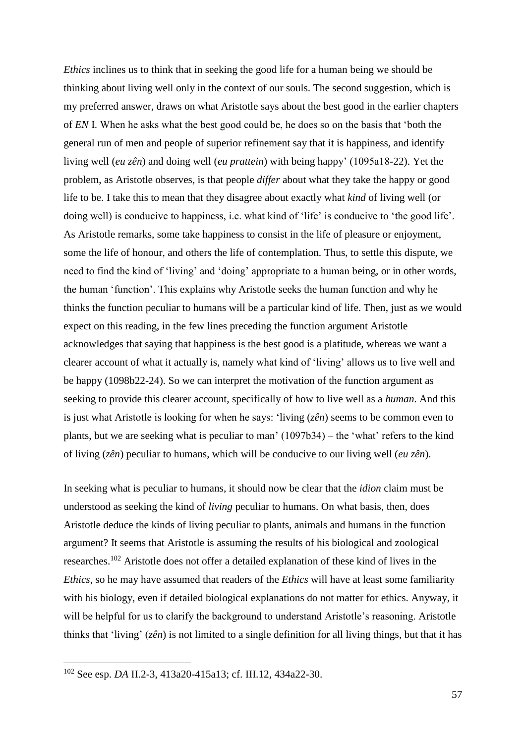*Ethics* inclines us to think that in seeking the good life for a human being we should be thinking about living well only in the context of our souls. The second suggestion, which is my preferred answer, draws on what Aristotle says about the best good in the earlier chapters of *EN* I. When he asks what the best good could be, he does so on the basis that 'both the general run of men and people of superior refinement say that it is happiness, and identify living well (*eu zên*) and doing well (*eu prattein*) with being happy' (1095a18-22). Yet the problem, as Aristotle observes, is that people *differ* about what they take the happy or good life to be. I take this to mean that they disagree about exactly what *kind* of living well (or doing well) is conducive to happiness, i.e. what kind of 'life' is conducive to 'the good life'. As Aristotle remarks, some take happiness to consist in the life of pleasure or enjoyment, some the life of honour, and others the life of contemplation. Thus, to settle this dispute, we need to find the kind of 'living' and 'doing' appropriate to a human being, or in other words, the human 'function'. This explains why Aristotle seeks the human function and why he thinks the function peculiar to humans will be a particular kind of life. Then, just as we would expect on this reading, in the few lines preceding the function argument Aristotle acknowledges that saying that happiness is the best good is a platitude, whereas we want a clearer account of what it actually is, namely what kind of 'living' allows us to live well and be happy (1098b22-24). So we can interpret the motivation of the function argument as seeking to provide this clearer account, specifically of how to live well as a *human*. And this is just what Aristotle is looking for when he says: 'living (*zên*) seems to be common even to plants, but we are seeking what is peculiar to man' (1097b34) – the 'what' refers to the kind of living (*zên*) peculiar to humans, which will be conducive to our living well (*eu zên*).

In seeking what is peculiar to humans, it should now be clear that the *idion* claim must be understood as seeking the kind of *living* peculiar to humans. On what basis, then, does Aristotle deduce the kinds of living peculiar to plants, animals and humans in the function argument? It seems that Aristotle is assuming the results of his biological and zoological researches.[102] Aristotle does not offer a detailed explanation of these kind of lives in the *Ethics*, so he may have assumed that readers of the *Ethics* will have at least some familiarity with his biology, even if detailed biological explanations do not matter for ethics. Anyway, it will be helpful for us to clarify the background to understand Aristotle's reasoning. Aristotle thinks that 'living' (*zên*) is not limited to a single definition for all living things, but that it has

[102] See esp. *DA* II.2-3, 413a20-415a13; cf. III.12, 434a22-30.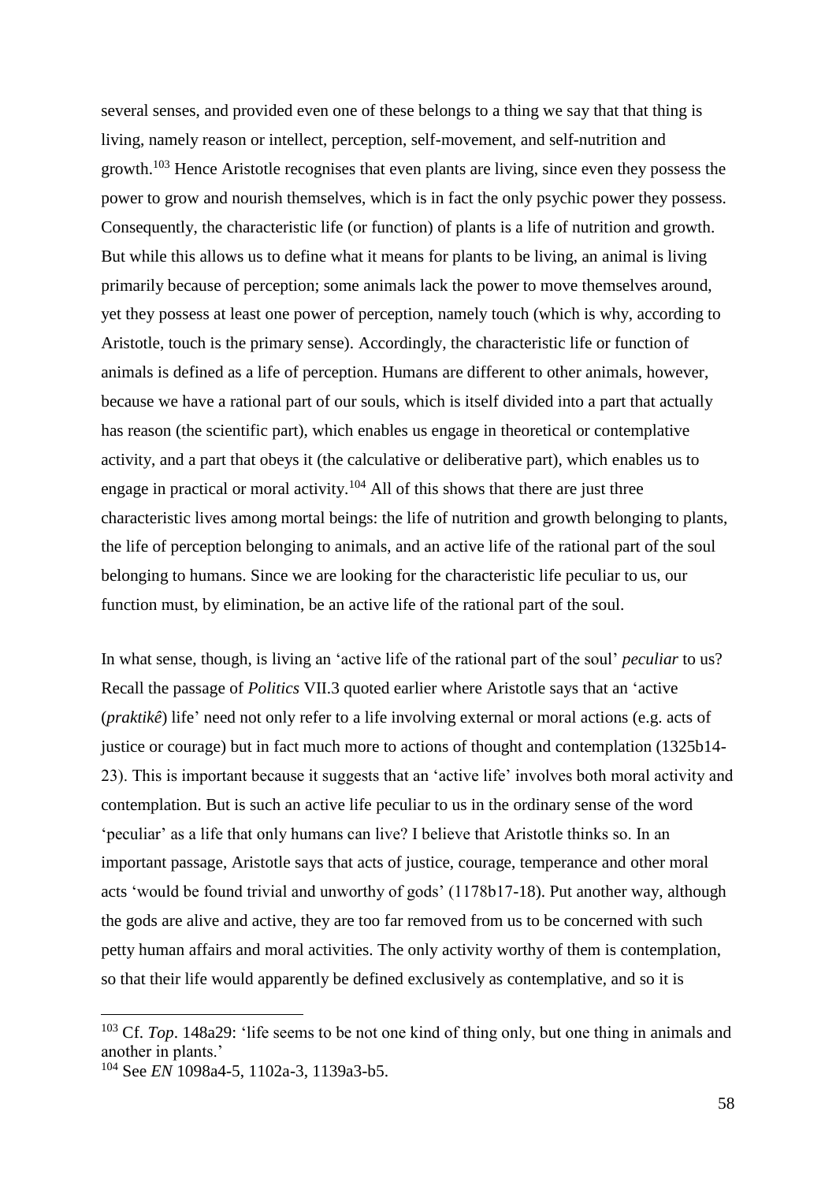several senses, and provided even one of these belongs to a thing we say that that thing is living, namely reason or intellect, perception, self-movement, and self-nutrition and growth.[103] Hence Aristotle recognises that even plants are living, since even they possess the power to grow and nourish themselves, which is in fact the only psychic power they possess. Consequently, the characteristic life (or function) of plants is a life of nutrition and growth. But while this allows us to define what it means for plants to be living, an animal is living primarily because of perception; some animals lack the power to move themselves around, yet they possess at least one power of perception, namely touch (which is why, according to Aristotle, touch is the primary sense). Accordingly, the characteristic life or function of animals is defined as a life of perception. Humans are different to other animals, however, because we have a rational part of our souls, which is itself divided into a part that actually has reason (the scientific part), which enables us engage in theoretical or contemplative activity, and a part that obeys it (the calculative or deliberative part), which enables us to engage in practical or moral activity.[104] All of this shows that there are just three characteristic lives among mortal beings: the life of nutrition and growth belonging to plants, the life of perception belonging to animals, and an active life of the rational part of the soul belonging to humans. Since we are looking for the characteristic life peculiar to us, our function must, by elimination, be an active life of the rational part of the soul.

In what sense, though, is living an 'active life of the rational part of the soul' *peculiar* to us? Recall the passage of *Politics* VII.3 quoted earlier where Aristotle says that an 'active (*praktikê*) life' need not only refer to a life involving external or moral actions (e.g. acts of justice or courage) but in fact much more to actions of thought and contemplation (1325b14-23). This is important because it suggests that an 'active life' involves both moral activity and contemplation. But is such an active life peculiar to us in the ordinary sense of the word 'peculiar' as a life that only humans can live? I believe that Aristotle thinks so. In an important passage, Aristotle says that acts of justice, courage, temperance and other moral acts 'would be found trivial and unworthy of gods' (1178b17-18). Put another way, although the gods are alive and active, they are too far removed from us to be concerned with such petty human affairs and moral activities. The only activity worthy of them is contemplation, so that their life would apparently be defined exclusively as contemplative, and so it is

---

[103] Cf. *Top*. 148a29: 'life seems to be not one kind of thing only, but one thing in animals and another in plants.'

[104] See *EN* 1098a4-5, 1102a-3, 1139a3-b5.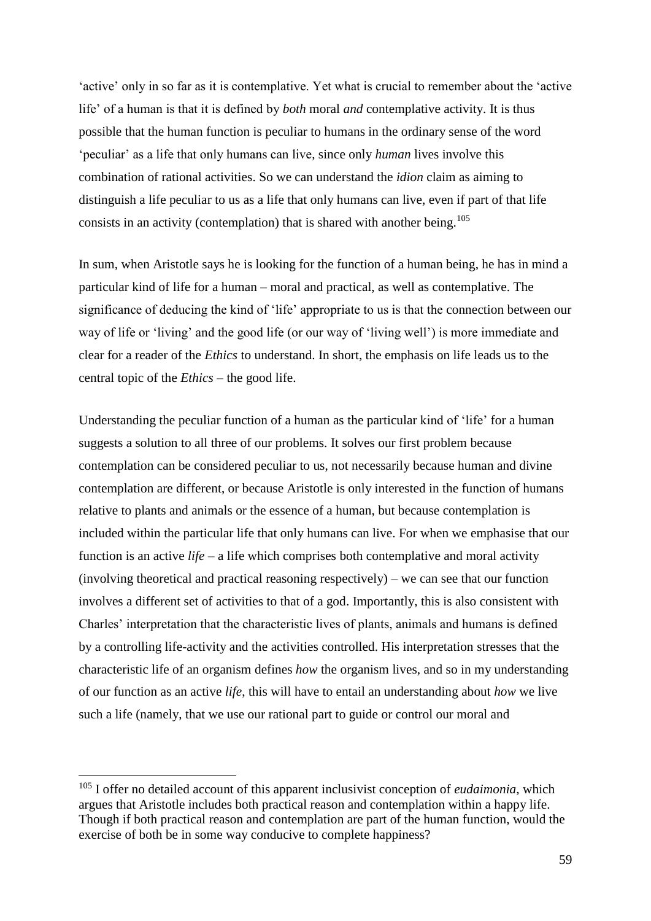‘active’ only in so far as it is contemplative. Yet what is crucial to remember about the ‘active life’ of a human is that it is defined by *both* moral *and* contemplative activity. It is thus possible that the human function is peculiar to humans in the ordinary sense of the word ‘peculiar’ as a life that only humans can live, since only *human* lives involve this combination of rational activities. So we can understand the *idion* claim as aiming to distinguish a life peculiar to us as a life that only humans can live, even if part of that life consists in an activity (contemplation) that is shared with another being.[105]

In sum, when Aristotle says he is looking for the function of a human being, he has in mind a particular kind of life for a human – moral and practical, as well as contemplative. The significance of deducing the kind of ‘life’ appropriate to us is that the connection between our way of life or ‘living’ and the good life (or our way of ‘living well’) is more immediate and clear for a reader of the *Ethics* to understand. In short, the emphasis on life leads us to the central topic of the *Ethics* – the good life.

Understanding the peculiar function of a human as the particular kind of ‘life’ for a human suggests a solution to all three of our problems. It solves our first problem because contemplation can be considered peculiar to us, not necessarily because human and divine contemplation are different, or because Aristotle is only interested in the function of humans relative to plants and animals or the essence of a human, but because contemplation is included within the particular life that only humans can live. For when we emphasise that our function is an active *life* – a life which comprises both contemplative and moral activity (involving theoretical and practical reasoning respectively) – we can see that our function involves a different set of activities to that of a god. Importantly, this is also consistent with Charles’ interpretation that the characteristic lives of plants, animals and humans is defined by a controlling life-activity and the activities controlled. His interpretation stresses that the characteristic life of an organism defines *how* the organism lives, and so in my understanding of our function as an active *life*, this will have to entail an understanding about *how* we live such a life (namely, that we use our rational part to guide or control our moral and

---

[105] I offer no detailed account of this apparent inclusivist conception of *eudaimonia*, which argues that Aristotle includes both practical reason and contemplation within a happy life. Though if both practical reason and contemplation are part of the human function, would the exercise of both be in some way conducive to complete happiness?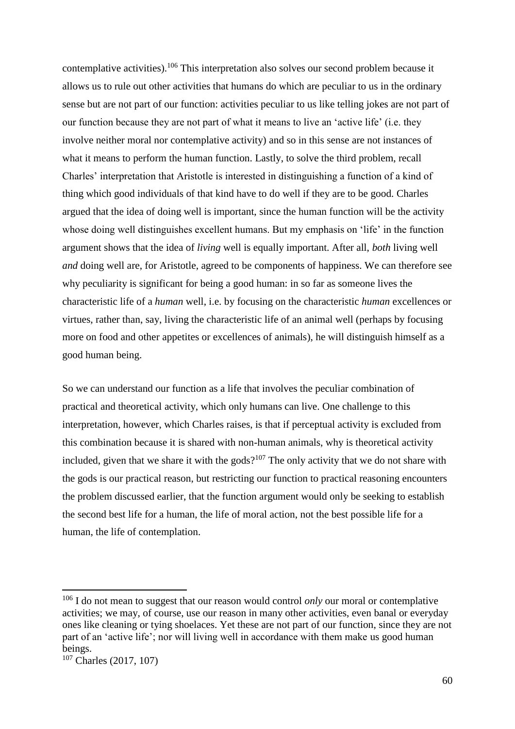contemplative activities).[106] This interpretation also solves our second problem because it allows us to rule out other activities that humans do which are peculiar to us in the ordinary sense but are not part of our function: activities peculiar to us like telling jokes are not part of our function because they are not part of what it means to live an 'active life' (i.e. they involve neither moral nor contemplative activity) and so in this sense are not instances of what it means to perform the human function. Lastly, to solve the third problem, recall Charles' interpretation that Aristotle is interested in distinguishing a function of a kind of thing which good individuals of that kind have to do well if they are to be good. Charles argued that the idea of doing well is important, since the human function will be the activity whose doing well distinguishes excellent humans. But my emphasis on 'life' in the function argument shows that the idea of *living* well is equally important. After all, *both* living well *and* doing well are, for Aristotle, agreed to be components of happiness. We can therefore see why peculiarity is significant for being a good human: in so far as someone lives the characteristic life of a *human* well, i.e. by focusing on the characteristic *human* excellences or virtues, rather than, say, living the characteristic life of an animal well (perhaps by focusing more on food and other appetites or excellences of animals), he will distinguish himself as a good human being.

So we can understand our function as a life that involves the peculiar combination of practical and theoretical activity, which only humans can live. One challenge to this interpretation, however, which Charles raises, is that if perceptual activity is excluded from this combination because it is shared with non-human animals, why is theoretical activity included, given that we share it with the gods?[107] The only activity that we do not share with the gods is our practical reason, but restricting our function to practical reasoning encounters the problem discussed earlier, that the function argument would only be seeking to establish the second best life for a human, the life of moral action, not the best possible life for a human, the life of contemplation.

---

[106] I do not mean to suggest that our reason would control *only* our moral or contemplative activities; we may, of course, use our reason in many other activities, even banal or everyday ones like cleaning or tying shoelaces. Yet these are not part of our function, since they are not part of an 'active life'; nor will living well in accordance with them make us good human beings.

[107] Charles (2017, 107)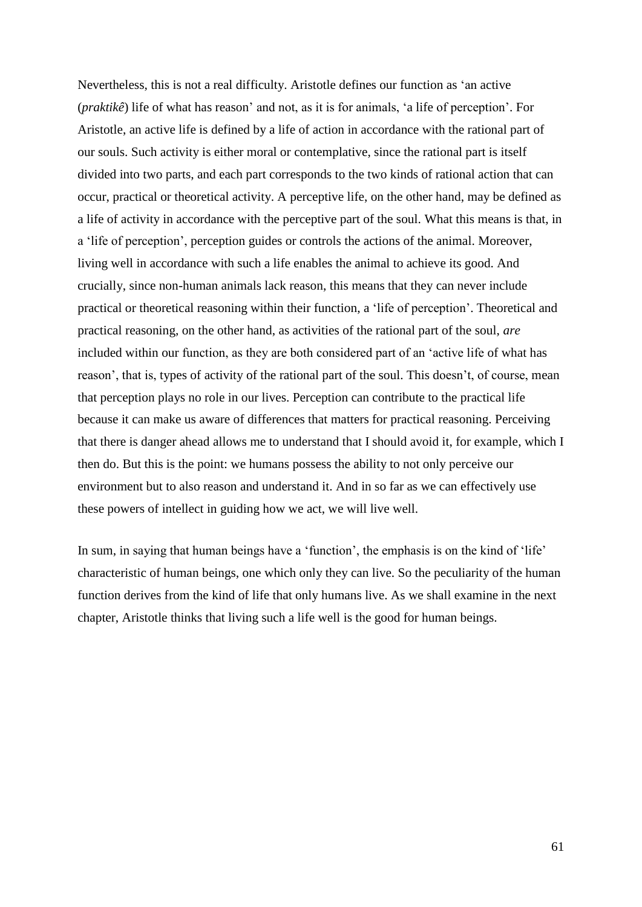Nevertheless, this is not a real difficulty. Aristotle defines our function as 'an active (*praktikê*) life of what has reason' and not, as it is for animals, 'a life of perception'. For Aristotle, an active life is defined by a life of action in accordance with the rational part of our souls. Such activity is either moral or contemplative, since the rational part is itself divided into two parts, and each part corresponds to the two kinds of rational action that can occur, practical or theoretical activity. A perceptive life, on the other hand, may be defined as a life of activity in accordance with the perceptive part of the soul. What this means is that, in a 'life of perception', perception guides or controls the actions of the animal. Moreover, living well in accordance with such a life enables the animal to achieve its good. And crucially, since non-human animals lack reason, this means that they can never include practical or theoretical reasoning within their function, a 'life of perception'. Theoretical and practical reasoning, on the other hand, as activities of the rational part of the soul, *are* included within our function, as they are both considered part of an 'active life of what has reason', that is, types of activity of the rational part of the soul. This doesn't, of course, mean that perception plays no role in our lives. Perception can contribute to the practical life because it can make us aware of differences that matters for practical reasoning. Perceiving that there is danger ahead allows me to understand that I should avoid it, for example, which I then do. But this is the point: we humans possess the ability to not only perceive our environment but to also reason and understand it. And in so far as we can effectively use these powers of intellect in guiding how we act, we will live well.

In sum, in saying that human beings have a 'function', the emphasis is on the kind of 'life' characteristic of human beings, one which only they can live. So the peculiarity of the human function derives from the kind of life that only humans live. As we shall examine in the next chapter, Aristotle thinks that living such a life well is the good for human beings.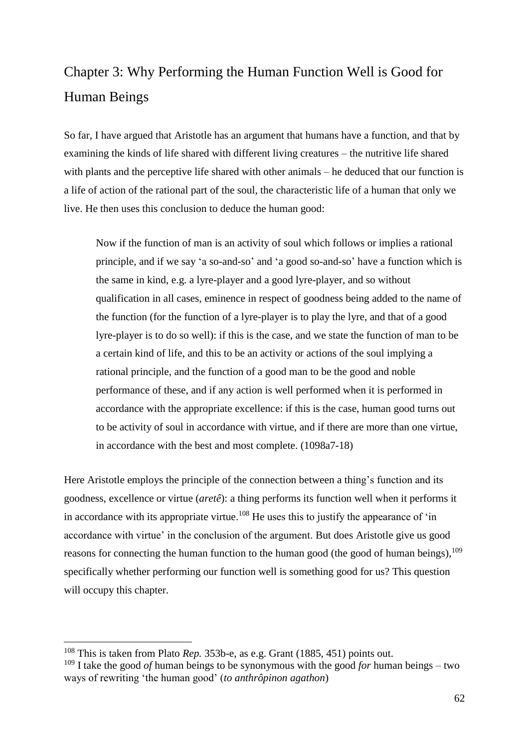# Chapter 3: Why Performing the Human Function Well is Good for Human Beings

So far, I have argued that Aristotle has an argument that humans have a function, and that by examining the kinds of life shared with different living creatures – the nutritive life shared with plants and the perceptive life shared with other animals – he deduced that our function is a life of action of the rational part of the soul, the characteristic life of a human that only we live. He then uses this conclusion to deduce the human good:

> Now if the function of man is an activity of soul which follows or implies a rational principle, and if we say 'a so-and-so' and 'a good so-and-so' have a function which is the same in kind, e.g. a lyre-player and a good lyre-player, and so without qualification in all cases, eminence in respect of goodness being added to the name of the function (for the function of a lyre-player is to play the lyre, and that of a good lyre-player is to do so well): if this is the case, and we state the function of man to be a certain kind of life, and this to be an activity or actions of the soul implying a rational principle, and the function of a good man to be the good and noble performance of these, and if any action is well performed when it is performed in accordance with the appropriate excellence: if this is the case, human good turns out to be activity of soul in accordance with virtue, and if there are more than one virtue, in accordance with the best and most complete. (1098a7-18)

Here Aristotle employs the principle of the connection between a thing's function and its goodness, excellence or virtue (*aretê*): a thing performs its function well when it performs it in accordance with its appropriate virtue.[108] He uses this to justify the appearance of 'in accordance with virtue' in the conclusion of the argument. But does Aristotle give us good reasons for connecting the human function to the human good (the good of human beings),[109] specifically whether performing our function well is something good for us? This question will occupy this chapter.

---

[108] This is taken from Plato *Rep.* 353b-e, as e.g. Grant (1885, 451) points out.

[109] I take the good *of* human beings to be synonymous with the good *for* human beings – two ways of rewriting 'the human good' (*to anthrôpinon agathon*)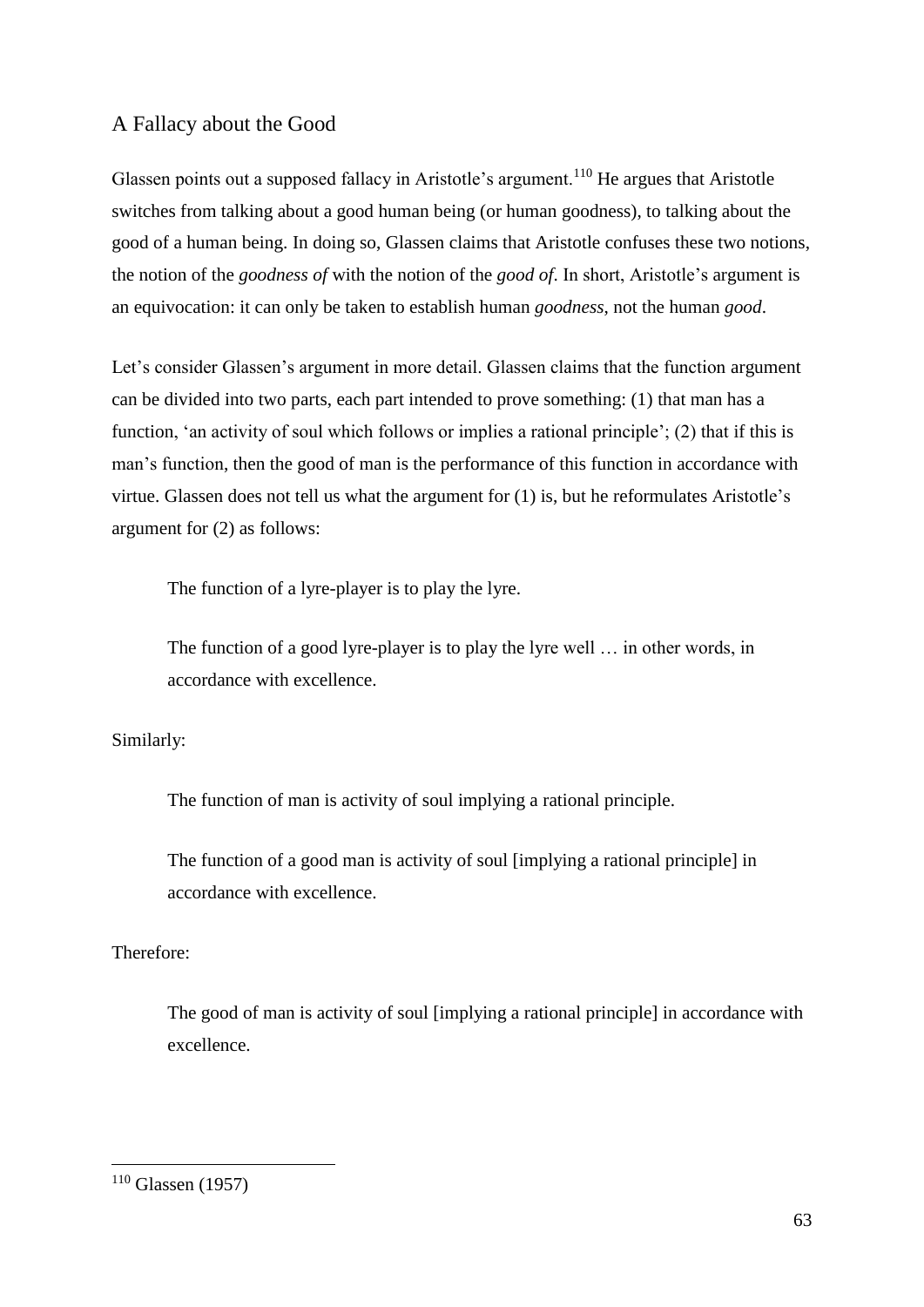## A Fallacy about the Good

Glassen points out a supposed fallacy in Aristotle's argument.[110] He argues that Aristotle switches from talking about a good human being (or human goodness), to talking about the good of a human being. In doing so, Glassen claims that Aristotle confuses these two notions, the notion of the *goodness of* with the notion of the *good of*. In short, Aristotle's argument is an equivocation: it can only be taken to establish human *goodness*, not the human *good*.

Let's consider Glassen's argument in more detail. Glassen claims that the function argument can be divided into two parts, each part intended to prove something: (1) that man has a function, 'an activity of soul which follows or implies a rational principle'; (2) that if this is man's function, then the good of man is the performance of this function in accordance with virtue. Glassen does not tell us what the argument for (1) is, but he reformulates Aristotle's argument for (2) as follows:

> The function of a lyre-player is to play the lyre.
>
> The function of a good lyre-player is to play the lyre well … in other words, in accordance with excellence.

Similarly:

> The function of man is activity of soul implying a rational principle.
>
> The function of a good man is activity of soul [implying a rational principle] in accordance with excellence.

Therefore:

> The good of man is activity of soul [implying a rational principle] in accordance with excellence.

---

[110] Glassen (1957)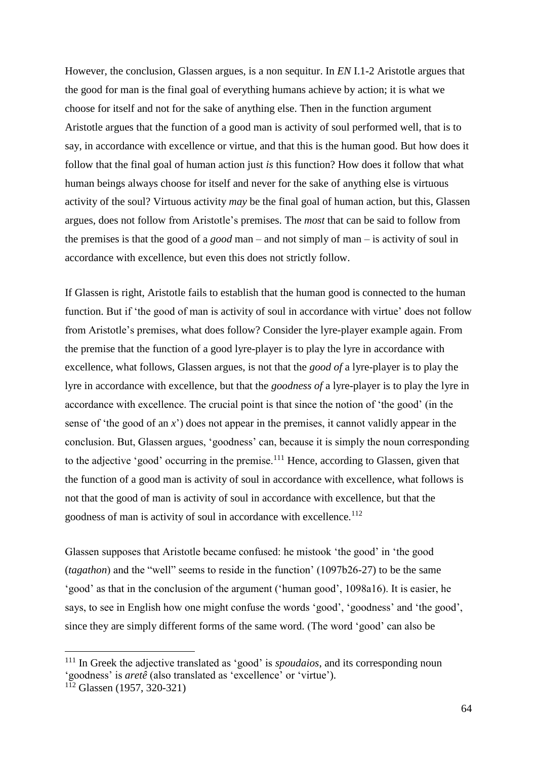However, the conclusion, Glassen argues, is a non sequitur. In *EN* I.1-2 Aristotle argues that the good for man is the final goal of everything humans achieve by action; it is what we choose for itself and not for the sake of anything else. Then in the function argument Aristotle argues that the function of a good man is activity of soul performed well, that is to say, in accordance with excellence or virtue, and that this is the human good. But how does it follow that the final goal of human action just *is* this function? How does it follow that what human beings always choose for itself and never for the sake of anything else is virtuous activity of the soul? Virtuous activity *may* be the final goal of human action, but this, Glassen argues, does not follow from Aristotle's premises. The *most* that can be said to follow from the premises is that the good of a *good* man – and not simply of man – is activity of soul in accordance with excellence, but even this does not strictly follow.

If Glassen is right, Aristotle fails to establish that the human good is connected to the human function. But if 'the good of man is activity of soul in accordance with virtue' does not follow from Aristotle's premises, what does follow? Consider the lyre-player example again. From the premise that the function of a good lyre-player is to play the lyre in accordance with excellence, what follows, Glassen argues, is not that the *good of* a lyre-player is to play the lyre in accordance with excellence, but that the *goodness of* a lyre-player is to play the lyre in accordance with excellence. The crucial point is that since the notion of 'the good' (in the sense of 'the good of an *x*') does not appear in the premises, it cannot validly appear in the conclusion. But, Glassen argues, 'goodness' can, because it is simply the noun corresponding to the adjective 'good' occurring in the premise.[111] Hence, according to Glassen, given that the function of a good man is activity of soul in accordance with excellence, what follows is not that the good of man is activity of soul in accordance with excellence, but that the goodness of man is activity of soul in accordance with excellence.[112]

Glassen supposes that Aristotle became confused: he mistook 'the good' in 'the good (*tagathon*) and the "well" seems to reside in the function' (1097b26-27) to be the same 'good' as that in the conclusion of the argument ('human good', 1098a16). It is easier, he says, to see in English how one might confuse the words 'good', 'goodness' and 'the good', since they are simply different forms of the same word. (The word 'good' can also be

---

[111] In Greek the adjective translated as 'good' is *spoudaios*, and its corresponding noun 'goodness' is *aretê* (also translated as 'excellence' or 'virtue').

[112] Glassen (1957, 320-321)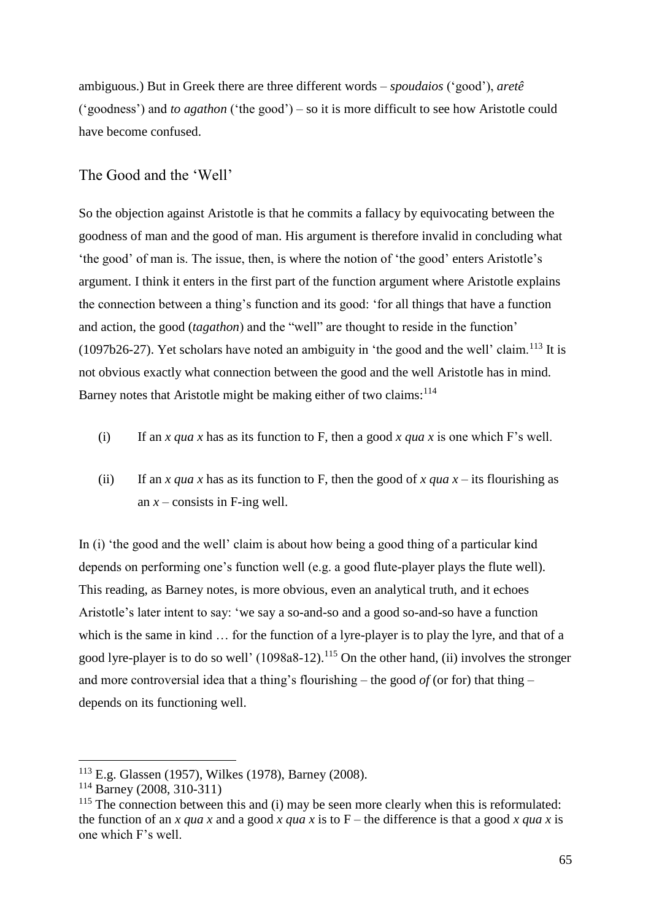ambiguous.) But in Greek there are three different words – *spoudaios* ('good'), *aretê* ('goodness') and *to agathon* ('the good') – so it is more difficult to see how Aristotle could have become confused.

## The Good and the 'Well'

So the objection against Aristotle is that he commits a fallacy by equivocating between the goodness of man and the good of man. His argument is therefore invalid in concluding what 'the good' of man is. The issue, then, is where the notion of 'the good' enters Aristotle's argument. I think it enters in the first part of the function argument where Aristotle explains the connection between a thing's function and its good: 'for all things that have a function and action, the good (*tagathon*) and the "well" are thought to reside in the function' (1097b26-27). Yet scholars have noted an ambiguity in 'the good and the well' claim.[113] It is not obvious exactly what connection between the good and the well Aristotle has in mind. Barney notes that Aristotle might be making either of two claims:[114]

(i) If an *x qua x* has as its function to F, then a good *x qua x* is one which F's well.

(ii) If an *x qua x* has as its function to F, then the good of *x qua x* – its flourishing as an *x* – consists in F-ing well.

In (i) 'the good and the well' claim is about how being a good thing of a particular kind depends on performing one's function well (e.g. a good flute-player plays the flute well). This reading, as Barney notes, is more obvious, even an analytical truth, and it echoes Aristotle's later intent to say: 'we say a so-and-so and a good so-and-so have a function which is the same in kind … for the function of a lyre-player is to play the lyre, and that of a good lyre-player is to do so well' (1098a8-12).[115] On the other hand, (ii) involves the stronger and more controversial idea that a thing's flourishing – the good *of* (or for) that thing – depends on its functioning well.

---

[113] E.g. Glassen (1957), Wilkes (1978), Barney (2008).

[114] Barney (2008, 310-311)

[115] The connection between this and (i) may be seen more clearly when this is reformulated: the function of an *x qua x* and a good *x qua x* is to F – the difference is that a good *x qua x* is one which F's well.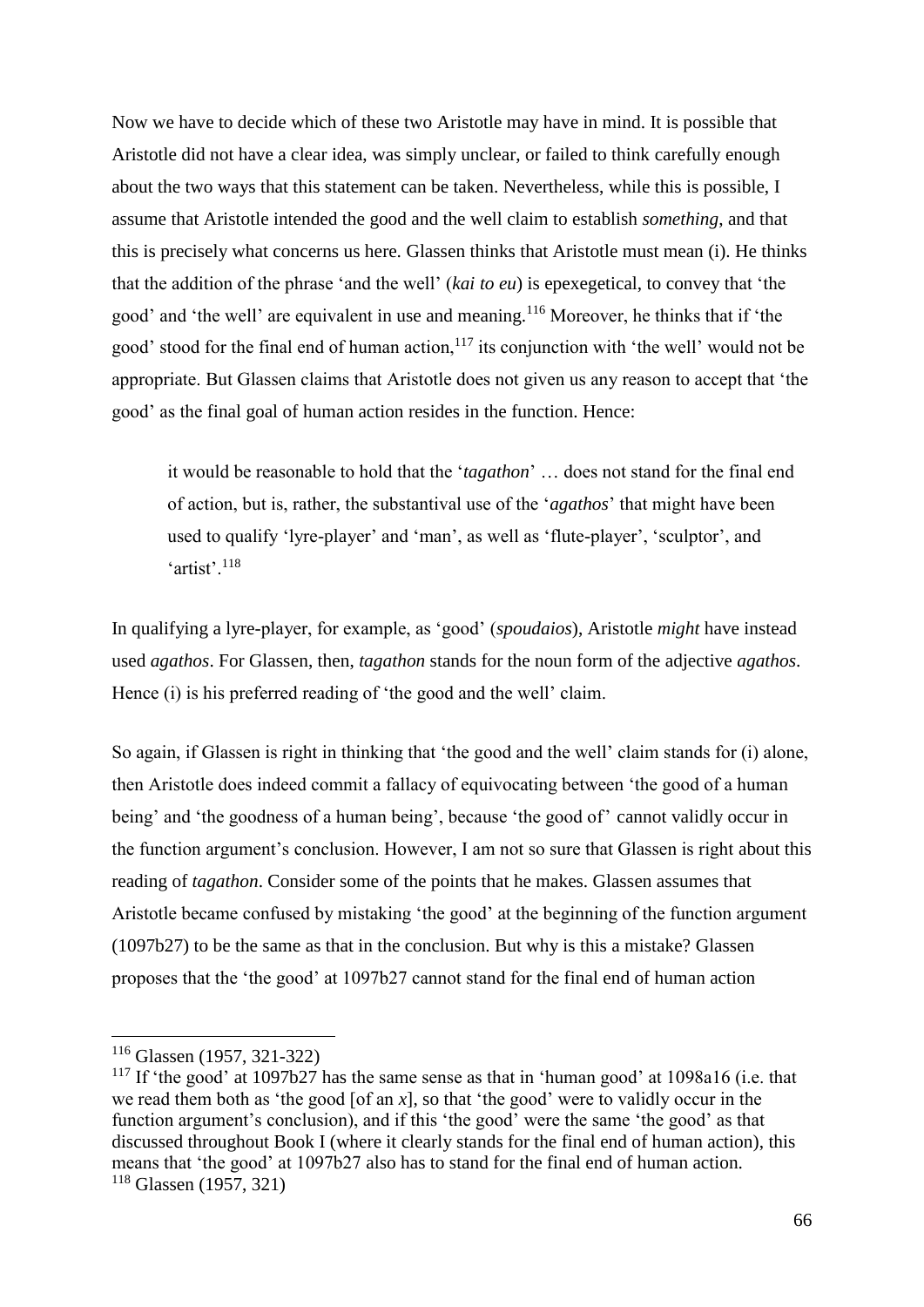Now we have to decide which of these two Aristotle may have in mind. It is possible that Aristotle did not have a clear idea, was simply unclear, or failed to think carefully enough about the two ways that this statement can be taken. Nevertheless, while this is possible, I assume that Aristotle intended the good and the well claim to establish *something*, and that this is precisely what concerns us here. Glassen thinks that Aristotle must mean (i). He thinks that the addition of the phrase 'and the well' (*kai to eu*) is epexegetical, to convey that 'the good' and 'the well' are equivalent in use and meaning.[116] Moreover, he thinks that if 'the good' stood for the final end of human action,[117] its conjunction with 'the well' would not be appropriate. But Glassen claims that Aristotle does not given us any reason to accept that 'the good' as the final goal of human action resides in the function. Hence:

> it would be reasonable to hold that the '*tagathon*' … does not stand for the final end of action, but is, rather, the substantival use of the '*agathos*' that might have been used to qualify 'lyre-player' and 'man', as well as 'flute-player', 'sculptor', and 'artist'.[118]

In qualifying a lyre-player, for example, as 'good' (*spoudaios*), Aristotle *might* have instead used *agathos*. For Glassen, then, *tagathon* stands for the noun form of the adjective *agathos*. Hence (i) is his preferred reading of 'the good and the well' claim.

So again, if Glassen is right in thinking that 'the good and the well' claim stands for (i) alone, then Aristotle does indeed commit a fallacy of equivocating between 'the good of a human being' and 'the goodness of a human being', because 'the good of' cannot validly occur in the function argument's conclusion. However, I am not so sure that Glassen is right about this reading of *tagathon*. Consider some of the points that he makes. Glassen assumes that Aristotle became confused by mistaking 'the good' at the beginning of the function argument (1097b27) to be the same as that in the conclusion. But why is this a mistake? Glassen proposes that the 'the good' at 1097b27 cannot stand for the final end of human action

---

[116] Glassen (1957, 321-322)

[117] If 'the good' at 1097b27 has the same sense as that in 'human good' at 1098a16 (i.e. that we read them both as 'the good [of an *x*], so that 'the good' were to validly occur in the function argument's conclusion), and if this 'the good' were the same 'the good' as that discussed throughout Book I (where it clearly stands for the final end of human action), this means that 'the good' at 1097b27 also has to stand for the final end of human action.

[118] Glassen (1957, 321)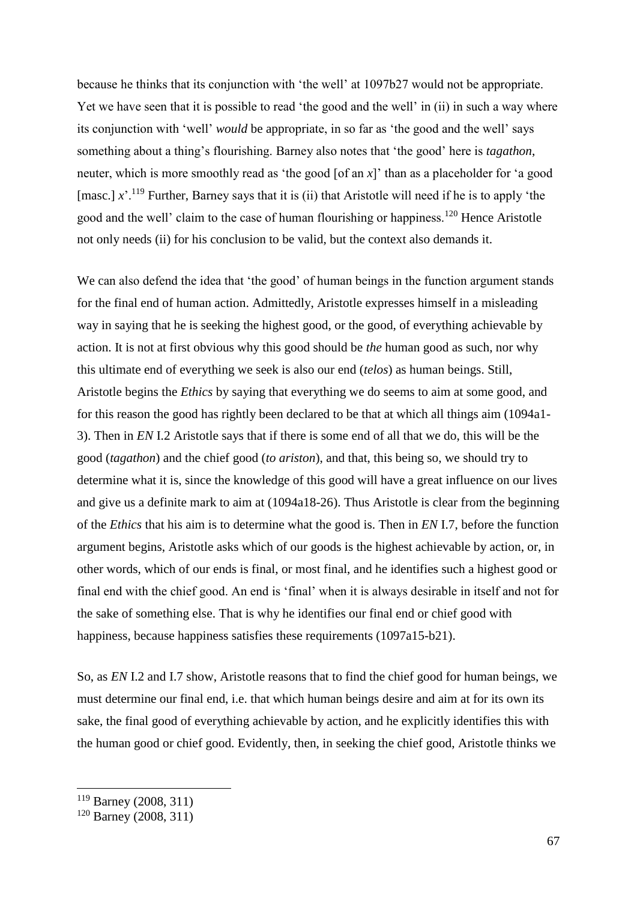because he thinks that its conjunction with 'the well' at 1097b27 would not be appropriate. Yet we have seen that it is possible to read 'the good and the well' in (ii) in such a way where its conjunction with 'well' *would* be appropriate, in so far as 'the good and the well' says something about a thing's flourishing. Barney also notes that 'the good' here is *tagathon*, neuter, which is more smoothly read as 'the good [of an *x*]' than as a placeholder for 'a good [masc.] *x*'.[119] Further, Barney says that it is (ii) that Aristotle will need if he is to apply 'the good and the well' claim to the case of human flourishing or happiness.[120] Hence Aristotle not only needs (ii) for his conclusion to be valid, but the context also demands it.

We can also defend the idea that 'the good' of human beings in the function argument stands for the final end of human action. Admittedly, Aristotle expresses himself in a misleading way in saying that he is seeking the highest good, or the good, of everything achievable by action. It is not at first obvious why this good should be *the* human good as such, nor why this ultimate end of everything we seek is also our end (*telos*) as human beings. Still, Aristotle begins the *Ethics* by saying that everything we do seems to aim at some good, and for this reason the good has rightly been declared to be that at which all things aim (1094a1-3). Then in *EN* I.2 Aristotle says that if there is some end of all that we do, this will be the good (*tagathon*) and the chief good (*to ariston*), and that, this being so, we should try to determine what it is, since the knowledge of this good will have a great influence on our lives and give us a definite mark to aim at (1094a18-26). Thus Aristotle is clear from the beginning of the *Ethics* that his aim is to determine what the good is. Then in *EN* I.7, before the function argument begins, Aristotle asks which of our goods is the highest achievable by action, or, in other words, which of our ends is final, or most final, and he identifies such a highest good or final end with the chief good. An end is 'final' when it is always desirable in itself and not for the sake of something else. That is why he identifies our final end or chief good with happiness, because happiness satisfies these requirements (1097a15-b21).

So, as *EN* I.2 and I.7 show, Aristotle reasons that to find the chief good for human beings, we must determine our final end, i.e. that which human beings desire and aim at for its own its sake, the final good of everything achievable by action, and he explicitly identifies this with the human good or chief good. Evidently, then, in seeking the chief good, Aristotle thinks we

---

[119] Barney (2008, 311)

[120] Barney (2008, 311)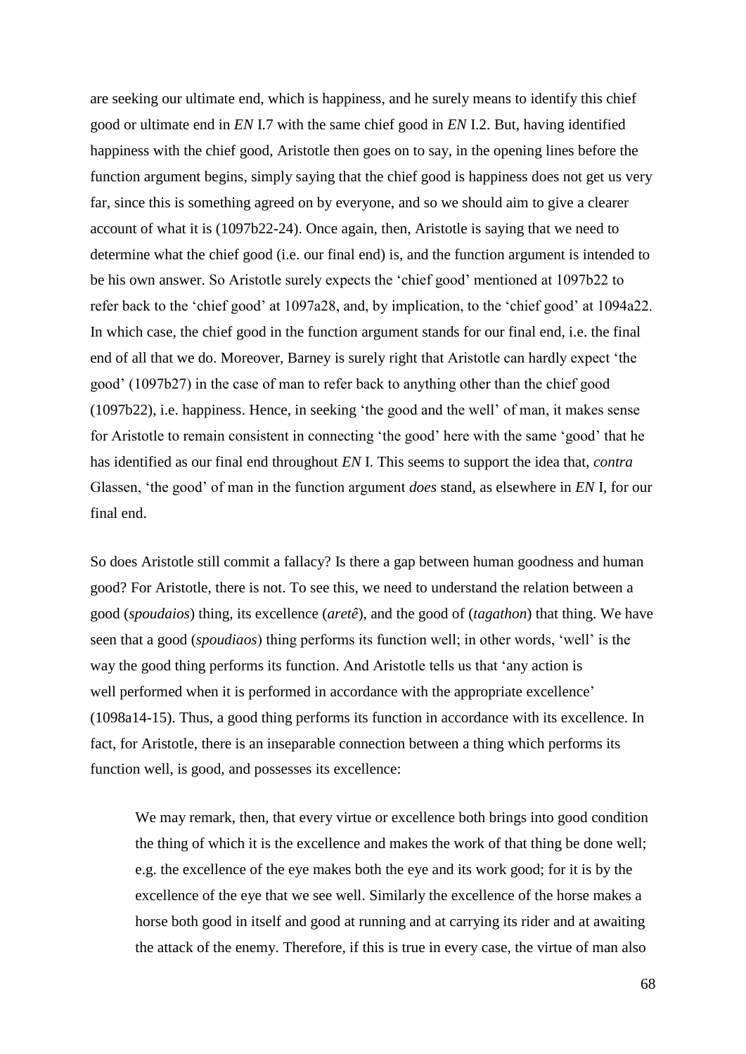are seeking our ultimate end, which is happiness, and he surely means to identify this chief good or ultimate end in *EN* I.7 with the same chief good in *EN* I.2. But, having identified happiness with the chief good, Aristotle then goes on to say, in the opening lines before the function argument begins, simply saying that the chief good is happiness does not get us very far, since this is something agreed on by everyone, and so we should aim to give a clearer account of what it is (1097b22-24). Once again, then, Aristotle is saying that we need to determine what the chief good (i.e. our final end) is, and the function argument is intended to be his own answer. So Aristotle surely expects the 'chief good' mentioned at 1097b22 to refer back to the 'chief good' at 1097a28, and, by implication, to the 'chief good' at 1094a22. In which case, the chief good in the function argument stands for our final end, i.e. the final end of all that we do. Moreover, Barney is surely right that Aristotle can hardly expect 'the good' (1097b27) in the case of man to refer back to anything other than the chief good (1097b22), i.e. happiness. Hence, in seeking 'the good and the well' of man, it makes sense for Aristotle to remain consistent in connecting 'the good' here with the same 'good' that he has identified as our final end throughout *EN* I. This seems to support the idea that, *contra* Glassen, 'the good' of man in the function argument *does* stand, as elsewhere in *EN* I, for our final end.

So does Aristotle still commit a fallacy? Is there a gap between human goodness and human good? For Aristotle, there is not. To see this, we need to understand the relation between a good (*spoudaios*) thing, its excellence (*aretê*), and the good of (*tagathon*) that thing. We have seen that a good (*spoudiaos*) thing performs its function well; in other words, 'well' is the way the good thing performs its function. And Aristotle tells us that 'any action is well performed when it is performed in accordance with the appropriate excellence' (1098a14-15). Thus, a good thing performs its function in accordance with its excellence. In fact, for Aristotle, there is an inseparable connection between a thing which performs its function well, is good, and possesses its excellence:

> We may remark, then, that every virtue or excellence both brings into good condition the thing of which it is the excellence and makes the work of that thing be done well; e.g. the excellence of the eye makes both the eye and its work good; for it is by the excellence of the eye that we see well. Similarly the excellence of the horse makes a horse both good in itself and good at running and at carrying its rider and at awaiting the attack of the enemy. Therefore, if this is true in every case, the virtue of man also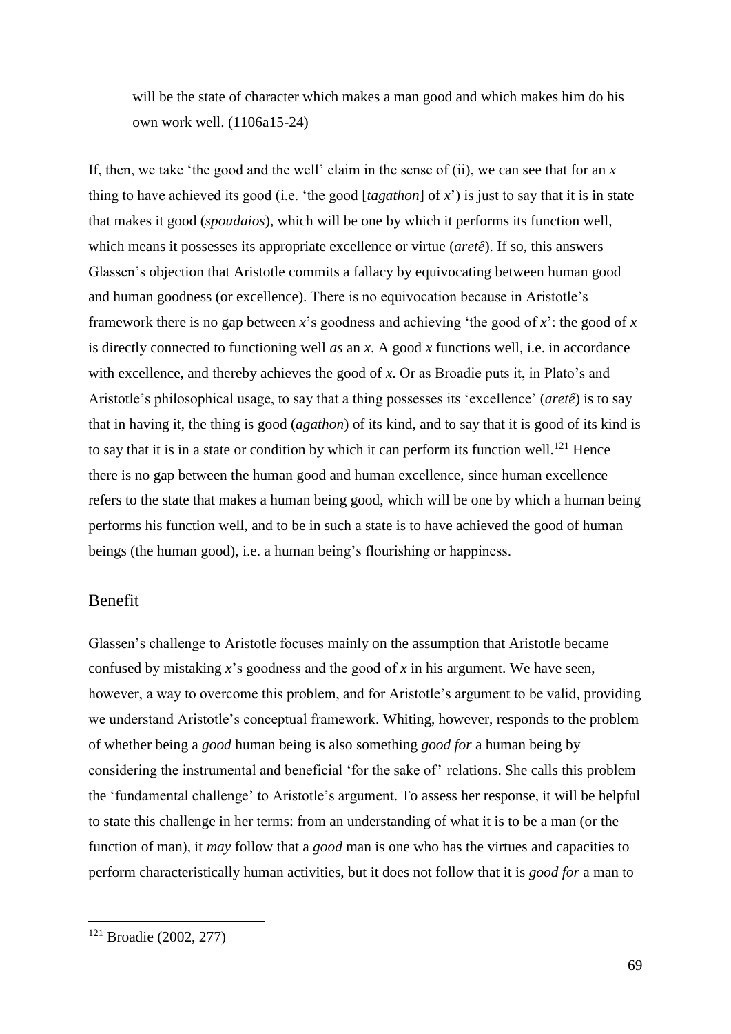> will be the state of character which makes a man good and which makes him do his own work well. (1106a15-24)

If, then, we take 'the good and the well' claim in the sense of (ii), we can see that for an *x* thing to have achieved its good (i.e. 'the good [*tagathon*] of *x*') is just to say that it is in state that makes it good (*spoudaios*), which will be one by which it performs its function well, which means it possesses its appropriate excellence or virtue (*aretê*). If so, this answers Glassen's objection that Aristotle commits a fallacy by equivocating between human good and human goodness (or excellence). There is no equivocation because in Aristotle's framework there is no gap between *x*'s goodness and achieving 'the good of *x*': the good of *x* is directly connected to functioning well *as* an *x*. A good *x* functions well, i.e. in accordance with excellence, and thereby achieves the good of *x*. Or as Broadie puts it, in Plato's and Aristotle's philosophical usage, to say that a thing possesses its 'excellence' (*aretê*) is to say that in having it, the thing is good (*agathon*) of its kind, and to say that it is good of its kind is to say that it is in a state or condition by which it can perform its function well.[121] Hence there is no gap between the human good and human excellence, since human excellence refers to the state that makes a human being good, which will be one by which a human being performs his function well, and to be in such a state is to have achieved the good of human beings (the human good), i.e. a human being's flourishing or happiness.

## Benefit

Glassen's challenge to Aristotle focuses mainly on the assumption that Aristotle became confused by mistaking *x*'s goodness and the good of *x* in his argument. We have seen, however, a way to overcome this problem, and for Aristotle's argument to be valid, providing we understand Aristotle's conceptual framework. Whiting, however, responds to the problem of whether being a *good* human being is also something *good for* a human being by considering the instrumental and beneficial 'for the sake of' relations. She calls this problem the 'fundamental challenge' to Aristotle's argument. To assess her response, it will be helpful to state this challenge in her terms: from an understanding of what it is to be a man (or the function of man), it *may* follow that a *good* man is one who has the virtues and capacities to perform characteristically human activities, but it does not follow that it is *good for* a man to

---

[121] Broadie (2002, 277)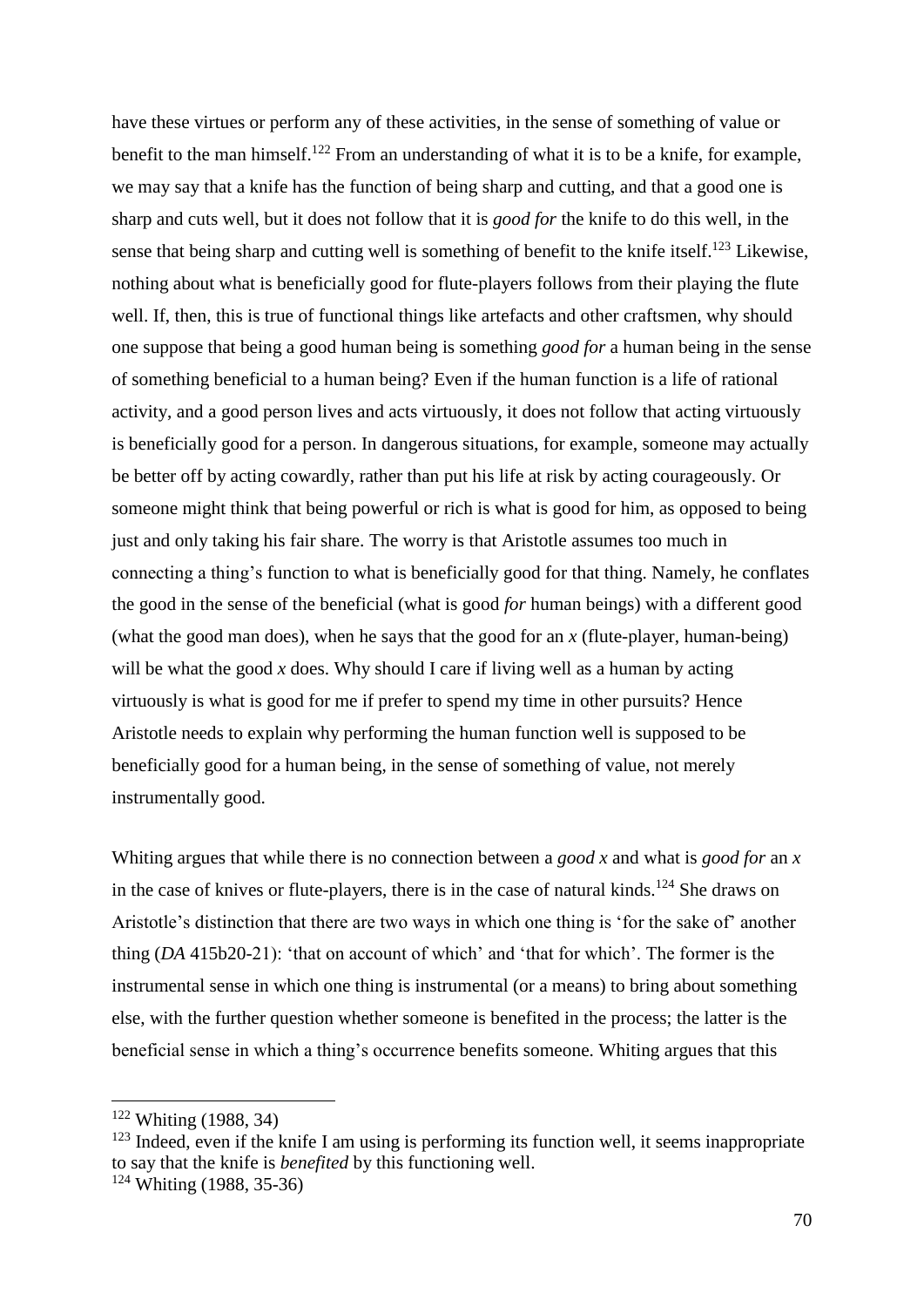have these virtues or perform any of these activities, in the sense of something of value or benefit to the man himself.[122] From an understanding of what it is to be a knife, for example, we may say that a knife has the function of being sharp and cutting, and that a good one is sharp and cuts well, but it does not follow that it is *good for* the knife to do this well, in the sense that being sharp and cutting well is something of benefit to the knife itself.[123] Likewise, nothing about what is beneficially good for flute-players follows from their playing the flute well. If, then, this is true of functional things like artefacts and other craftsmen, why should one suppose that being a good human being is something *good for* a human being in the sense of something beneficial to a human being? Even if the human function is a life of rational activity, and a good person lives and acts virtuously, it does not follow that acting virtuously is beneficially good for a person. In dangerous situations, for example, someone may actually be better off by acting cowardly, rather than put his life at risk by acting courageously. Or someone might think that being powerful or rich is what is good for him, as opposed to being just and only taking his fair share. The worry is that Aristotle assumes too much in connecting a thing's function to what is beneficially good for that thing. Namely, he conflates the good in the sense of the beneficial (what is good *for* human beings) with a different good (what the good man does), when he says that the good for an *x* (flute-player, human-being) will be what the good *x* does. Why should I care if living well as a human by acting virtuously is what is good for me if prefer to spend my time in other pursuits? Hence Aristotle needs to explain why performing the human function well is supposed to be beneficially good for a human being, in the sense of something of value, not merely instrumentally good.

Whiting argues that while there is no connection between a *good x* and what is *good for* an *x* in the case of knives or flute-players, there is in the case of natural kinds.[124] She draws on Aristotle's distinction that there are two ways in which one thing is 'for the sake of' another thing (*DA* 415b20-21): 'that on account of which' and 'that for which'. The former is the instrumental sense in which one thing is instrumental (or a means) to bring about something else, with the further question whether someone is benefited in the process; the latter is the beneficial sense in which a thing's occurrence benefits someone. Whiting argues that this

[122] Whiting (1988, 34)

[123] Indeed, even if the knife I am using is performing its function well, it seems inappropriate to say that the knife is *benefited* by this functioning well.

[124] Whiting (1988, 35-36)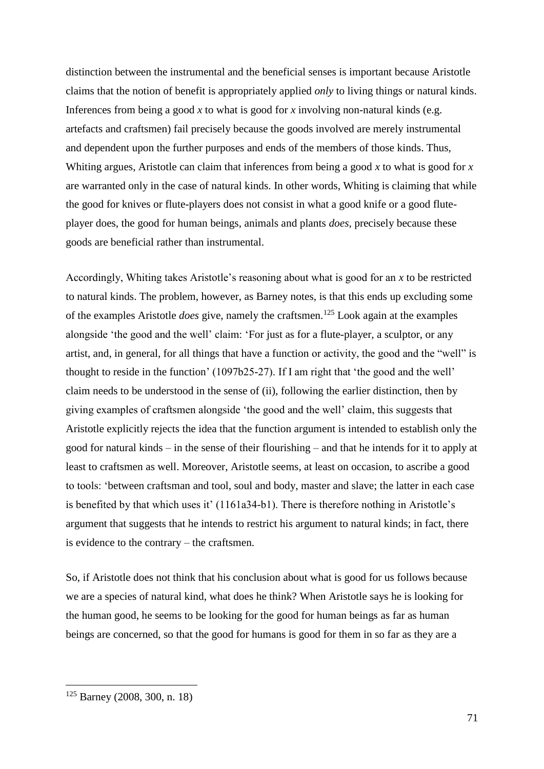distinction between the instrumental and the beneficial senses is important because Aristotle claims that the notion of benefit is appropriately applied *only* to living things or natural kinds. Inferences from being a good *x* to what is good for *x* involving non-natural kinds (e.g. artefacts and craftsmen) fail precisely because the goods involved are merely instrumental and dependent upon the further purposes and ends of the members of those kinds. Thus, Whiting argues, Aristotle can claim that inferences from being a good *x* to what is good for *x* are warranted only in the case of natural kinds. In other words, Whiting is claiming that while the good for knives or flute-players does not consist in what a good knife or a good flute-player does, the good for human beings, animals and plants *does*, precisely because these goods are beneficial rather than instrumental.

Accordingly, Whiting takes Aristotle's reasoning about what is good for an *x* to be restricted to natural kinds. The problem, however, as Barney notes, is that this ends up excluding some of the examples Aristotle *does* give, namely the craftsmen.[125] Look again at the examples alongside 'the good and the well' claim: 'For just as for a flute-player, a sculptor, or any artist, and, in general, for all things that have a function or activity, the good and the "well" is thought to reside in the function' (1097b25-27). If I am right that 'the good and the well' claim needs to be understood in the sense of (ii), following the earlier distinction, then by giving examples of craftsmen alongside 'the good and the well' claim, this suggests that Aristotle explicitly rejects the idea that the function argument is intended to establish only the good for natural kinds – in the sense of their flourishing – and that he intends for it to apply at least to craftsmen as well. Moreover, Aristotle seems, at least on occasion, to ascribe a good to tools: 'between craftsman and tool, soul and body, master and slave; the latter in each case is benefited by that which uses it' (1161a34-b1). There is therefore nothing in Aristotle's argument that suggests that he intends to restrict his argument to natural kinds; in fact, there is evidence to the contrary – the craftsmen.

So, if Aristotle does not think that his conclusion about what is good for us follows because we are a species of natural kind, what does he think? When Aristotle says he is looking for the human good, he seems to be looking for the good for human beings as far as human beings are concerned, so that the good for humans is good for them in so far as they are a

---

[125] Barney (2008, 300, n. 18)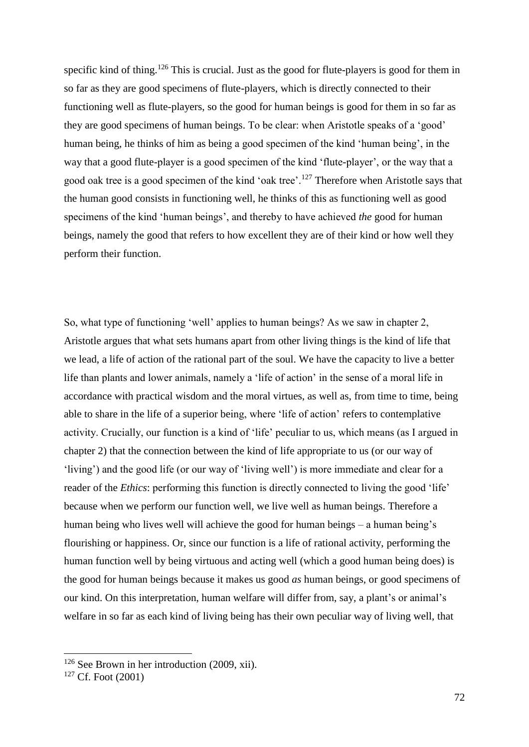specific kind of thing.[126] This is crucial. Just as the good for flute-players is good for them in so far as they are good specimens of flute-players, which is directly connected to their functioning well as flute-players, so the good for human beings is good for them in so far as they are good specimens of human beings. To be clear: when Aristotle speaks of a 'good' human being, he thinks of him as being a good specimen of the kind 'human being', in the way that a good flute-player is a good specimen of the kind 'flute-player', or the way that a good oak tree is a good specimen of the kind 'oak tree'.[127] Therefore when Aristotle says that the human good consists in functioning well, he thinks of this as functioning well as good specimens of the kind 'human beings', and thereby to have achieved *the* good for human beings, namely the good that refers to how excellent they are of their kind or how well they perform their function.

So, what type of functioning 'well' applies to human beings? As we saw in chapter 2, Aristotle argues that what sets humans apart from other living things is the kind of life that we lead, a life of action of the rational part of the soul. We have the capacity to live a better life than plants and lower animals, namely a 'life of action' in the sense of a moral life in accordance with practical wisdom and the moral virtues, as well as, from time to time, being able to share in the life of a superior being, where 'life of action' refers to contemplative activity. Crucially, our function is a kind of 'life' peculiar to us, which means (as I argued in chapter 2) that the connection between the kind of life appropriate to us (or our way of 'living') and the good life (or our way of 'living well') is more immediate and clear for a reader of the *Ethics*: performing this function is directly connected to living the good 'life' because when we perform our function well, we live well as human beings. Therefore a human being who lives well will achieve the good for human beings – a human being's flourishing or happiness. Or, since our function is a life of rational activity, performing the human function well by being virtuous and acting well (which a good human being does) is the good for human beings because it makes us good *as* human beings, or good specimens of our kind. On this interpretation, human welfare will differ from, say, a plant's or animal's welfare in so far as each kind of living being has their own peculiar way of living well, that

[126] See Brown in her introduction (2009, xii).

[127] Cf. Foot (2001)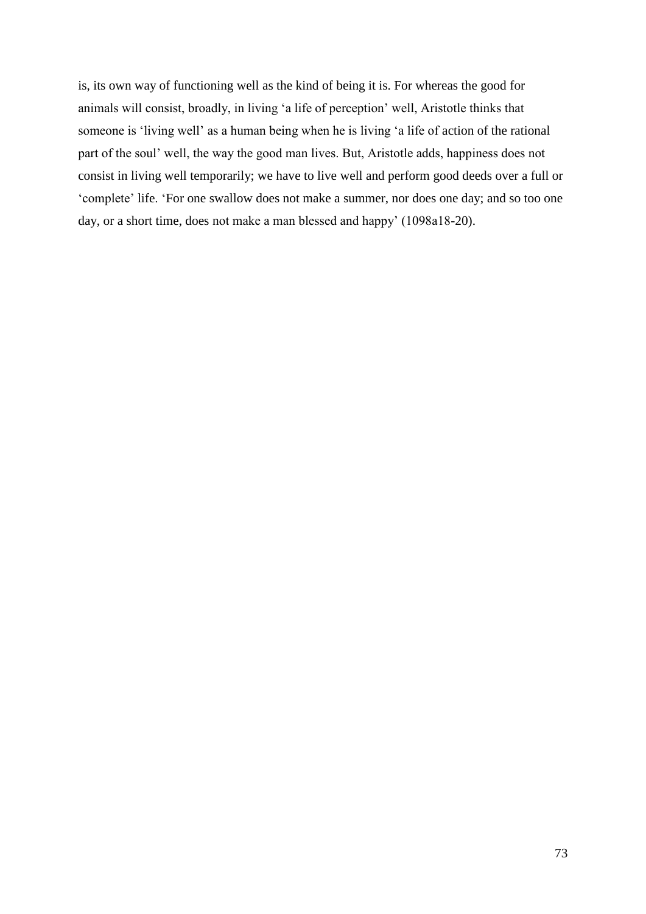is, its own way of functioning well as the kind of being it is. For whereas the good for animals will consist, broadly, in living 'a life of perception' well, Aristotle thinks that someone is 'living well' as a human being when he is living 'a life of action of the rational part of the soul' well, the way the good man lives. But, Aristotle adds, happiness does not consist in living well temporarily; we have to live well and perform good deeds over a full or 'complete' life. 'For one swallow does not make a summer, nor does one day; and so too one day, or a short time, does not make a man blessed and happy' (1098a18-20).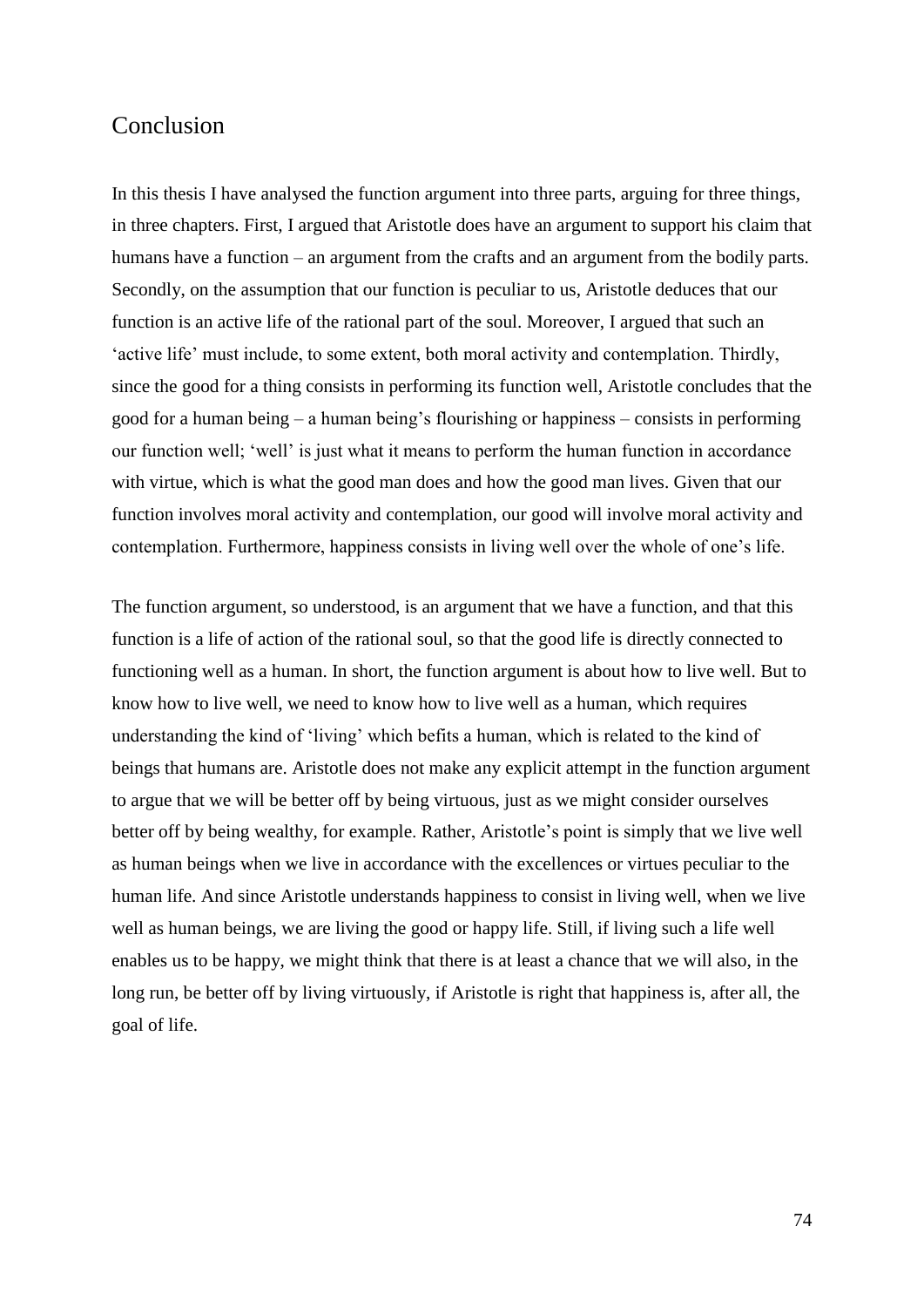## Conclusion

In this thesis I have analysed the function argument into three parts, arguing for three things, in three chapters. First, I argued that Aristotle does have an argument to support his claim that humans have a function – an argument from the crafts and an argument from the bodily parts. Secondly, on the assumption that our function is peculiar to us, Aristotle deduces that our function is an active life of the rational part of the soul. Moreover, I argued that such an 'active life' must include, to some extent, both moral activity and contemplation. Thirdly, since the good for a thing consists in performing its function well, Aristotle concludes that the good for a human being – a human being's flourishing or happiness – consists in performing our function well; 'well' is just what it means to perform the human function in accordance with virtue, which is what the good man does and how the good man lives. Given that our function involves moral activity and contemplation, our good will involve moral activity and contemplation. Furthermore, happiness consists in living well over the whole of one's life.

The function argument, so understood, is an argument that we have a function, and that this function is a life of action of the rational soul, so that the good life is directly connected to functioning well as a human. In short, the function argument is about how to live well. But to know how to live well, we need to know how to live well as a human, which requires understanding the kind of 'living' which befits a human, which is related to the kind of beings that humans are. Aristotle does not make any explicit attempt in the function argument to argue that we will be better off by being virtuous, just as we might consider ourselves better off by being wealthy, for example. Rather, Aristotle's point is simply that we live well as human beings when we live in accordance with the excellences or virtues peculiar to the human life. And since Aristotle understands happiness to consist in living well, when we live well as human beings, we are living the good or happy life. Still, if living such a life well enables us to be happy, we might think that there is at least a chance that we will also, in the long run, be better off by living virtuously, if Aristotle is right that happiness is, after all, the goal of life.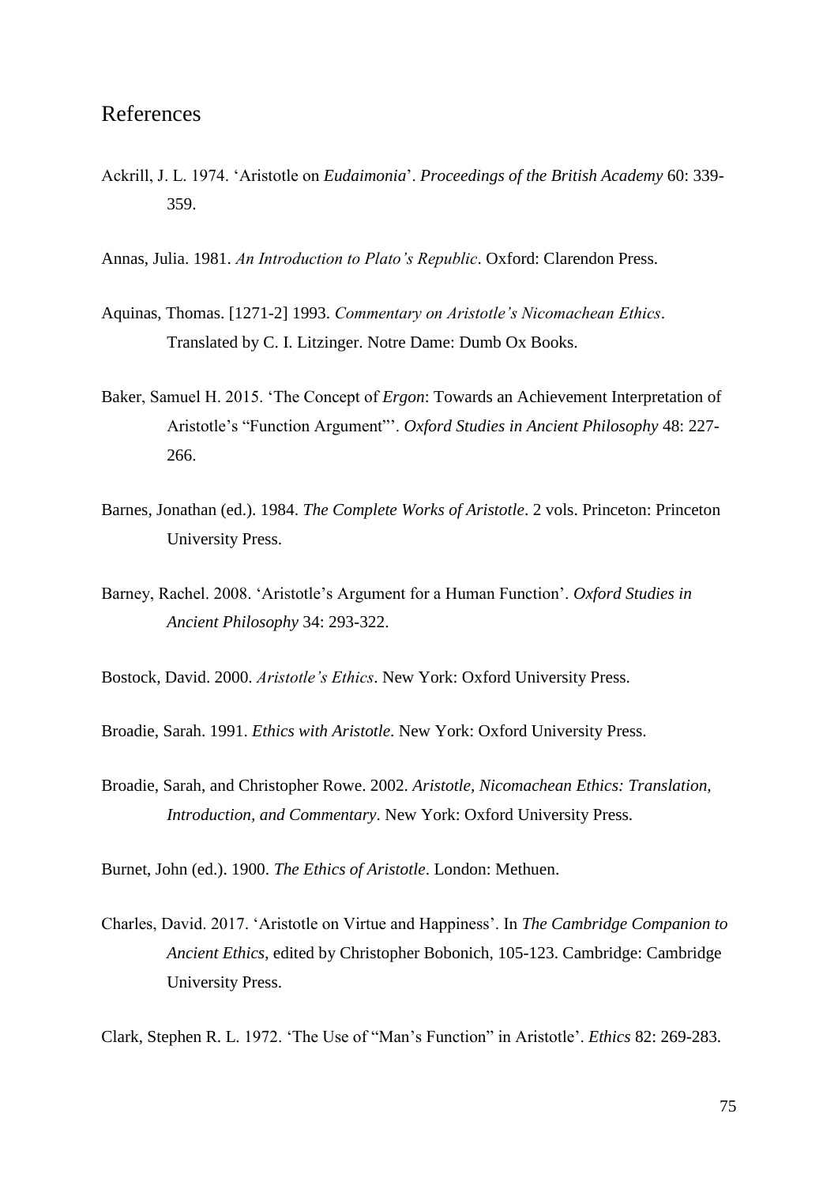# References

Ackrill, J. L. 1974. 'Aristotle on *Eudaimonia*'. *Proceedings of the British Academy* 60: 339-359.

Annas, Julia. 1981. *An Introduction to Plato's Republic*. Oxford: Clarendon Press.

Aquinas, Thomas. [1271-2] 1993. *Commentary on Aristotle's Nicomachean Ethics*. Translated by C. I. Litzinger. Notre Dame: Dumb Ox Books.

Baker, Samuel H. 2015. 'The Concept of *Ergon*: Towards an Achievement Interpretation of Aristotle's "Function Argument"'. *Oxford Studies in Ancient Philosophy* 48: 227-266.

Barnes, Jonathan (ed.). 1984. *The Complete Works of Aristotle*. 2 vols. Princeton: Princeton University Press.

Barney, Rachel. 2008. 'Aristotle's Argument for a Human Function'. *Oxford Studies in Ancient Philosophy* 34: 293-322.

Bostock, David. 2000. *Aristotle's Ethics*. New York: Oxford University Press.

Broadie, Sarah. 1991. *Ethics with Aristotle*. New York: Oxford University Press.

Broadie, Sarah, and Christopher Rowe. 2002. *Aristotle, Nicomachean Ethics: Translation, Introduction, and Commentary*. New York: Oxford University Press.

Burnet, John (ed.). 1900. *The Ethics of Aristotle*. London: Methuen.

Charles, David. 2017. 'Aristotle on Virtue and Happiness'. In *The Cambridge Companion to Ancient Ethics*, edited by Christopher Bobonich, 105-123. Cambridge: Cambridge University Press.

Clark, Stephen R. L. 1972. 'The Use of "Man's Function" in Aristotle'. *Ethics* 82: 269-283.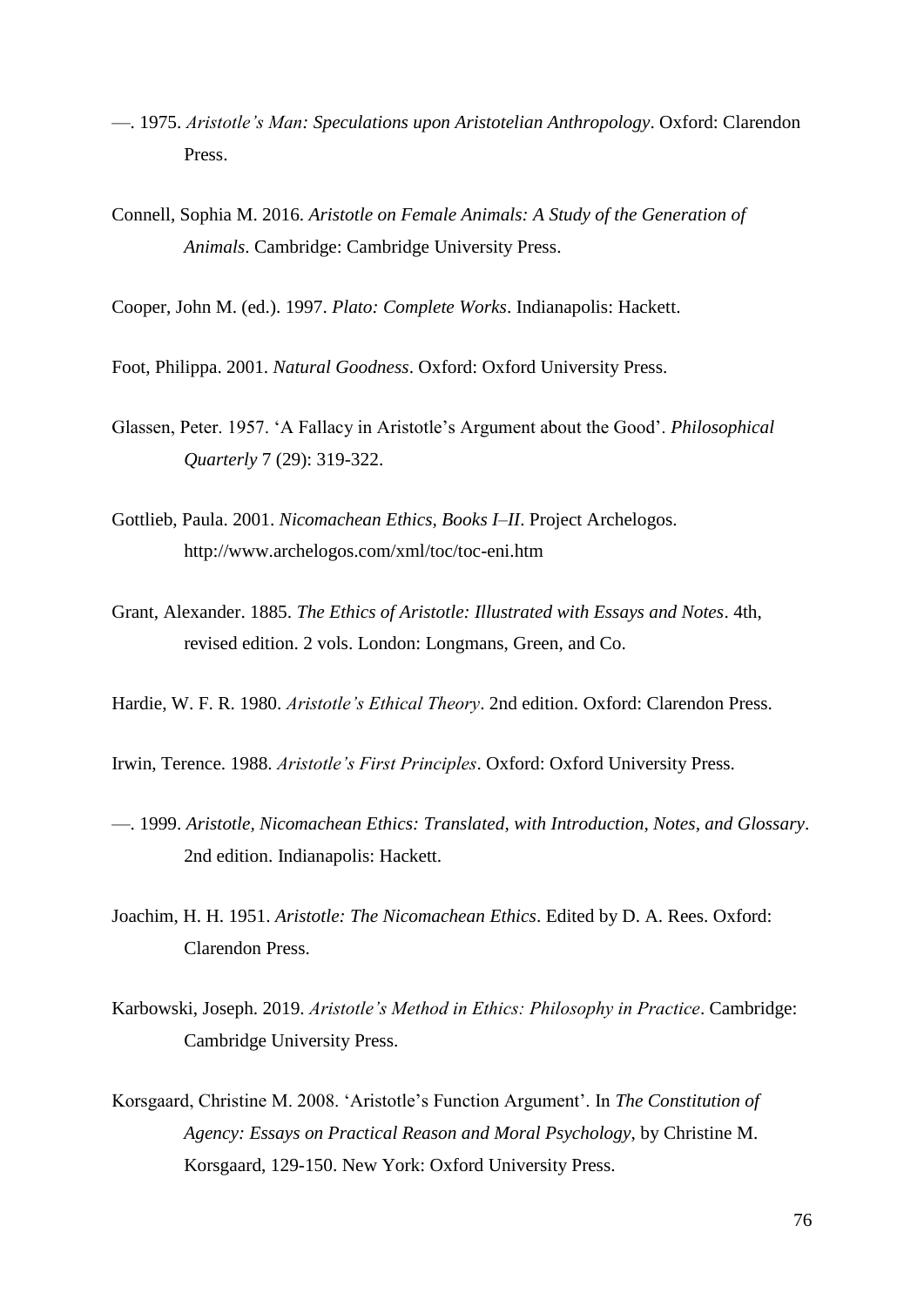—. 1975. *Aristotle's Man: Speculations upon Aristotelian Anthropology*. Oxford: Clarendon Press.

Connell, Sophia M. 2016. *Aristotle on Female Animals: A Study of the Generation of Animals*. Cambridge: Cambridge University Press.

Cooper, John M. (ed.). 1997. *Plato: Complete Works*. Indianapolis: Hackett.

Foot, Philippa. 2001. *Natural Goodness*. Oxford: Oxford University Press.

Glassen, Peter. 1957. 'A Fallacy in Aristotle's Argument about the Good'. *Philosophical Quarterly* 7 (29): 319-322.

Gottlieb, Paula. 2001. *Nicomachean Ethics, Books I–II*. Project Archelogos. http://www.archelogos.com/xml/toc/toc-eni.htm

Grant, Alexander. 1885. *The Ethics of Aristotle: Illustrated with Essays and Notes*. 4th, revised edition. 2 vols. London: Longmans, Green, and Co.

Hardie, W. F. R. 1980. *Aristotle's Ethical Theory*. 2nd edition. Oxford: Clarendon Press.

Irwin, Terence. 1988. *Aristotle's First Principles*. Oxford: Oxford University Press.

—. 1999. *Aristotle, Nicomachean Ethics: Translated, with Introduction, Notes, and Glossary*. 2nd edition. Indianapolis: Hackett.

Joachim, H. H. 1951. *Aristotle: The Nicomachean Ethics*. Edited by D. A. Rees. Oxford: Clarendon Press.

Karbowski, Joseph. 2019. *Aristotle's Method in Ethics: Philosophy in Practice*. Cambridge: Cambridge University Press.

Korsgaard, Christine M. 2008. 'Aristotle's Function Argument'. In *The Constitution of Agency: Essays on Practical Reason and Moral Psychology*, by Christine M. Korsgaard, 129-150. New York: Oxford University Press.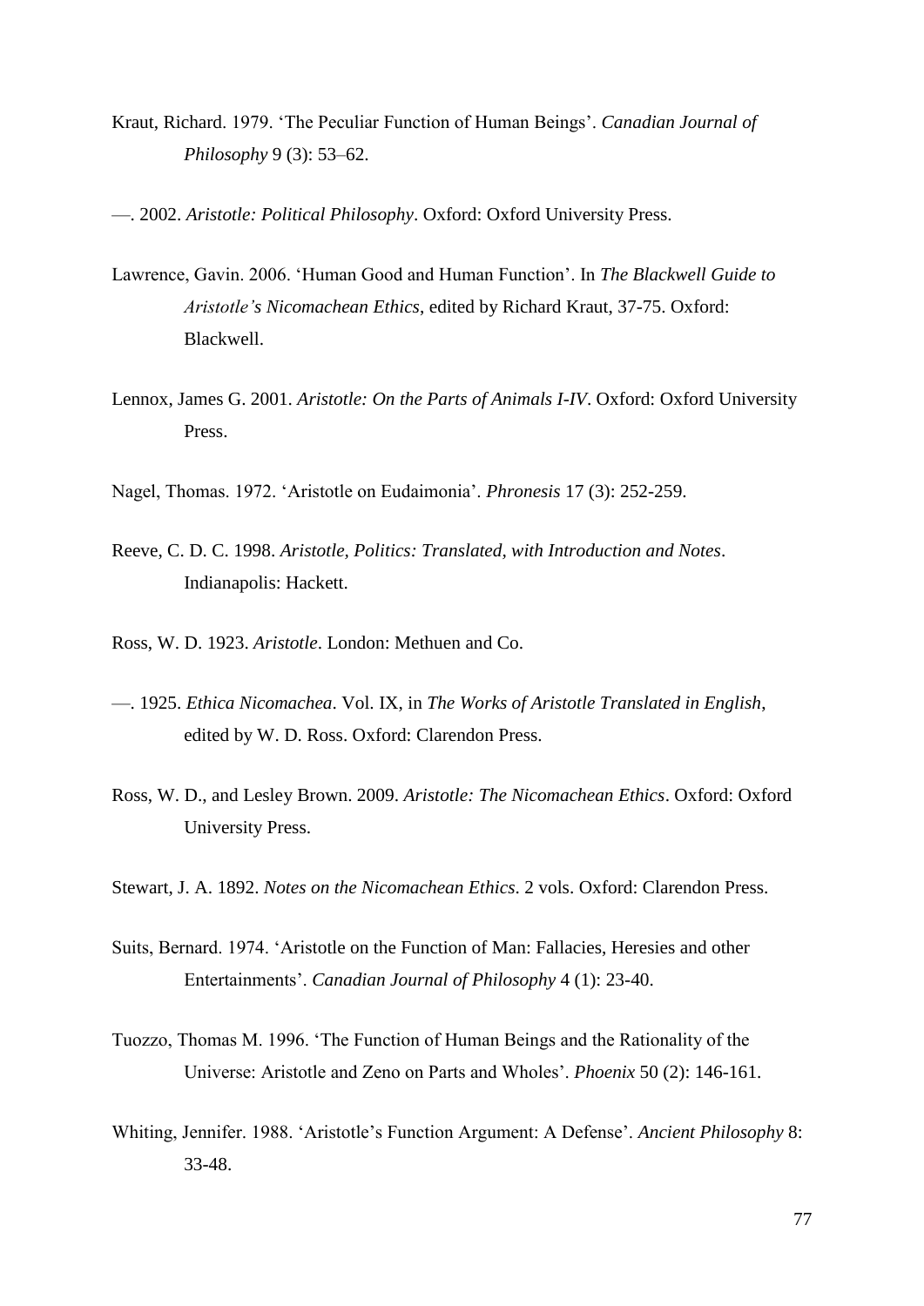Kraut, Richard. 1979. 'The Peculiar Function of Human Beings'. *Canadian Journal of Philosophy* 9 (3): 53–62.

—. 2002. *Aristotle: Political Philosophy*. Oxford: Oxford University Press.

Lawrence, Gavin. 2006. 'Human Good and Human Function'. In *The Blackwell Guide to Aristotle's Nicomachean Ethics*, edited by Richard Kraut, 37-75. Oxford: Blackwell.

Lennox, James G. 2001. *Aristotle: On the Parts of Animals I-IV*. Oxford: Oxford University Press.

Nagel, Thomas. 1972. 'Aristotle on Eudaimonia'. *Phronesis* 17 (3): 252-259.

Reeve, C. D. C. 1998. *Aristotle, Politics: Translated, with Introduction and Notes*. Indianapolis: Hackett.

Ross, W. D. 1923. *Aristotle*. London: Methuen and Co.

—. 1925. *Ethica Nicomachea*. Vol. IX, in *The Works of Aristotle Translated in English*, edited by W. D. Ross. Oxford: Clarendon Press.

Ross, W. D., and Lesley Brown. 2009. *Aristotle: The Nicomachean Ethics*. Oxford: Oxford University Press.

Stewart, J. A. 1892. *Notes on the Nicomachean Ethics*. 2 vols. Oxford: Clarendon Press.

Suits, Bernard. 1974. 'Aristotle on the Function of Man: Fallacies, Heresies and other Entertainments'. *Canadian Journal of Philosophy* 4 (1): 23-40.

Tuozzo, Thomas M. 1996. 'The Function of Human Beings and the Rationality of the Universe: Aristotle and Zeno on Parts and Wholes'. *Phoenix* 50 (2): 146-161.

Whiting, Jennifer. 1988. 'Aristotle's Function Argument: A Defense'. *Ancient Philosophy* 8: 33-48.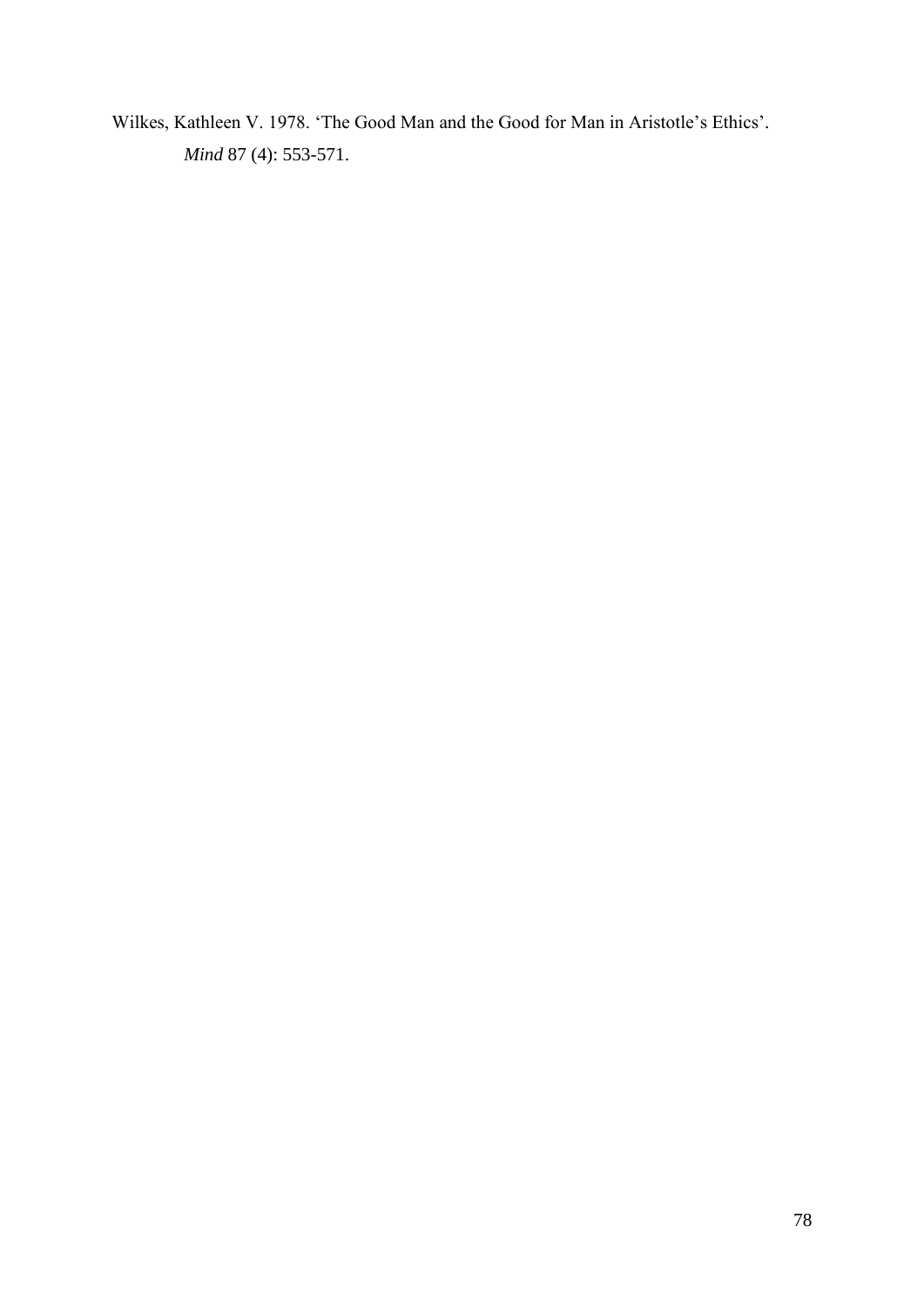Wilkes, Kathleen V. 1978. 'The Good Man and the Good for Man in Aristotle's Ethics'. *Mind* 87 (4): 553-571.